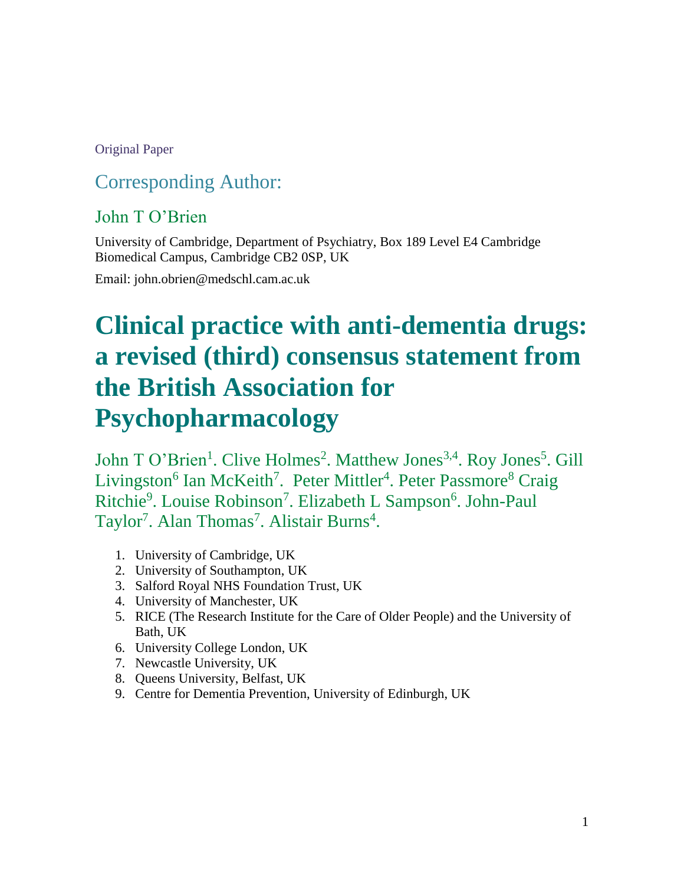Original Paper

## Corresponding Author:

### John T O'Brien

University of Cambridge, Department of Psychiatry, Box 189 Level E4 Cambridge Biomedical Campus, Cambridge CB2 0SP, UK

Email: john.obrien@medschl.cam.ac.uk

# Clinical practice with anti-dementia drugs: a revised (third) consensus statement from the British Association for Psychopharmacology

John T O'Brien[1]. Clive Holmes[2]. Matthew Jones[3,4]. Roy Jones[5]. Gill Livingston[6] Ian McKeith[7]. Peter Mittler[4]. Peter Passmore[8] Craig Ritchie[9]. Louise Robinson[7]. Elizabeth L Sampson[6]. John-Paul Taylor[7]. Alan Thomas[7]. Alistair Burns[4].

1. University of Cambridge, UK
2. University of Southampton, UK
3. Salford Royal NHS Foundation Trust, UK
4. University of Manchester, UK
5. RICE (The Research Institute for the Care of Older People) and the University of Bath, UK
6. University College London, UK
7. Newcastle University, UK
8. Queens University, Belfast, UK
9. Centre for Dementia Prevention, University of Edinburgh, UK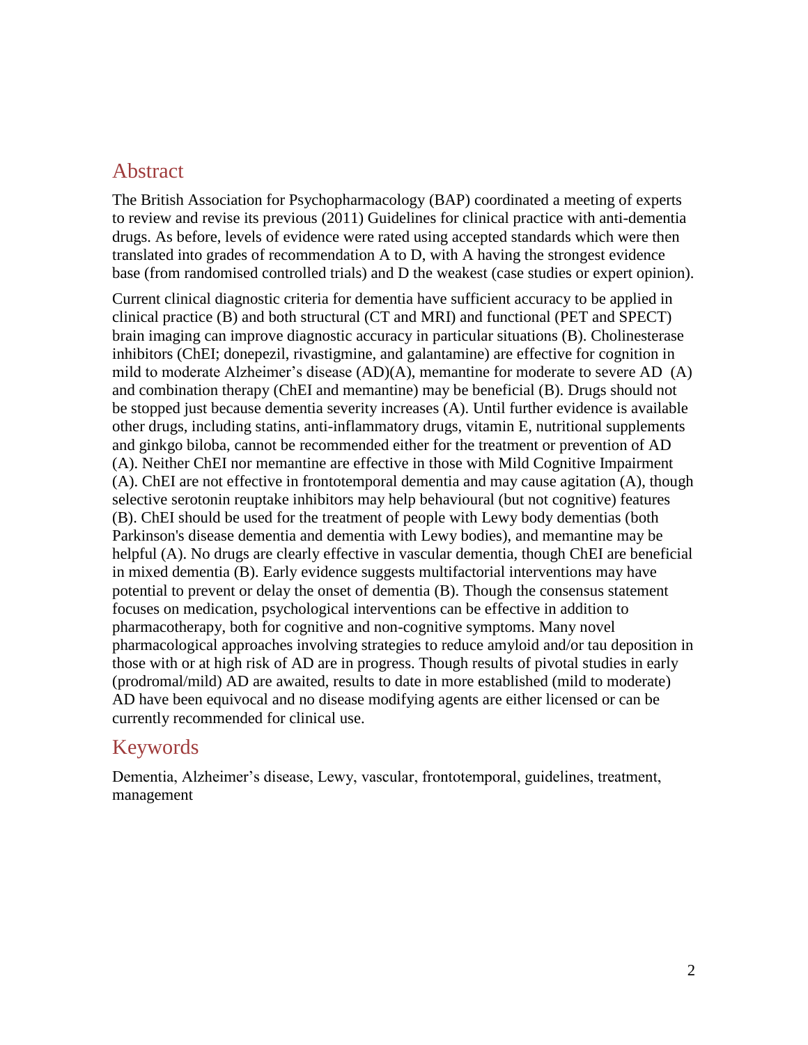## Abstract

The British Association for Psychopharmacology (BAP) coordinated a meeting of experts to review and revise its previous (2011) Guidelines for clinical practice with anti-dementia drugs. As before, levels of evidence were rated using accepted standards which were then translated into grades of recommendation A to D, with A having the strongest evidence base (from randomised controlled trials) and D the weakest (case studies or expert opinion).

Current clinical diagnostic criteria for dementia have sufficient accuracy to be applied in clinical practice (B) and both structural (CT and MRI) and functional (PET and SPECT) brain imaging can improve diagnostic accuracy in particular situations (B). Cholinesterase inhibitors (ChEI; donepezil, rivastigmine, and galantamine) are effective for cognition in mild to moderate Alzheimer's disease (AD)(A), memantine for moderate to severe AD (A) and combination therapy (ChEI and memantine) may be beneficial (B). Drugs should not be stopped just because dementia severity increases (A). Until further evidence is available other drugs, including statins, anti-inflammatory drugs, vitamin E, nutritional supplements and ginkgo biloba, cannot be recommended either for the treatment or prevention of AD (A). Neither ChEI nor memantine are effective in those with Mild Cognitive Impairment (A). ChEI are not effective in frontotemporal dementia and may cause agitation (A), though selective serotonin reuptake inhibitors may help behavioural (but not cognitive) features (B). ChEI should be used for the treatment of people with Lewy body dementias (both Parkinson's disease dementia and dementia with Lewy bodies), and memantine may be helpful (A). No drugs are clearly effective in vascular dementia, though ChEI are beneficial in mixed dementia (B). Early evidence suggests multifactorial interventions may have potential to prevent or delay the onset of dementia (B). Though the consensus statement focuses on medication, psychological interventions can be effective in addition to pharmacotherapy, both for cognitive and non-cognitive symptoms. Many novel pharmacological approaches involving strategies to reduce amyloid and/or tau deposition in those with or at high risk of AD are in progress. Though results of pivotal studies in early (prodromal/mild) AD are awaited, results to date in more established (mild to moderate) AD have been equivocal and no disease modifying agents are either licensed or can be currently recommended for clinical use.

## Keywords

Dementia, Alzheimer's disease, Lewy, vascular, frontotemporal, guidelines, treatment, management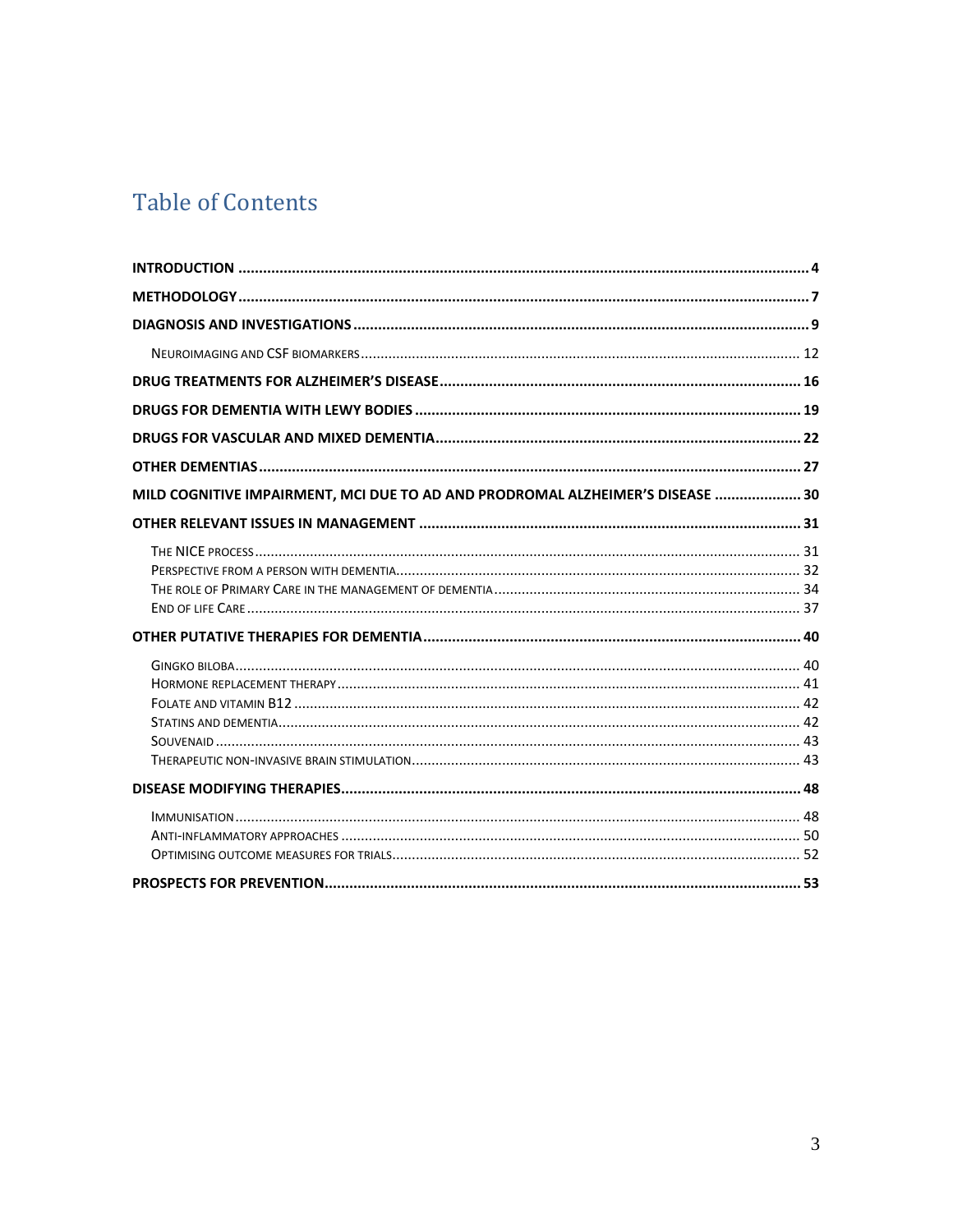# Table of Contents

INTRODUCTION ... 4

METHODOLOGY ... 7

DIAGNOSIS AND INVESTIGATIONS ... 9

- NEUROIMAGING AND CSF BIOMARKERS ... 12

DRUG TREATMENTS FOR ALZHEIMER'S DISEASE ... 16

DRUGS FOR DEMENTIA WITH LEWY BODIES ... 19

DRUGS FOR VASCULAR AND MIXED DEMENTIA ... 22

OTHER DEMENTIAS ... 27

MILD COGNITIVE IMPAIRMENT, MCI DUE TO AD AND PRODROMAL ALZHEIMER'S DISEASE ... 30

OTHER RELEVANT ISSUES IN MANAGEMENT ... 31

- THE NICE PROCESS ... 31
- PERSPECTIVE FROM A PERSON WITH DEMENTIA ... 32
- THE ROLE OF PRIMARY CARE IN THE MANAGEMENT OF DEMENTIA ... 34
- END OF LIFE CARE ... 37

OTHER PUTATIVE THERAPIES FOR DEMENTIA ... 40

- GINGKO BILOBA ... 40
- HORMONE REPLACEMENT THERAPY ... 41
- FOLATE AND VITAMIN B12 ... 42
- STATINS AND DEMENTIA ... 42
- SOUVENAID ... 43
- THERAPEUTIC NON-INVASIVE BRAIN STIMULATION ... 43

DISEASE MODIFYING THERAPIES ... 48

- IMMUNISATION ... 48
- ANTI-INFLAMMATORY APPROACHES ... 50
- OPTIMISING OUTCOME MEASURES FOR TRIALS ... 52

PROSPECTS FOR PREVENTION ... 53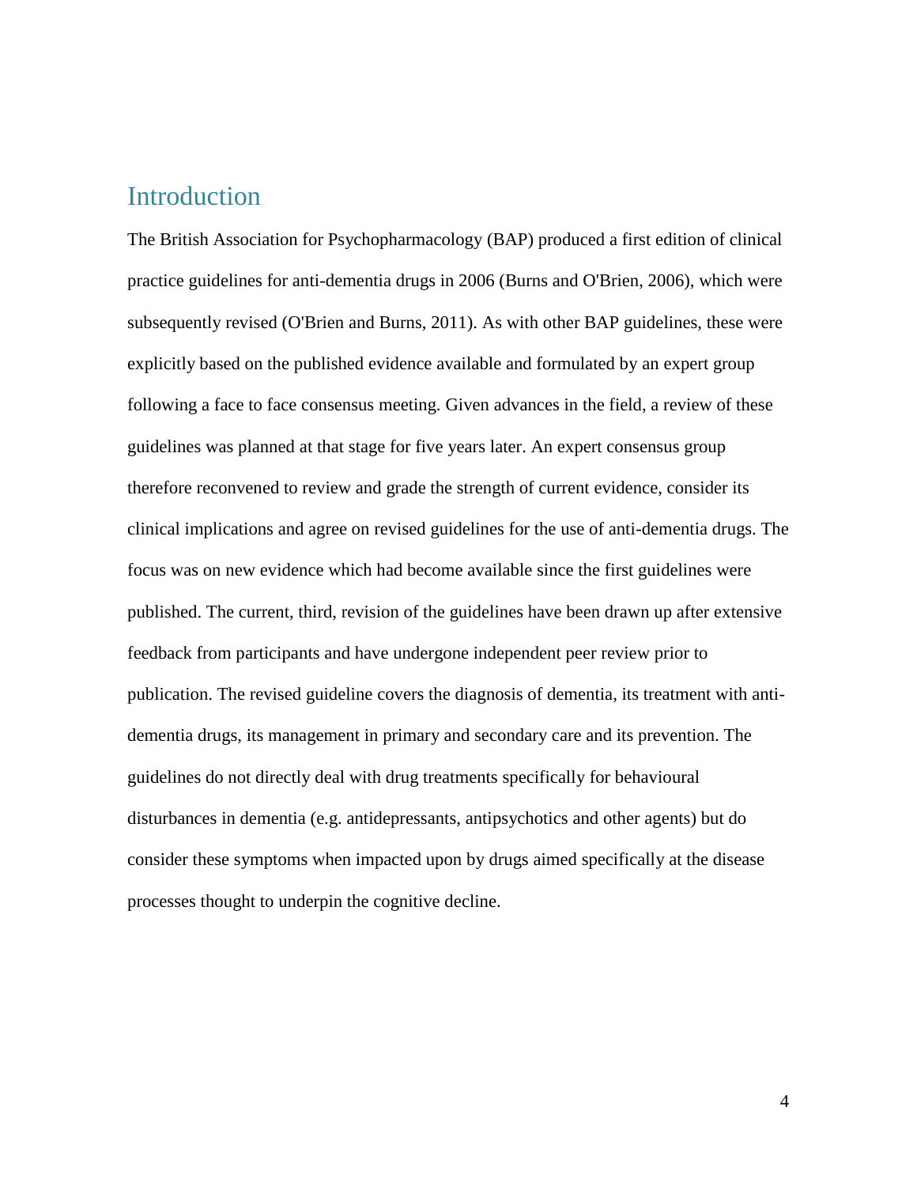# Introduction

The British Association for Psychopharmacology (BAP) produced a first edition of clinical practice guidelines for anti-dementia drugs in 2006 (Burns and O'Brien, 2006), which were subsequently revised (O'Brien and Burns, 2011). As with other BAP guidelines, these were explicitly based on the published evidence available and formulated by an expert group following a face to face consensus meeting. Given advances in the field, a review of these guidelines was planned at that stage for five years later. An expert consensus group therefore reconvened to review and grade the strength of current evidence, consider its clinical implications and agree on revised guidelines for the use of anti-dementia drugs. The focus was on new evidence which had become available since the first guidelines were published. The current, third, revision of the guidelines have been drawn up after extensive feedback from participants and have undergone independent peer review prior to publication. The revised guideline covers the diagnosis of dementia, its treatment with anti-dementia drugs, its management in primary and secondary care and its prevention. The guidelines do not directly deal with drug treatments specifically for behavioural disturbances in dementia (e.g. antidepressants, antipsychotics and other agents) but do consider these symptoms when impacted upon by drugs aimed specifically at the disease processes thought to underpin the cognitive decline.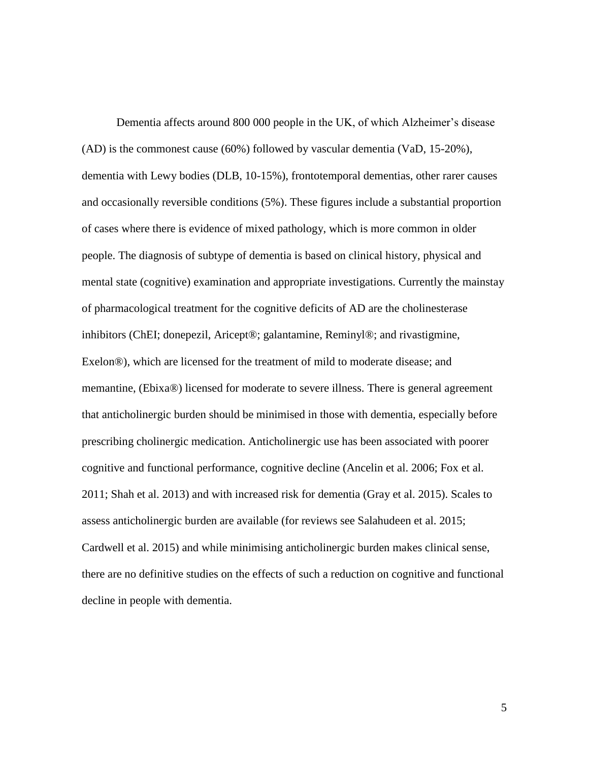Dementia affects around 800 000 people in the UK, of which Alzheimer's disease (AD) is the commonest cause (60%) followed by vascular dementia (VaD, 15-20%), dementia with Lewy bodies (DLB, 10-15%), frontotemporal dementias, other rarer causes and occasionally reversible conditions (5%). These figures include a substantial proportion of cases where there is evidence of mixed pathology, which is more common in older people. The diagnosis of subtype of dementia is based on clinical history, physical and mental state (cognitive) examination and appropriate investigations. Currently the mainstay of pharmacological treatment for the cognitive deficits of AD are the cholinesterase inhibitors (ChEI; donepezil, Aricept®; galantamine, Reminyl®; and rivastigmine, Exelon®), which are licensed for the treatment of mild to moderate disease; and memantine, (Ebixa®) licensed for moderate to severe illness. There is general agreement that anticholinergic burden should be minimised in those with dementia, especially before prescribing cholinergic medication. Anticholinergic use has been associated with poorer cognitive and functional performance, cognitive decline (Ancelin et al. 2006; Fox et al. 2011; Shah et al. 2013) and with increased risk for dementia (Gray et al. 2015). Scales to assess anticholinergic burden are available (for reviews see Salahudeen et al. 2015; Cardwell et al. 2015) and while minimising anticholinergic burden makes clinical sense, there are no definitive studies on the effects of such a reduction on cognitive and functional decline in people with dementia.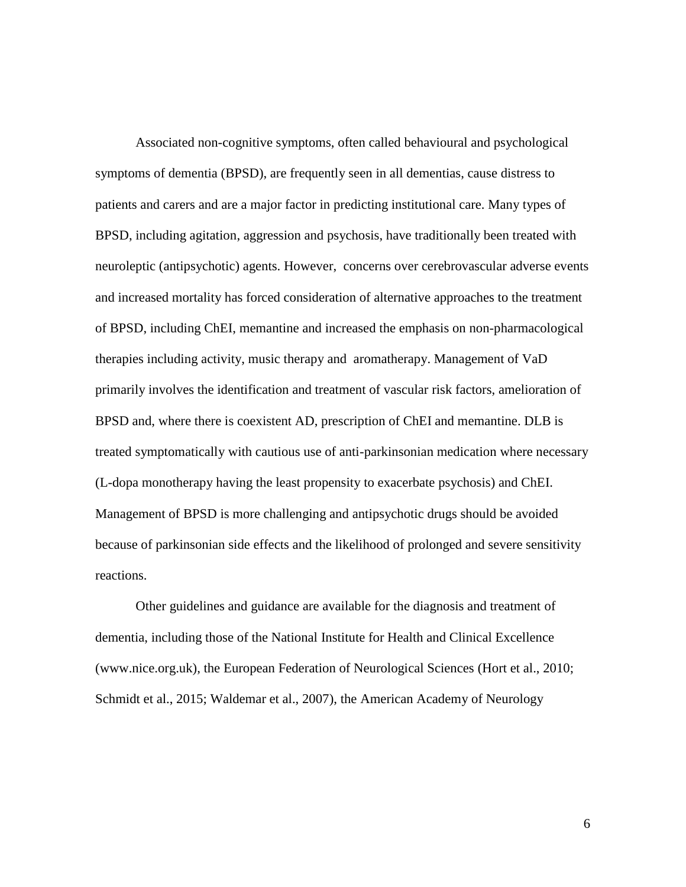Associated non-cognitive symptoms, often called behavioural and psychological symptoms of dementia (BPSD), are frequently seen in all dementias, cause distress to patients and carers and are a major factor in predicting institutional care. Many types of BPSD, including agitation, aggression and psychosis, have traditionally been treated with neuroleptic (antipsychotic) agents. However, concerns over cerebrovascular adverse events and increased mortality has forced consideration of alternative approaches to the treatment of BPSD, including ChEI, memantine and increased the emphasis on non-pharmacological therapies including activity, music therapy and aromatherapy. Management of VaD primarily involves the identification and treatment of vascular risk factors, amelioration of BPSD and, where there is coexistent AD, prescription of ChEI and memantine. DLB is treated symptomatically with cautious use of anti-parkinsonian medication where necessary (L-dopa monotherapy having the least propensity to exacerbate psychosis) and ChEI. Management of BPSD is more challenging and antipsychotic drugs should be avoided because of parkinsonian side effects and the likelihood of prolonged and severe sensitivity reactions.

Other guidelines and guidance are available for the diagnosis and treatment of dementia, including those of the National Institute for Health and Clinical Excellence (www.nice.org.uk), the European Federation of Neurological Sciences (Hort et al., 2010; Schmidt et al., 2015; Waldemar et al., 2007), the American Academy of Neurology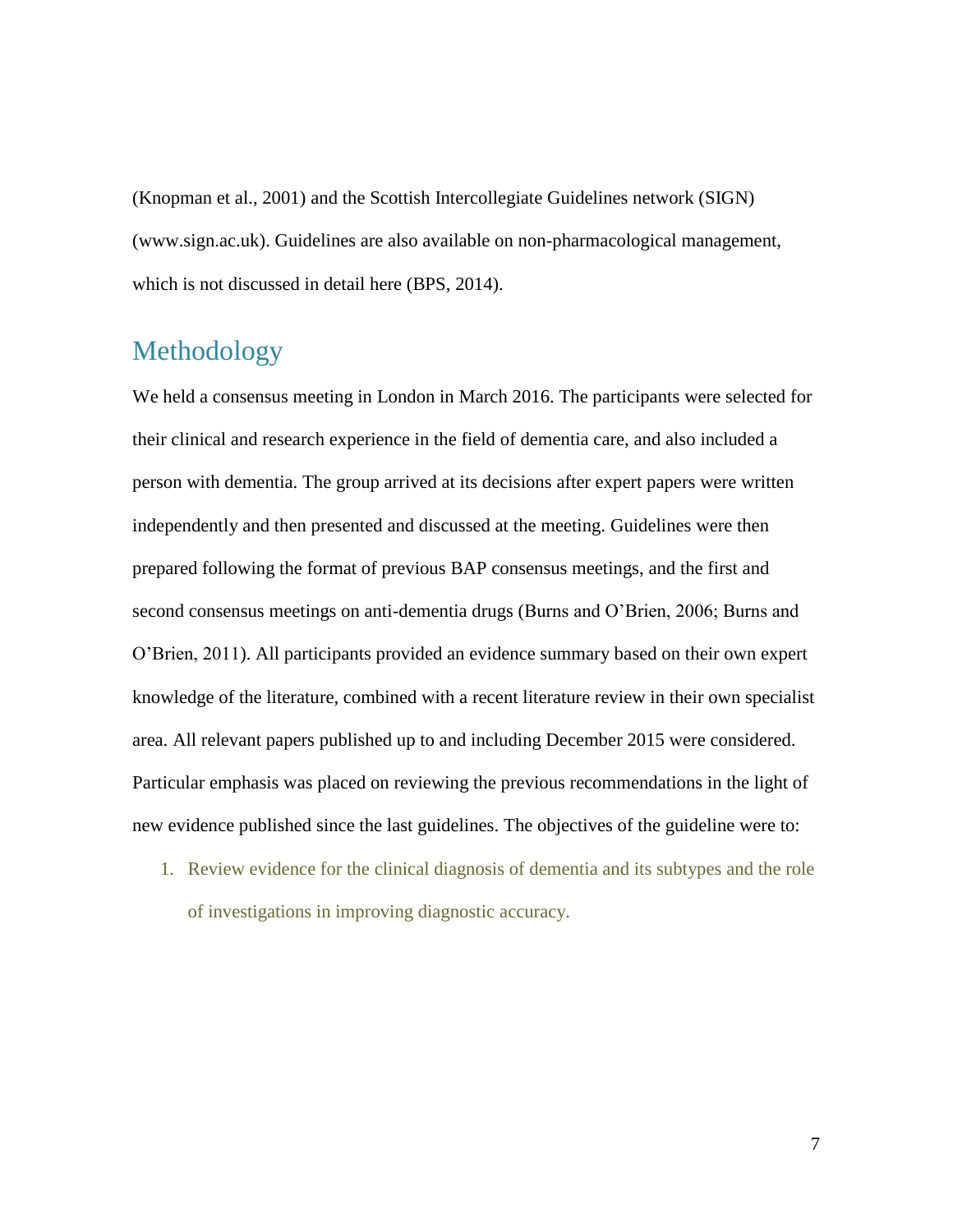(Knopman et al., 2001) and the Scottish Intercollegiate Guidelines network (SIGN) (www.sign.ac.uk). Guidelines are also available on non-pharmacological management, which is not discussed in detail here (BPS, 2014).

## Methodology

We held a consensus meeting in London in March 2016. The participants were selected for their clinical and research experience in the field of dementia care, and also included a person with dementia. The group arrived at its decisions after expert papers were written independently and then presented and discussed at the meeting. Guidelines were then prepared following the format of previous BAP consensus meetings, and the first and second consensus meetings on anti-dementia drugs (Burns and O'Brien, 2006; Burns and O'Brien, 2011). All participants provided an evidence summary based on their own expert knowledge of the literature, combined with a recent literature review in their own specialist area. All relevant papers published up to and including December 2015 were considered. Particular emphasis was placed on reviewing the previous recommendations in the light of new evidence published since the last guidelines. The objectives of the guideline were to:

1. Review evidence for the clinical diagnosis of dementia and its subtypes and the role of investigations in improving diagnostic accuracy.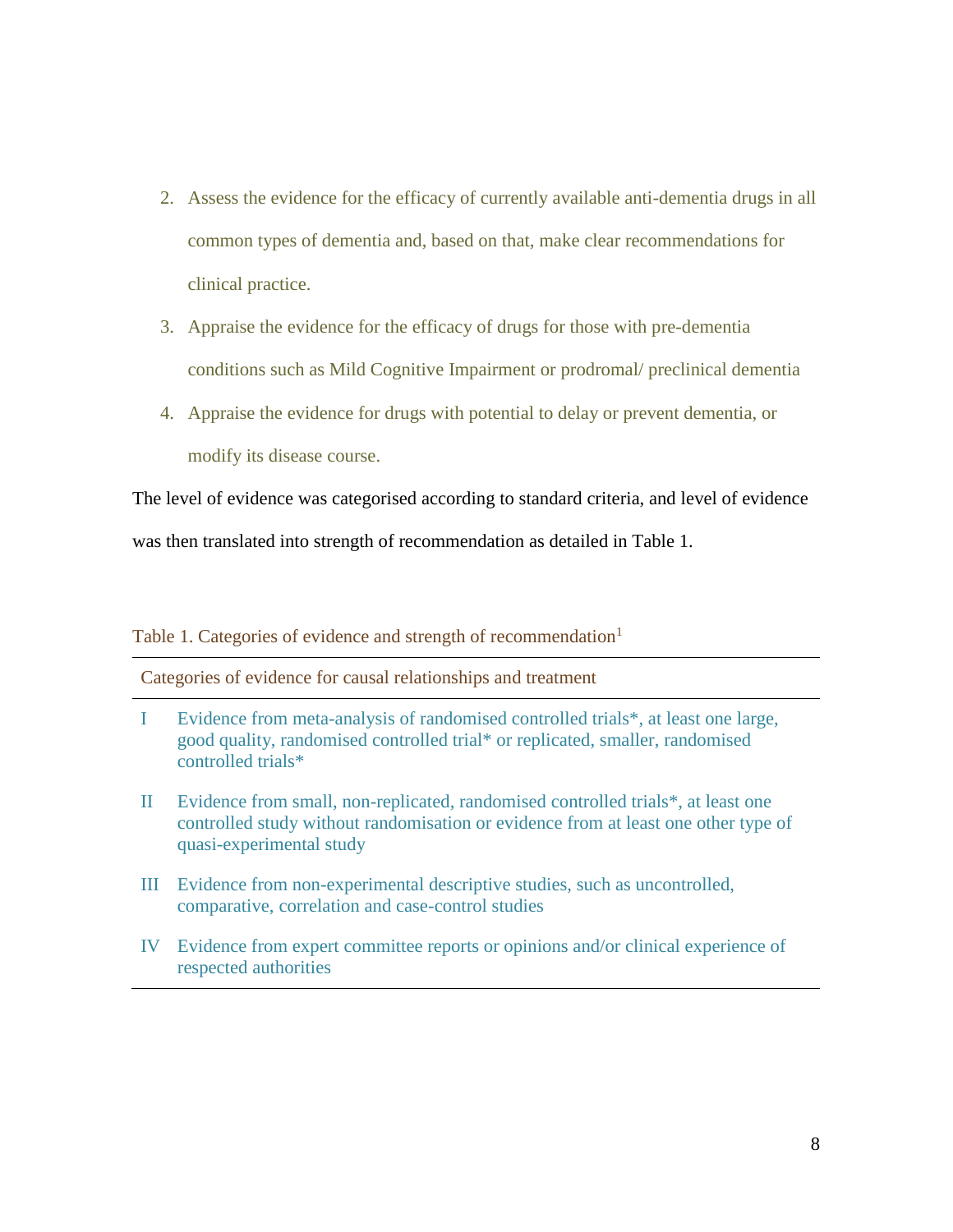2. Assess the evidence for the efficacy of currently available anti-dementia drugs in all common types of dementia and, based on that, make clear recommendations for clinical practice.
3. Appraise the evidence for the efficacy of drugs for those with pre-dementia conditions such as Mild Cognitive Impairment or prodromal/ preclinical dementia
4. Appraise the evidence for drugs with potential to delay or prevent dementia, or modify its disease course.

The level of evidence was categorised according to standard criteria, and level of evidence was then translated into strength of recommendation as detailed in Table 1.

Table 1. Categories of evidence and strength of recommendation[1]

| Categories of evidence for causal relationships and treatment | |
|---|---|
| I | Evidence from meta-analysis of randomised controlled trials*, at least one large, good quality, randomised controlled trial* or replicated, smaller, randomised controlled trials* |
| II | Evidence from small, non-replicated, randomised controlled trials*, at least one controlled study without randomisation or evidence from at least one other type of quasi-experimental study |
| III | Evidence from non-experimental descriptive studies, such as uncontrolled, comparative, correlation and case-control studies |
| IV | Evidence from expert committee reports or opinions and/or clinical experience of respected authorities |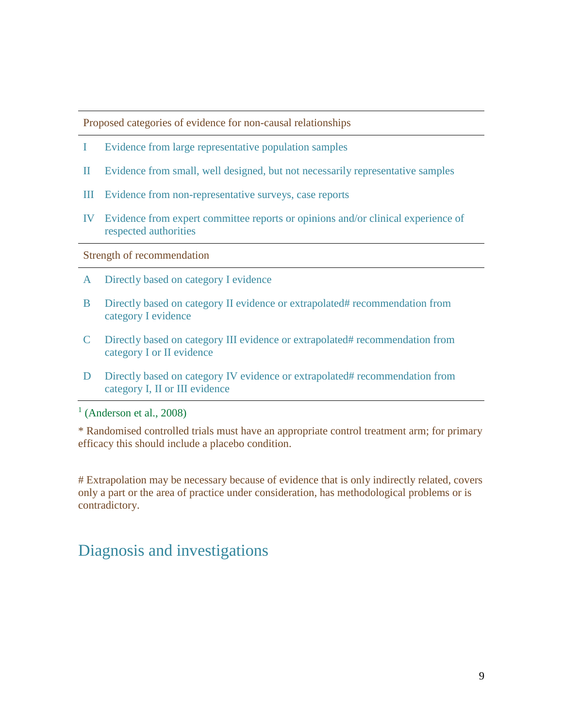| Proposed categories of evidence for non-causal relationships | |
|---|---|
| I | Evidence from large representative population samples |
| II | Evidence from small, well designed, but not necessarily representative samples |
| III | Evidence from non-representative surveys, case reports |
| IV | Evidence from expert committee reports or opinions and/or clinical experience of respected authorities |
| **Strength of recommendation** | |
| A | Directly based on category I evidence |
| B | Directly based on category II evidence or extrapolated# recommendation from category I evidence |
| C | Directly based on category III evidence or extrapolated# recommendation from category I or II evidence |
| D | Directly based on category IV evidence or extrapolated# recommendation from category I, II or III evidence |

[1] (Anderson et al., 2008)

* Randomised controlled trials must have an appropriate control treatment arm; for primary efficacy this should include a placebo condition.

# Extrapolation may be necessary because of evidence that is only indirectly related, covers only a part or the area of practice under consideration, has methodological problems or is contradictory.

# Diagnosis and investigations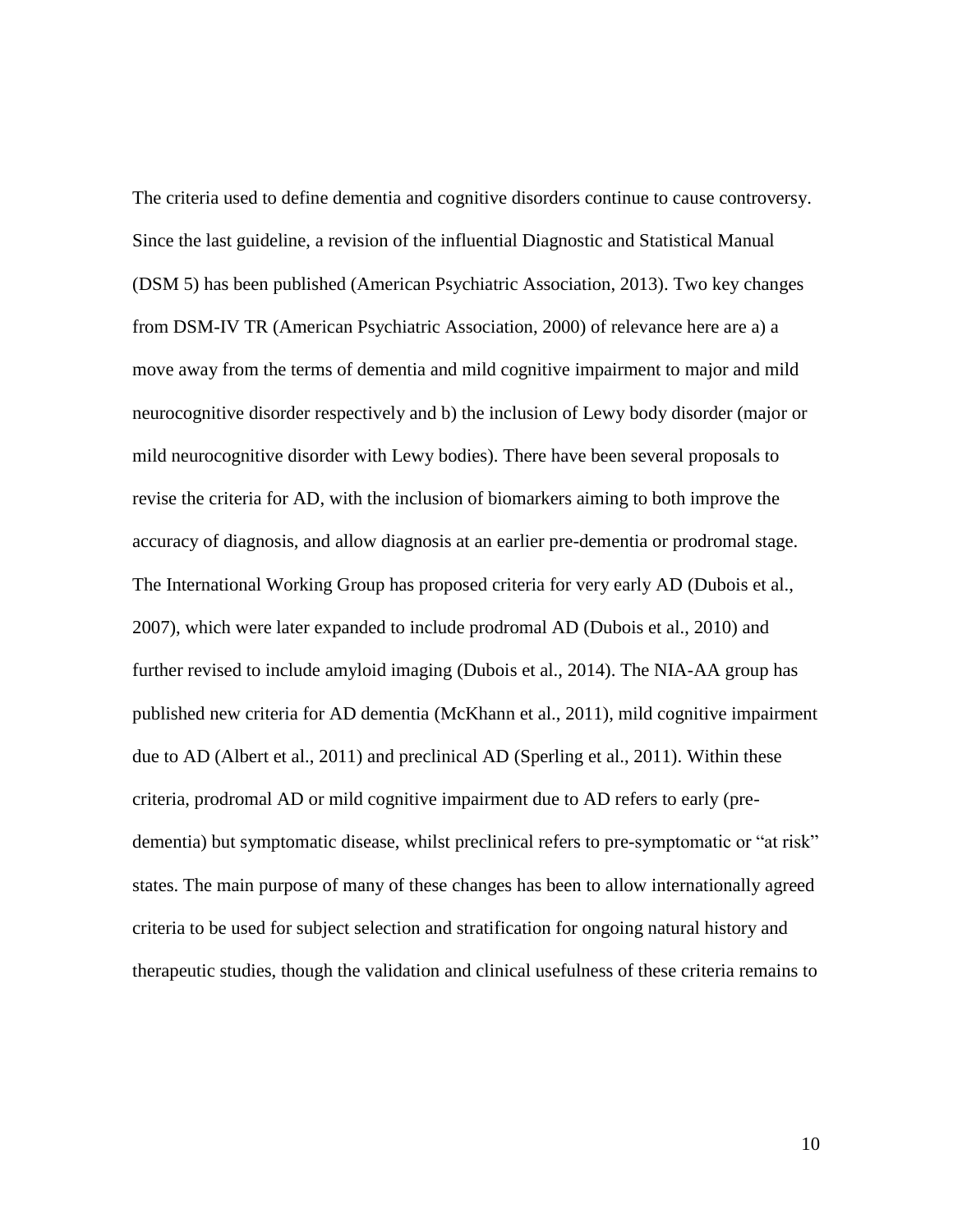The criteria used to define dementia and cognitive disorders continue to cause controversy. Since the last guideline, a revision of the influential Diagnostic and Statistical Manual (DSM 5) has been published (American Psychiatric Association, 2013). Two key changes from DSM-IV TR (American Psychiatric Association, 2000) of relevance here are a) a move away from the terms of dementia and mild cognitive impairment to major and mild neurocognitive disorder respectively and b) the inclusion of Lewy body disorder (major or mild neurocognitive disorder with Lewy bodies). There have been several proposals to revise the criteria for AD, with the inclusion of biomarkers aiming to both improve the accuracy of diagnosis, and allow diagnosis at an earlier pre-dementia or prodromal stage. The International Working Group has proposed criteria for very early AD (Dubois et al., 2007), which were later expanded to include prodromal AD (Dubois et al., 2010) and further revised to include amyloid imaging (Dubois et al., 2014). The NIA-AA group has published new criteria for AD dementia (McKhann et al., 2011), mild cognitive impairment due to AD (Albert et al., 2011) and preclinical AD (Sperling et al., 2011). Within these criteria, prodromal AD or mild cognitive impairment due to AD refers to early (pre-dementia) but symptomatic disease, whilst preclinical refers to pre-symptomatic or "at risk" states. The main purpose of many of these changes has been to allow internationally agreed criteria to be used for subject selection and stratification for ongoing natural history and therapeutic studies, though the validation and clinical usefulness of these criteria remains to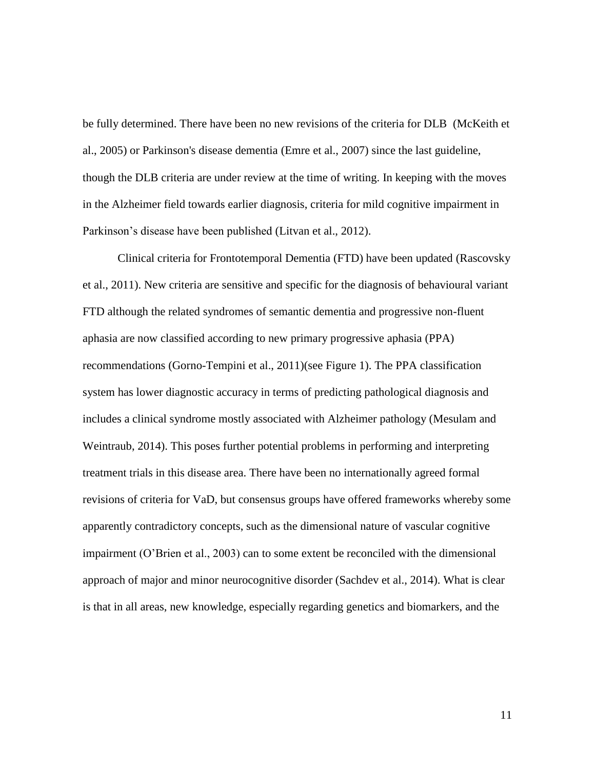be fully determined. There have been no new revisions of the criteria for DLB (McKeith et al., 2005) or Parkinson's disease dementia (Emre et al., 2007) since the last guideline, though the DLB criteria are under review at the time of writing. In keeping with the moves in the Alzheimer field towards earlier diagnosis, criteria for mild cognitive impairment in Parkinson's disease have been published (Litvan et al., 2012).

Clinical criteria for Frontotemporal Dementia (FTD) have been updated (Rascovsky et al., 2011). New criteria are sensitive and specific for the diagnosis of behavioural variant FTD although the related syndromes of semantic dementia and progressive non-fluent aphasia are now classified according to new primary progressive aphasia (PPA) recommendations (Gorno-Tempini et al., 2011)(see Figure 1). The PPA classification system has lower diagnostic accuracy in terms of predicting pathological diagnosis and includes a clinical syndrome mostly associated with Alzheimer pathology (Mesulam and Weintraub, 2014). This poses further potential problems in performing and interpreting treatment trials in this disease area. There have been no internationally agreed formal revisions of criteria for VaD, but consensus groups have offered frameworks whereby some apparently contradictory concepts, such as the dimensional nature of vascular cognitive impairment (O'Brien et al., 2003) can to some extent be reconciled with the dimensional approach of major and minor neurocognitive disorder (Sachdev et al., 2014). What is clear is that in all areas, new knowledge, especially regarding genetics and biomarkers, and the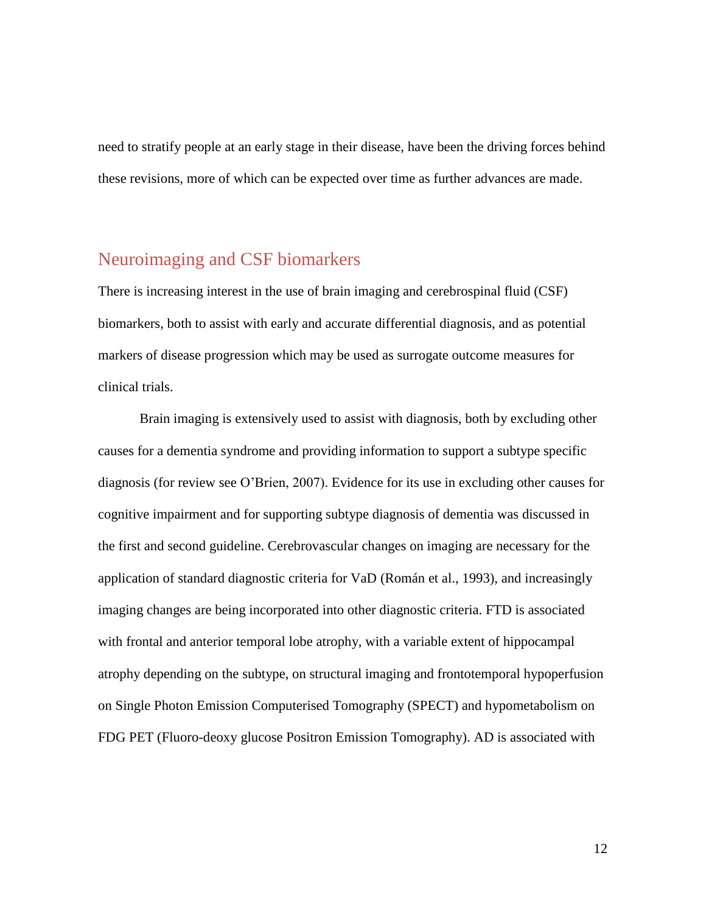need to stratify people at an early stage in their disease, have been the driving forces behind these revisions, more of which can be expected over time as further advances are made.

## Neuroimaging and CSF biomarkers

There is increasing interest in the use of brain imaging and cerebrospinal fluid (CSF) biomarkers, both to assist with early and accurate differential diagnosis, and as potential markers of disease progression which may be used as surrogate outcome measures for clinical trials.

Brain imaging is extensively used to assist with diagnosis, both by excluding other causes for a dementia syndrome and providing information to support a subtype specific diagnosis (for review see O'Brien, 2007). Evidence for its use in excluding other causes for cognitive impairment and for supporting subtype diagnosis of dementia was discussed in the first and second guideline. Cerebrovascular changes on imaging are necessary for the application of standard diagnostic criteria for VaD (Román et al., 1993), and increasingly imaging changes are being incorporated into other diagnostic criteria. FTD is associated with frontal and anterior temporal lobe atrophy, with a variable extent of hippocampal atrophy depending on the subtype, on structural imaging and frontotemporal hypoperfusion on Single Photon Emission Computerised Tomography (SPECT) and hypometabolism on FDG PET (Fluoro-deoxy glucose Positron Emission Tomography). AD is associated with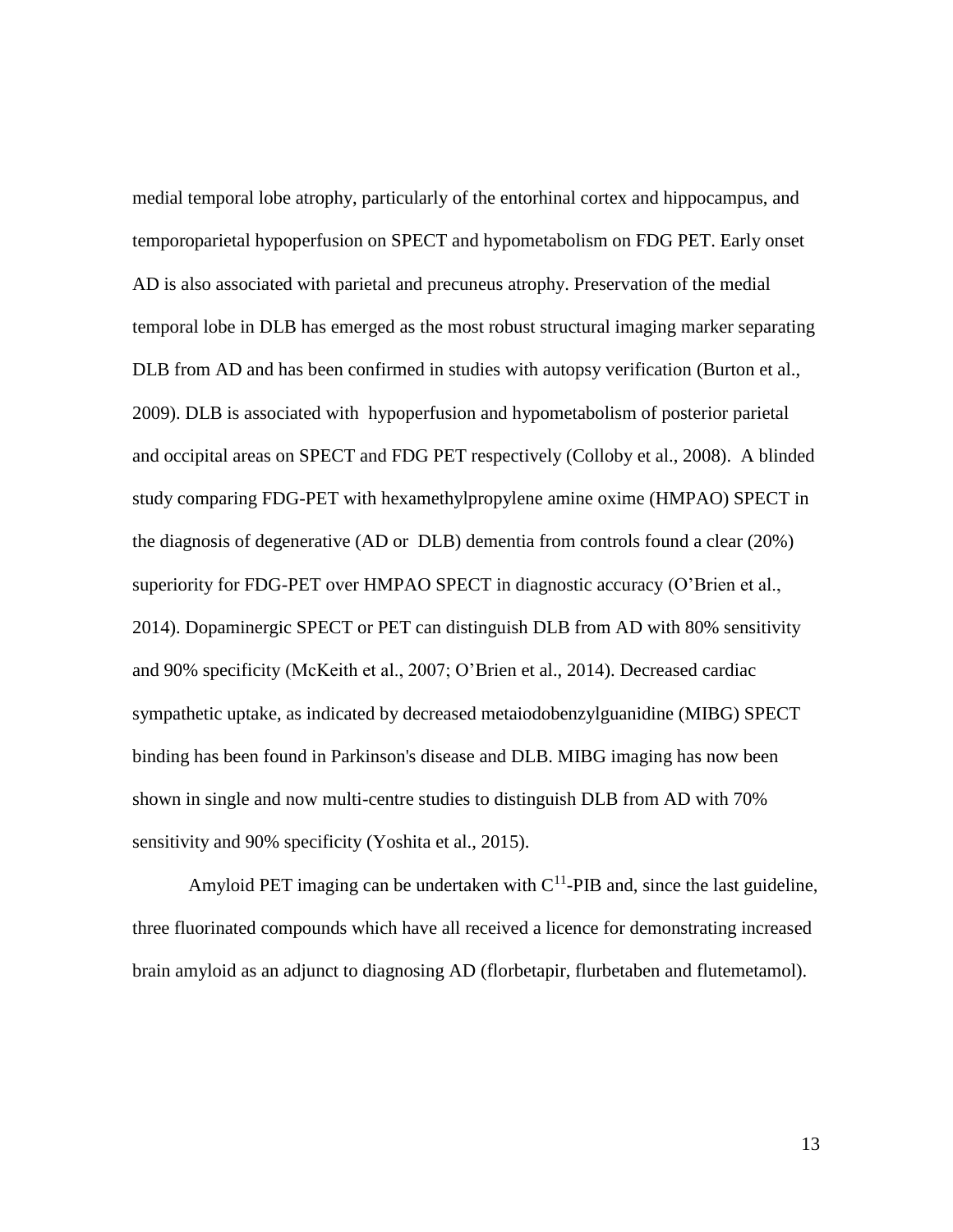medial temporal lobe atrophy, particularly of the entorhinal cortex and hippocampus, and temporoparietal hypoperfusion on SPECT and hypometabolism on FDG PET. Early onset AD is also associated with parietal and precuneus atrophy. Preservation of the medial temporal lobe in DLB has emerged as the most robust structural imaging marker separating DLB from AD and has been confirmed in studies with autopsy verification (Burton et al., 2009). DLB is associated with hypoperfusion and hypometabolism of posterior parietal and occipital areas on SPECT and FDG PET respectively (Colloby et al., 2008). A blinded study comparing FDG-PET with hexamethylpropylene amine oxime (HMPAO) SPECT in the diagnosis of degenerative (AD or DLB) dementia from controls found a clear (20%) superiority for FDG-PET over HMPAO SPECT in diagnostic accuracy (O'Brien et al., 2014). Dopaminergic SPECT or PET can distinguish DLB from AD with 80% sensitivity and 90% specificity (McKeith et al., 2007; O'Brien et al., 2014). Decreased cardiac sympathetic uptake, as indicated by decreased metaiodobenzylguanidine (MIBG) SPECT binding has been found in Parkinson's disease and DLB. MIBG imaging has now been shown in single and now multi-centre studies to distinguish DLB from AD with 70% sensitivity and 90% specificity (Yoshita et al., 2015).

Amyloid PET imaging can be undertaken with $C^{11}$-PIB and, since the last guideline, three fluorinated compounds which have all received a licence for demonstrating increased brain amyloid as an adjunct to diagnosing AD (florbetapir, flurbetaben and flutemetamol).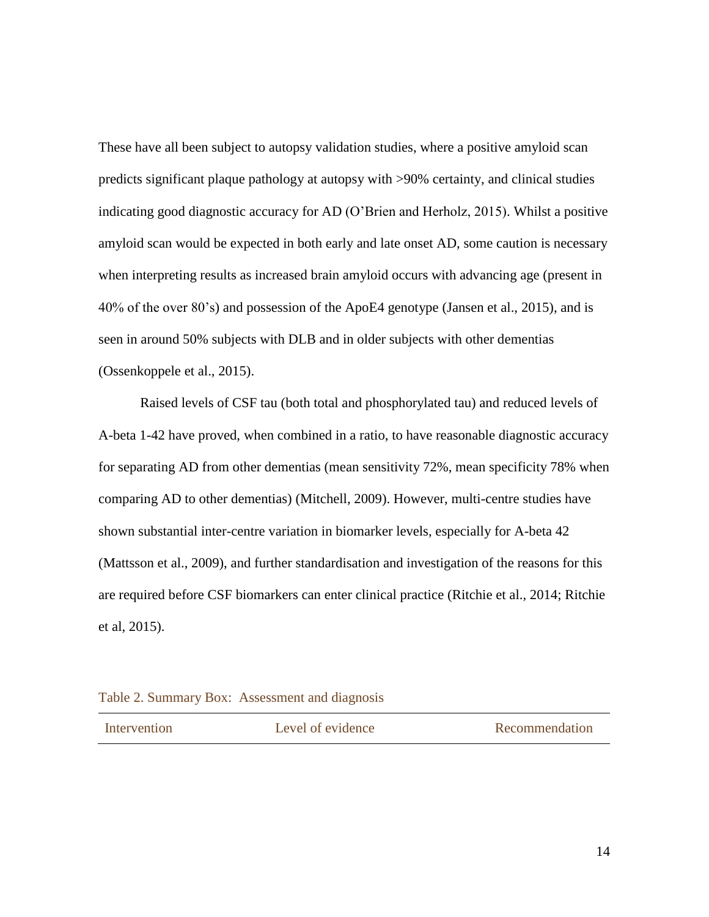These have all been subject to autopsy validation studies, where a positive amyloid scan predicts significant plaque pathology at autopsy with >90% certainty, and clinical studies indicating good diagnostic accuracy for AD (O'Brien and Herholz, 2015). Whilst a positive amyloid scan would be expected in both early and late onset AD, some caution is necessary when interpreting results as increased brain amyloid occurs with advancing age (present in 40% of the over 80's) and possession of the ApoE4 genotype (Jansen et al., 2015), and is seen in around 50% subjects with DLB and in older subjects with other dementias (Ossenkoppele et al., 2015).

Raised levels of CSF tau (both total and phosphorylated tau) and reduced levels of A-beta 1-42 have proved, when combined in a ratio, to have reasonable diagnostic accuracy for separating AD from other dementias (mean sensitivity 72%, mean specificity 78% when comparing AD to other dementias) (Mitchell, 2009). However, multi-centre studies have shown substantial inter-centre variation in biomarker levels, especially for A-beta 42 (Mattsson et al., 2009), and further standardisation and investigation of the reasons for this are required before CSF biomarkers can enter clinical practice (Ritchie et al., 2014; Ritchie et al, 2015).

Table 2. Summary Box: Assessment and diagnosis

| Intervention | Level of evidence | Recommendation |
|---|---|---|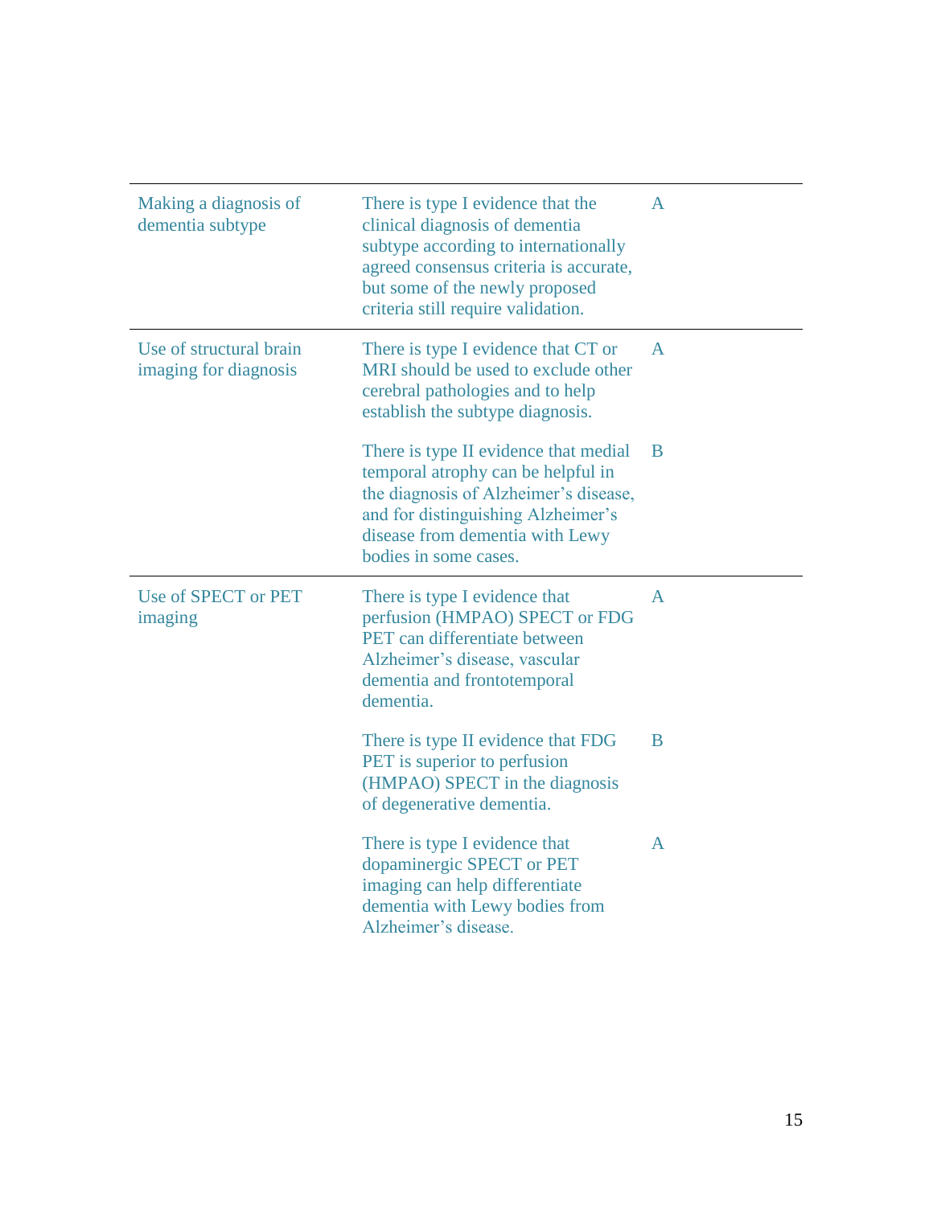| | | |
|---|---|---|
| Making a diagnosis of dementia subtype | There is type I evidence that the clinical diagnosis of dementia subtype according to internationally agreed consensus criteria is accurate, but some of the newly proposed criteria still require validation. | A |
| Use of structural brain imaging for diagnosis | There is type I evidence that CT or MRI should be used to exclude other cerebral pathologies and to help establish the subtype diagnosis. | A |
| | There is type II evidence that medial temporal atrophy can be helpful in the diagnosis of Alzheimer's disease, and for distinguishing Alzheimer's disease from dementia with Lewy bodies in some cases. | B |
| Use of SPECT or PET imaging | There is type I evidence that perfusion (HMPAO) SPECT or FDG PET can differentiate between Alzheimer's disease, vascular dementia and frontotemporal dementia. | A |
| | There is type II evidence that FDG PET is superior to perfusion (HMPAO) SPECT in the diagnosis of degenerative dementia. | B |
| | There is type I evidence that dopaminergic SPECT or PET imaging can help differentiate dementia with Lewy bodies from Alzheimer's disease. | A |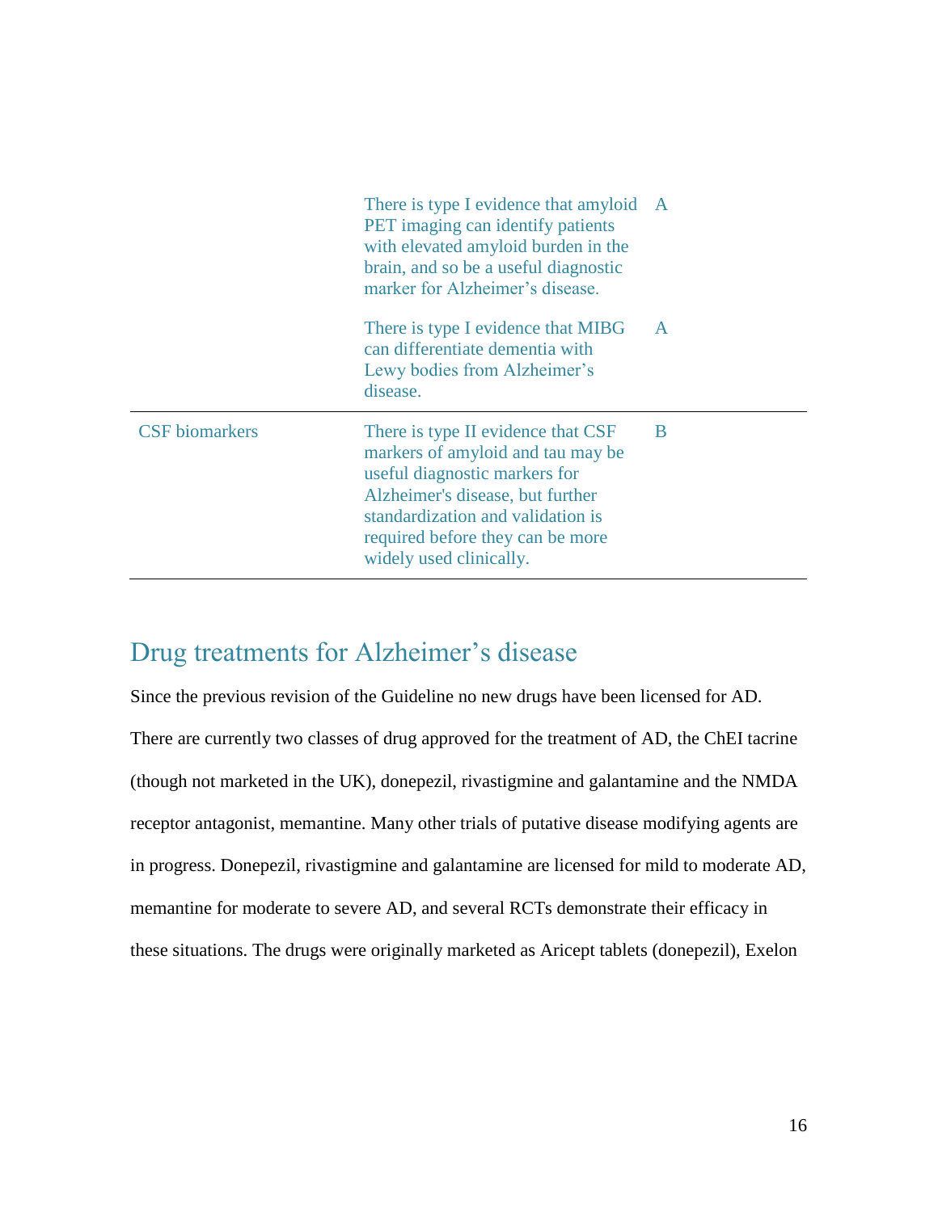| | | |
|---|---|---|
| | There is type I evidence that amyloid PET imaging can identify patients with elevated amyloid burden in the brain, and so be a useful diagnostic marker for Alzheimer's disease. | A |
| | There is type I evidence that MIBG can differentiate dementia with Lewy bodies from Alzheimer's disease. | A |
| CSF biomarkers | There is type II evidence that CSF markers of amyloid and tau may be useful diagnostic markers for Alzheimer's disease, but further standardization and validation is required before they can be more widely used clinically. | B |

## Drug treatments for Alzheimer's disease

Since the previous revision of the Guideline no new drugs have been licensed for AD. There are currently two classes of drug approved for the treatment of AD, the ChEI tacrine (though not marketed in the UK), donepezil, rivastigmine and galantamine and the NMDA receptor antagonist, memantine. Many other trials of putative disease modifying agents are in progress. Donepezil, rivastigmine and galantamine are licensed for mild to moderate AD, memantine for moderate to severe AD, and several RCTs demonstrate their efficacy in these situations. The drugs were originally marketed as Aricept tablets (donepezil), Exelon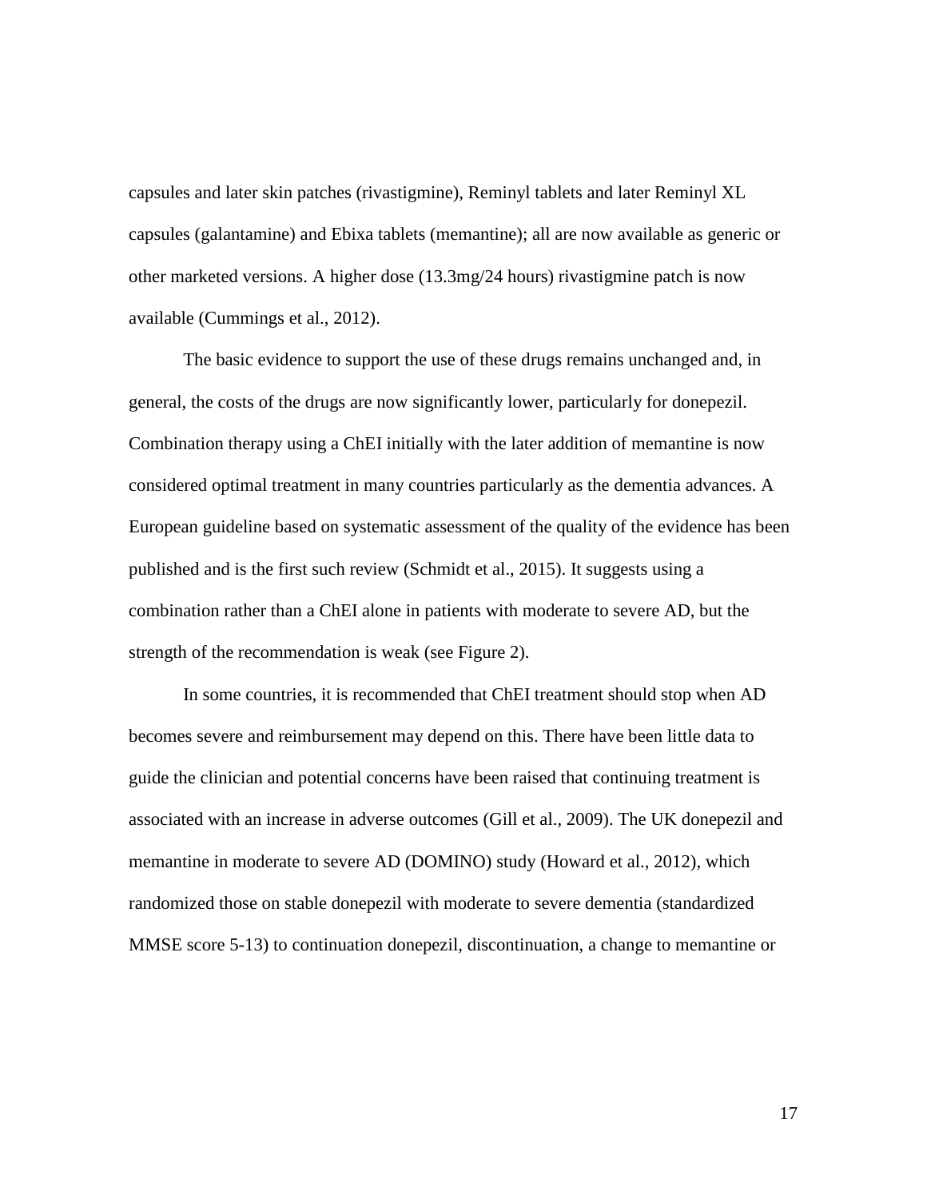capsules and later skin patches (rivastigmine), Reminyl tablets and later Reminyl XL capsules (galantamine) and Ebixa tablets (memantine); all are now available as generic or other marketed versions. A higher dose (13.3mg/24 hours) rivastigmine patch is now available (Cummings et al., 2012).

The basic evidence to support the use of these drugs remains unchanged and, in general, the costs of the drugs are now significantly lower, particularly for donepezil. Combination therapy using a ChEI initially with the later addition of memantine is now considered optimal treatment in many countries particularly as the dementia advances. A European guideline based on systematic assessment of the quality of the evidence has been published and is the first such review (Schmidt et al., 2015). It suggests using a combination rather than a ChEI alone in patients with moderate to severe AD, but the strength of the recommendation is weak (see Figure 2).

In some countries, it is recommended that ChEI treatment should stop when AD becomes severe and reimbursement may depend on this. There have been little data to guide the clinician and potential concerns have been raised that continuing treatment is associated with an increase in adverse outcomes (Gill et al., 2009). The UK donepezil and memantine in moderate to severe AD (DOMINO) study (Howard et al., 2012), which randomized those on stable donepezil with moderate to severe dementia (standardized MMSE score 5-13) to continuation donepezil, discontinuation, a change to memantine or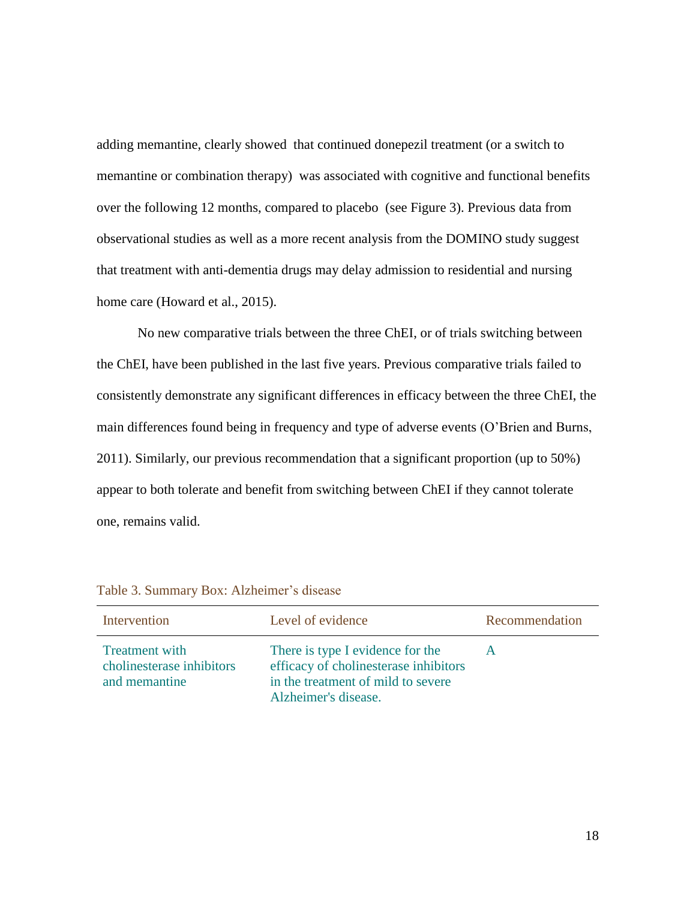adding memantine, clearly showed that continued donepezil treatment (or a switch to memantine or combination therapy) was associated with cognitive and functional benefits over the following 12 months, compared to placebo (see Figure 3). Previous data from observational studies as well as a more recent analysis from the DOMINO study suggest that treatment with anti-dementia drugs may delay admission to residential and nursing home care (Howard et al., 2015).

No new comparative trials between the three ChEI, or of trials switching between the ChEI, have been published in the last five years. Previous comparative trials failed to consistently demonstrate any significant differences in efficacy between the three ChEI, the main differences found being in frequency and type of adverse events (O'Brien and Burns, 2011). Similarly, our previous recommendation that a significant proportion (up to 50%) appear to both tolerate and benefit from switching between ChEI if they cannot tolerate one, remains valid.

Table 3. Summary Box: Alzheimer's disease

| Intervention | Level of evidence | Recommendation |
| --- | --- | --- |
| Treatment with cholinesterase inhibitors and memantine | There is type I evidence for the efficacy of cholinesterase inhibitors in the treatment of mild to severe Alzheimer's disease. | A |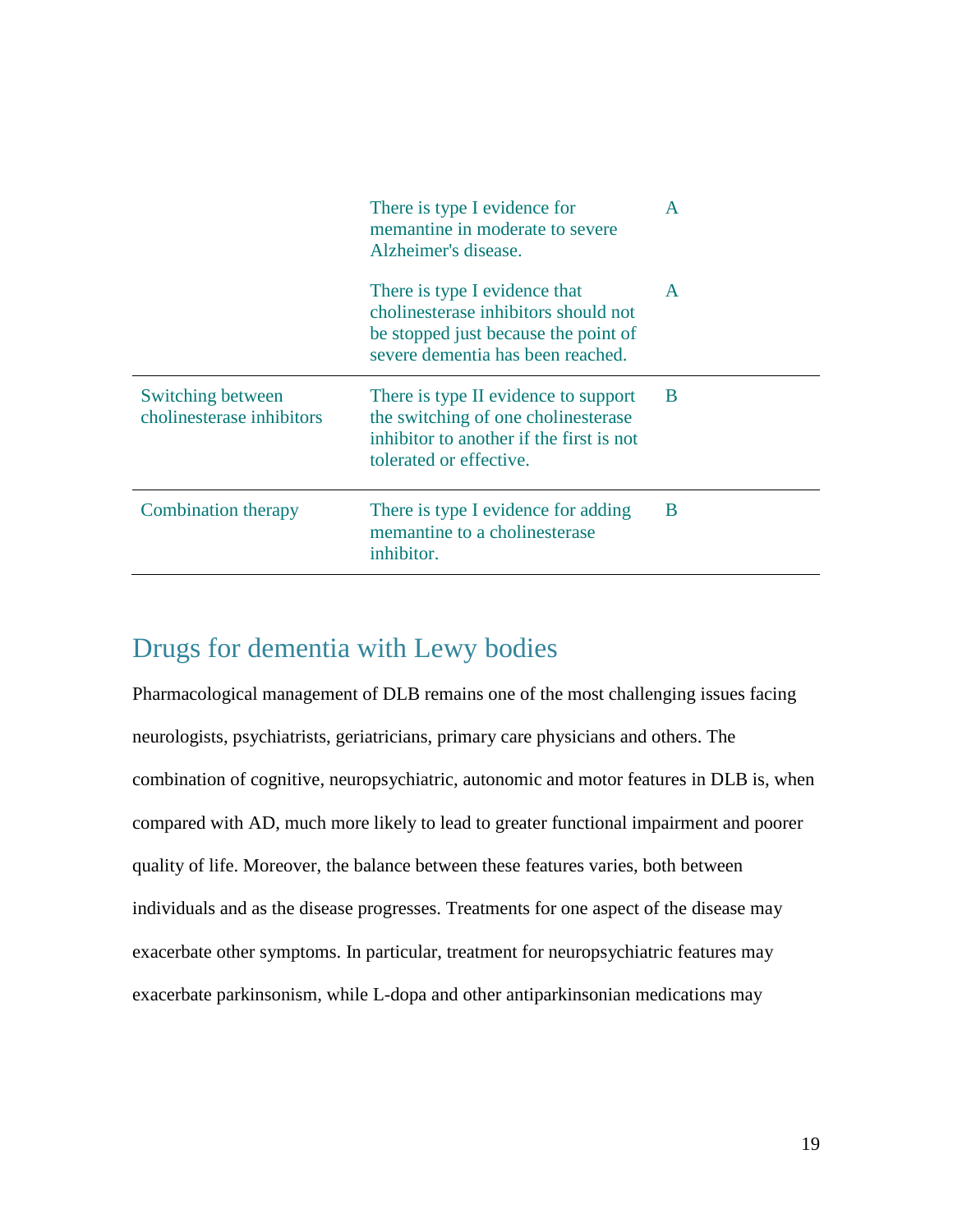| | | |
|---|---|---|
| | There is type I evidence for memantine in moderate to severe Alzheimer's disease. | A |
| | There is type I evidence that cholinesterase inhibitors should not be stopped just because the point of severe dementia has been reached. | A |
| Switching between cholinesterase inhibitors | There is type II evidence to support the switching of one cholinesterase inhibitor to another if the first is not tolerated or effective. | B |
| Combination therapy | There is type I evidence for adding memantine to a cholinesterase inhibitor. | B |

## Drugs for dementia with Lewy bodies

Pharmacological management of DLB remains one of the most challenging issues facing neurologists, psychiatrists, geriatricians, primary care physicians and others. The combination of cognitive, neuropsychiatric, autonomic and motor features in DLB is, when compared with AD, much more likely to lead to greater functional impairment and poorer quality of life. Moreover, the balance between these features varies, both between individuals and as the disease progresses. Treatments for one aspect of the disease may exacerbate other symptoms. In particular, treatment for neuropsychiatric features may exacerbate parkinsonism, while L-dopa and other antiparkinsonian medications may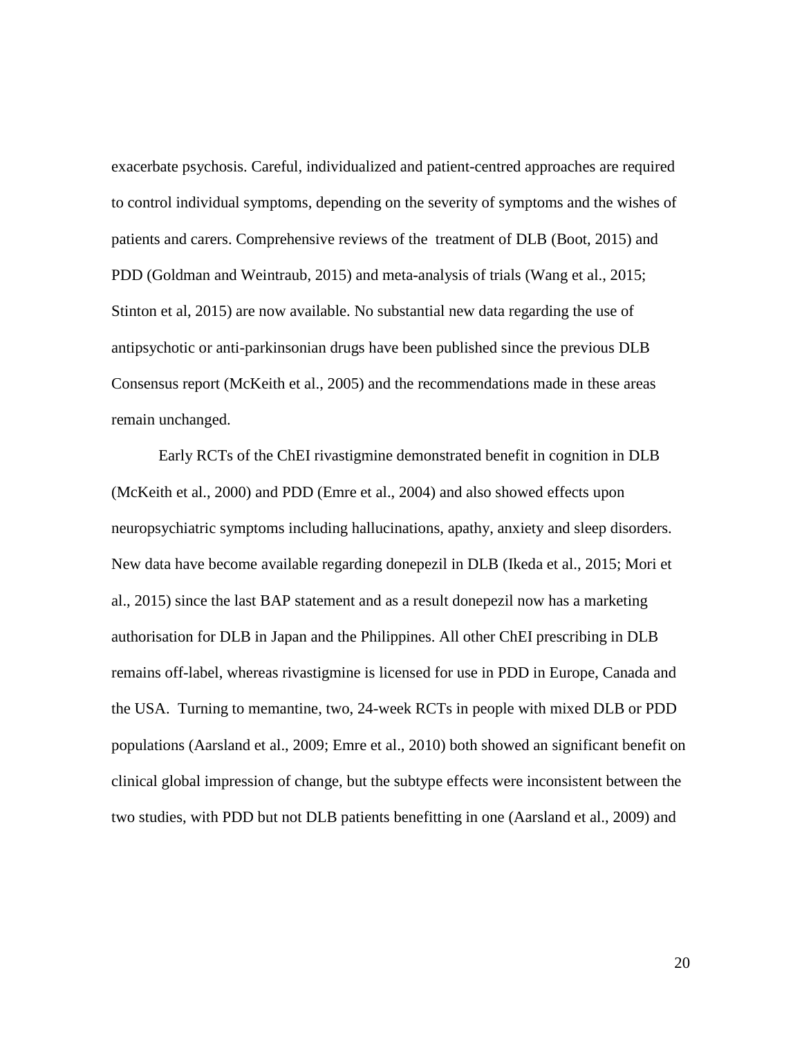exacerbate psychosis. Careful, individualized and patient-centred approaches are required to control individual symptoms, depending on the severity of symptoms and the wishes of patients and carers. Comprehensive reviews of the treatment of DLB (Boot, 2015) and PDD (Goldman and Weintraub, 2015) and meta-analysis of trials (Wang et al., 2015; Stinton et al, 2015) are now available. No substantial new data regarding the use of antipsychotic or anti-parkinsonian drugs have been published since the previous DLB Consensus report (McKeith et al., 2005) and the recommendations made in these areas remain unchanged.

Early RCTs of the ChEI rivastigmine demonstrated benefit in cognition in DLB (McKeith et al., 2000) and PDD (Emre et al., 2004) and also showed effects upon neuropsychiatric symptoms including hallucinations, apathy, anxiety and sleep disorders. New data have become available regarding donepezil in DLB (Ikeda et al., 2015; Mori et al., 2015) since the last BAP statement and as a result donepezil now has a marketing authorisation for DLB in Japan and the Philippines. All other ChEI prescribing in DLB remains off-label, whereas rivastigmine is licensed for use in PDD in Europe, Canada and the USA. Turning to memantine, two, 24-week RCTs in people with mixed DLB or PDD populations (Aarsland et al., 2009; Emre et al., 2010) both showed an significant benefit on clinical global impression of change, but the subtype effects were inconsistent between the two studies, with PDD but not DLB patients benefitting in one (Aarsland et al., 2009) and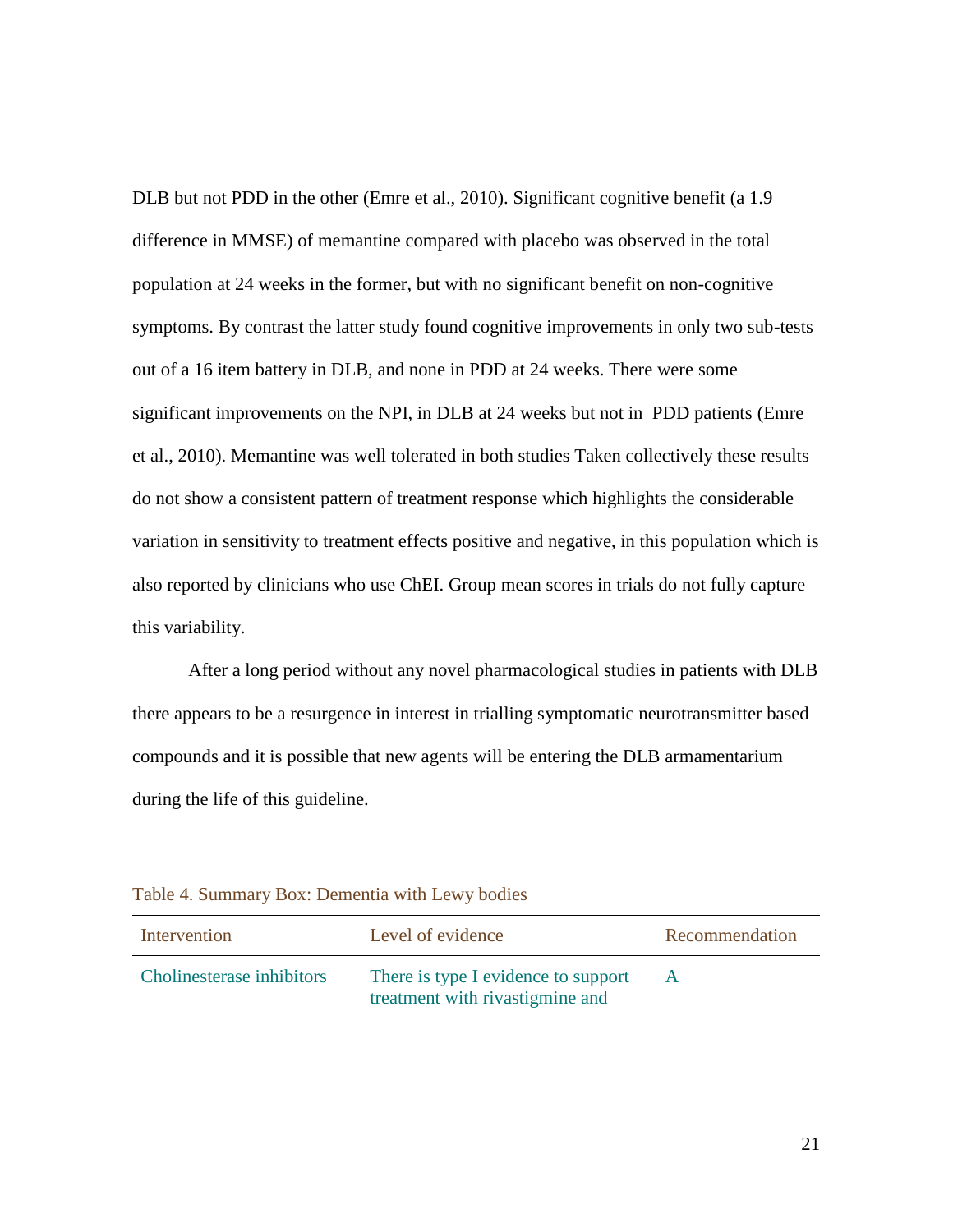DLB but not PDD in the other (Emre et al., 2010). Significant cognitive benefit (a 1.9 difference in MMSE) of memantine compared with placebo was observed in the total population at 24 weeks in the former, but with no significant benefit on non-cognitive symptoms. By contrast the latter study found cognitive improvements in only two sub-tests out of a 16 item battery in DLB, and none in PDD at 24 weeks. There were some significant improvements on the NPI, in DLB at 24 weeks but not in  PDD patients (Emre et al., 2010). Memantine was well tolerated in both studies Taken collectively these results do not show a consistent pattern of treatment response which highlights the considerable variation in sensitivity to treatment effects positive and negative, in this population which is also reported by clinicians who use ChEI. Group mean scores in trials do not fully capture this variability.

After a long period without any novel pharmacological studies in patients with DLB there appears to be a resurgence in interest in trialling symptomatic neurotransmitter based compounds and it is possible that new agents will be entering the DLB armamentarium during the life of this guideline.

Table 4. Summary Box: Dementia with Lewy bodies

| Intervention | Level of evidence | Recommendation |
| --- | --- | --- |
| Cholinesterase inhibitors | There is type I evidence to support treatment with rivastigmine and | A |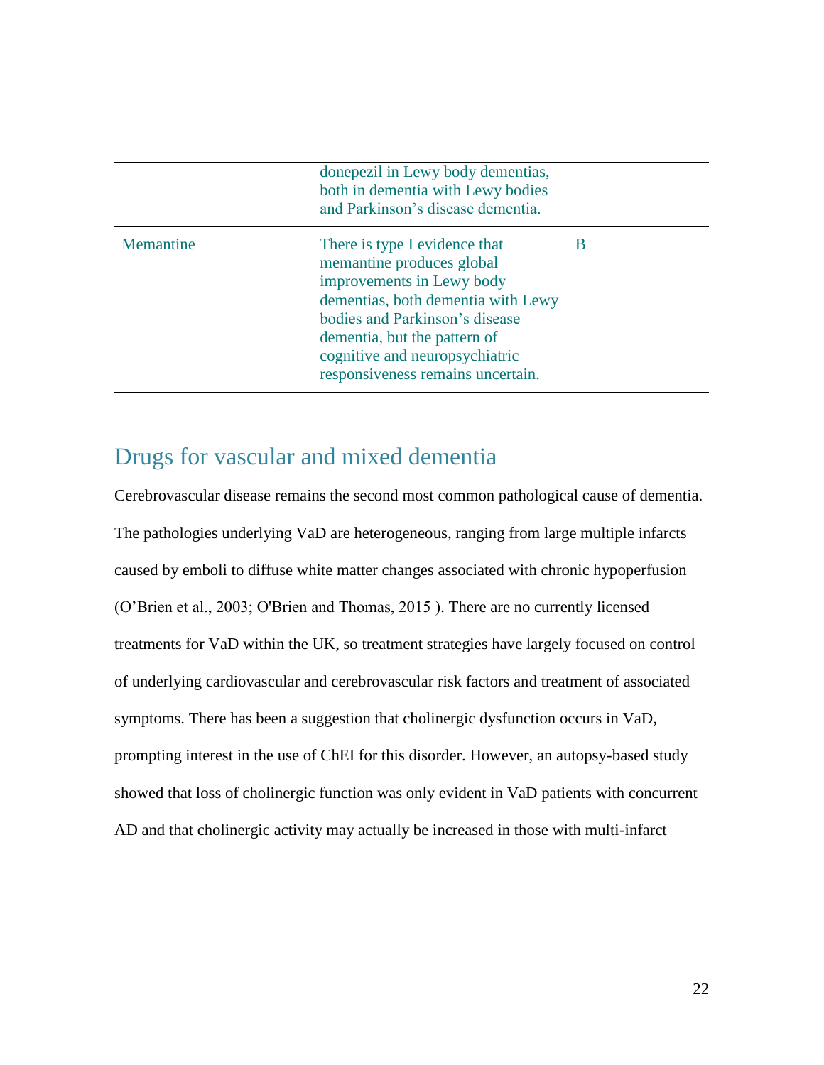| | | |
|---|---|---|
| | donepezil in Lewy body dementias, both in dementia with Lewy bodies and Parkinson's disease dementia. | |
| Memantine | There is type I evidence that memantine produces global improvements in Lewy body dementias, both dementia with Lewy bodies and Parkinson's disease dementia, but the pattern of cognitive and neuropsychiatric responsiveness remains uncertain. | B |

## Drugs for vascular and mixed dementia

Cerebrovascular disease remains the second most common pathological cause of dementia. The pathologies underlying VaD are heterogeneous, ranging from large multiple infarcts caused by emboli to diffuse white matter changes associated with chronic hypoperfusion (O'Brien et al., 2003; O'Brien and Thomas, 2015 ). There are no currently licensed treatments for VaD within the UK, so treatment strategies have largely focused on control of underlying cardiovascular and cerebrovascular risk factors and treatment of associated symptoms. There has been a suggestion that cholinergic dysfunction occurs in VaD, prompting interest in the use of ChEI for this disorder. However, an autopsy-based study showed that loss of cholinergic function was only evident in VaD patients with concurrent AD and that cholinergic activity may actually be increased in those with multi-infarct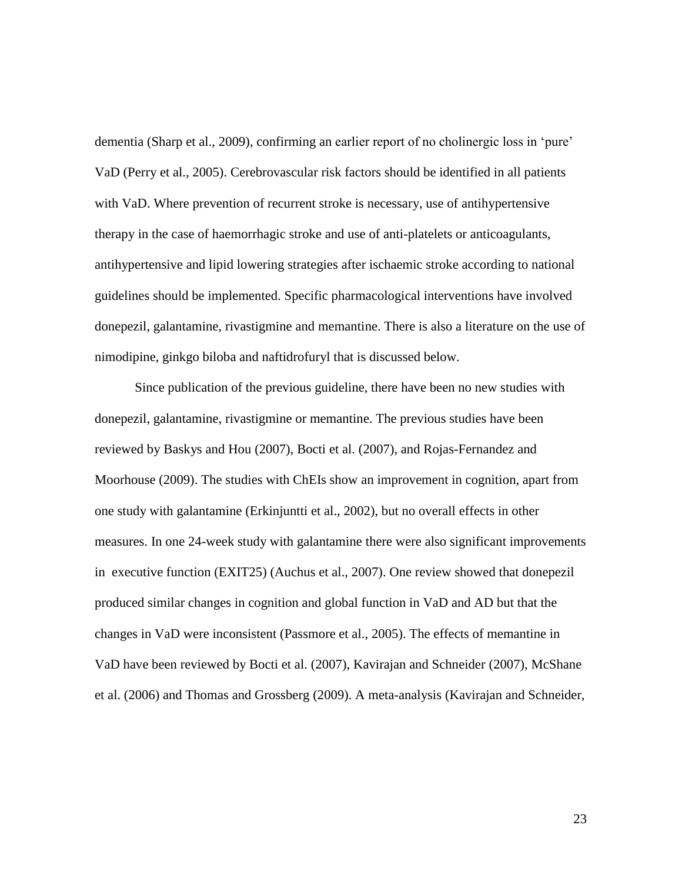dementia (Sharp et al., 2009), confirming an earlier report of no cholinergic loss in 'pure' VaD (Perry et al., 2005). Cerebrovascular risk factors should be identified in all patients with VaD. Where prevention of recurrent stroke is necessary, use of antihypertensive therapy in the case of haemorrhagic stroke and use of anti-platelets or anticoagulants, antihypertensive and lipid lowering strategies after ischaemic stroke according to national guidelines should be implemented. Specific pharmacological interventions have involved donepezil, galantamine, rivastigmine and memantine. There is also a literature on the use of nimodipine, ginkgo biloba and naftidrofuryl that is discussed below.

Since publication of the previous guideline, there have been no new studies with donepezil, galantamine, rivastigmine or memantine. The previous studies have been reviewed by Baskys and Hou (2007), Bocti et al. (2007), and Rojas-Fernandez and Moorhouse (2009). The studies with ChEIs show an improvement in cognition, apart from one study with galantamine (Erkinjuntti et al., 2002), but no overall effects in other measures. In one 24-week study with galantamine there were also significant improvements in executive function (EXIT25) (Auchus et al., 2007). One review showed that donepezil produced similar changes in cognition and global function in VaD and AD but that the changes in VaD were inconsistent (Passmore et al., 2005). The effects of memantine in VaD have been reviewed by Bocti et al. (2007), Kavirajan and Schneider (2007), McShane et al. (2006) and Thomas and Grossberg (2009). A meta-analysis (Kavirajan and Schneider,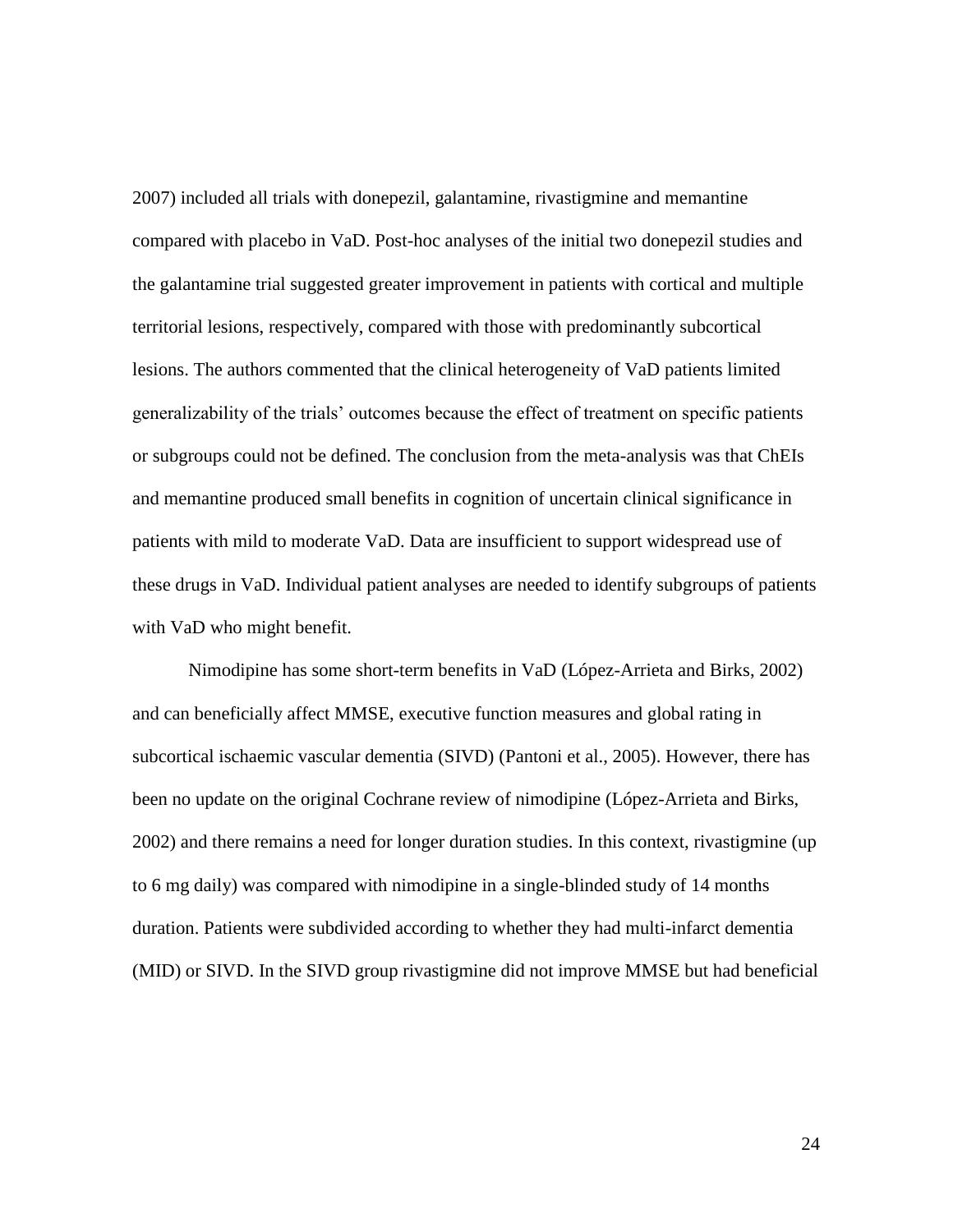2007) included all trials with donepezil, galantamine, rivastigmine and memantine compared with placebo in VaD. Post-hoc analyses of the initial two donepezil studies and the galantamine trial suggested greater improvement in patients with cortical and multiple territorial lesions, respectively, compared with those with predominantly subcortical lesions. The authors commented that the clinical heterogeneity of VaD patients limited generalizability of the trials' outcomes because the effect of treatment on specific patients or subgroups could not be defined. The conclusion from the meta-analysis was that ChEIs and memantine produced small benefits in cognition of uncertain clinical significance in patients with mild to moderate VaD. Data are insufficient to support widespread use of these drugs in VaD. Individual patient analyses are needed to identify subgroups of patients with VaD who might benefit.

Nimodipine has some short-term benefits in VaD (López-Arrieta and Birks, 2002) and can beneficially affect MMSE, executive function measures and global rating in subcortical ischaemic vascular dementia (SIVD) (Pantoni et al., 2005). However, there has been no update on the original Cochrane review of nimodipine (López-Arrieta and Birks, 2002) and there remains a need for longer duration studies. In this context, rivastigmine (up to 6 mg daily) was compared with nimodipine in a single-blinded study of 14 months duration. Patients were subdivided according to whether they had multi-infarct dementia (MID) or SIVD. In the SIVD group rivastigmine did not improve MMSE but had beneficial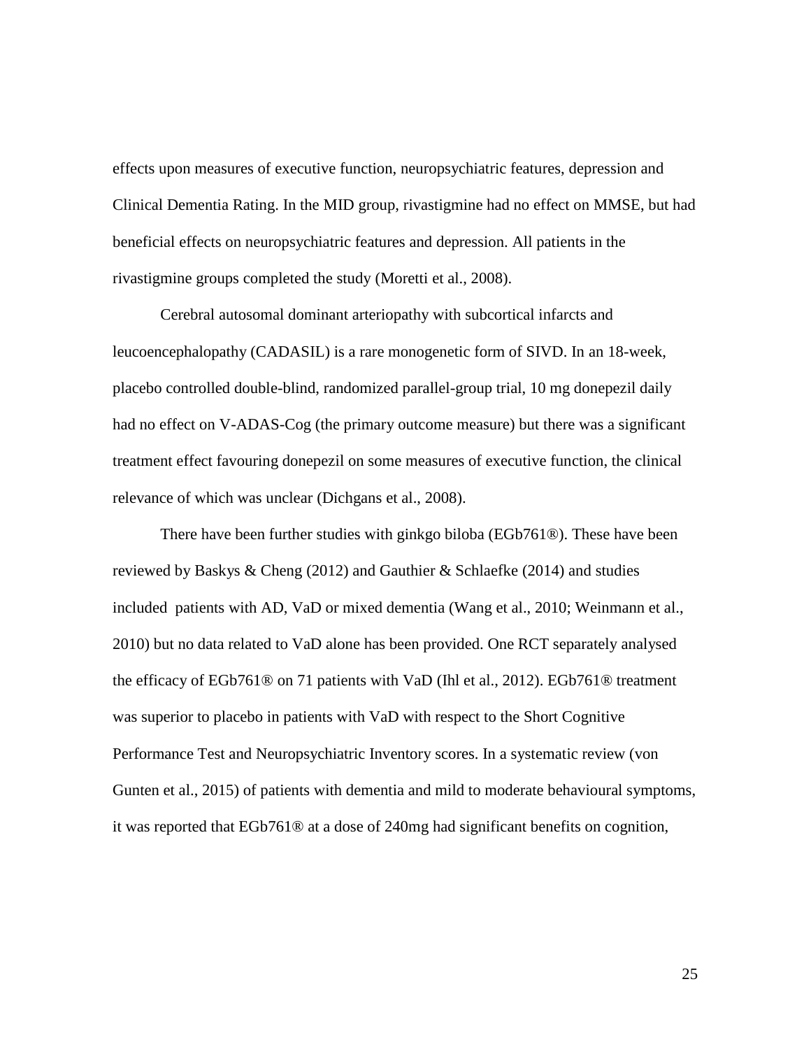effects upon measures of executive function, neuropsychiatric features, depression and Clinical Dementia Rating. In the MID group, rivastigmine had no effect on MMSE, but had beneficial effects on neuropsychiatric features and depression. All patients in the rivastigmine groups completed the study (Moretti et al., 2008).

Cerebral autosomal dominant arteriopathy with subcortical infarcts and leucoencephalopathy (CADASIL) is a rare monogenetic form of SIVD. In an 18-week, placebo controlled double-blind, randomized parallel-group trial, 10 mg donepezil daily had no effect on V-ADAS-Cog (the primary outcome measure) but there was a significant treatment effect favouring donepezil on some measures of executive function, the clinical relevance of which was unclear (Dichgans et al., 2008).

There have been further studies with ginkgo biloba (EGb761®). These have been reviewed by Baskys & Cheng (2012) and Gauthier & Schlaefke (2014) and studies included patients with AD, VaD or mixed dementia (Wang et al., 2010; Weinmann et al., 2010) but no data related to VaD alone has been provided. One RCT separately analysed the efficacy of EGb761® on 71 patients with VaD (Ihl et al., 2012). EGb761® treatment was superior to placebo in patients with VaD with respect to the Short Cognitive Performance Test and Neuropsychiatric Inventory scores. In a systematic review (von Gunten et al., 2015) of patients with dementia and mild to moderate behavioural symptoms, it was reported that EGb761® at a dose of 240mg had significant benefits on cognition,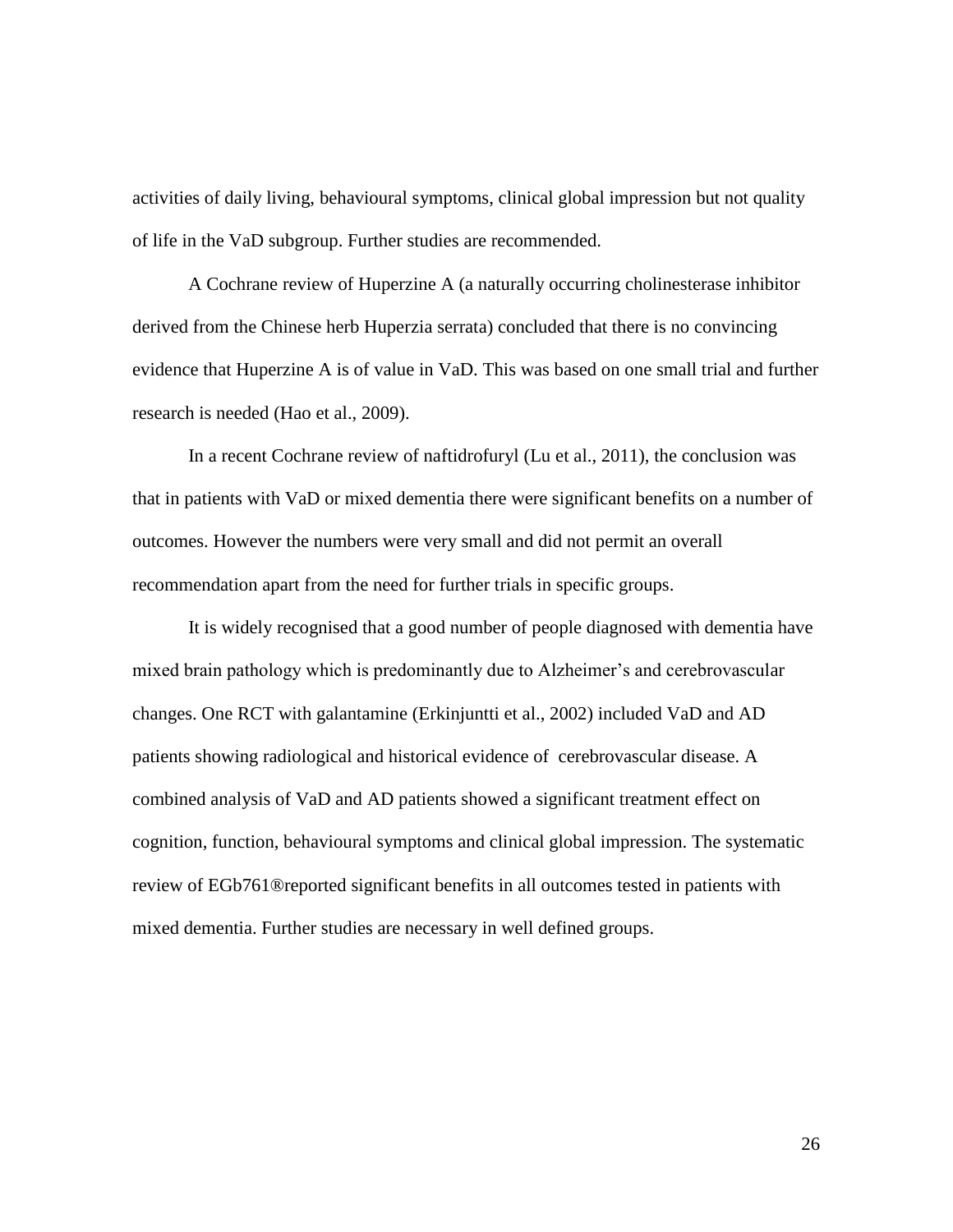activities of daily living, behavioural symptoms, clinical global impression but not quality of life in the VaD subgroup. Further studies are recommended.

A Cochrane review of Huperzine A (a naturally occurring cholinesterase inhibitor derived from the Chinese herb Huperzia serrata) concluded that there is no convincing evidence that Huperzine A is of value in VaD. This was based on one small trial and further research is needed (Hao et al., 2009).

In a recent Cochrane review of naftidrofuryl (Lu et al., 2011), the conclusion was that in patients with VaD or mixed dementia there were significant benefits on a number of outcomes. However the numbers were very small and did not permit an overall recommendation apart from the need for further trials in specific groups.

It is widely recognised that a good number of people diagnosed with dementia have mixed brain pathology which is predominantly due to Alzheimer's and cerebrovascular changes. One RCT with galantamine (Erkinjuntti et al., 2002) included VaD and AD patients showing radiological and historical evidence of cerebrovascular disease. A combined analysis of VaD and AD patients showed a significant treatment effect on cognition, function, behavioural symptoms and clinical global impression. The systematic review of EGb761®reported significant benefits in all outcomes tested in patients with mixed dementia. Further studies are necessary in well defined groups.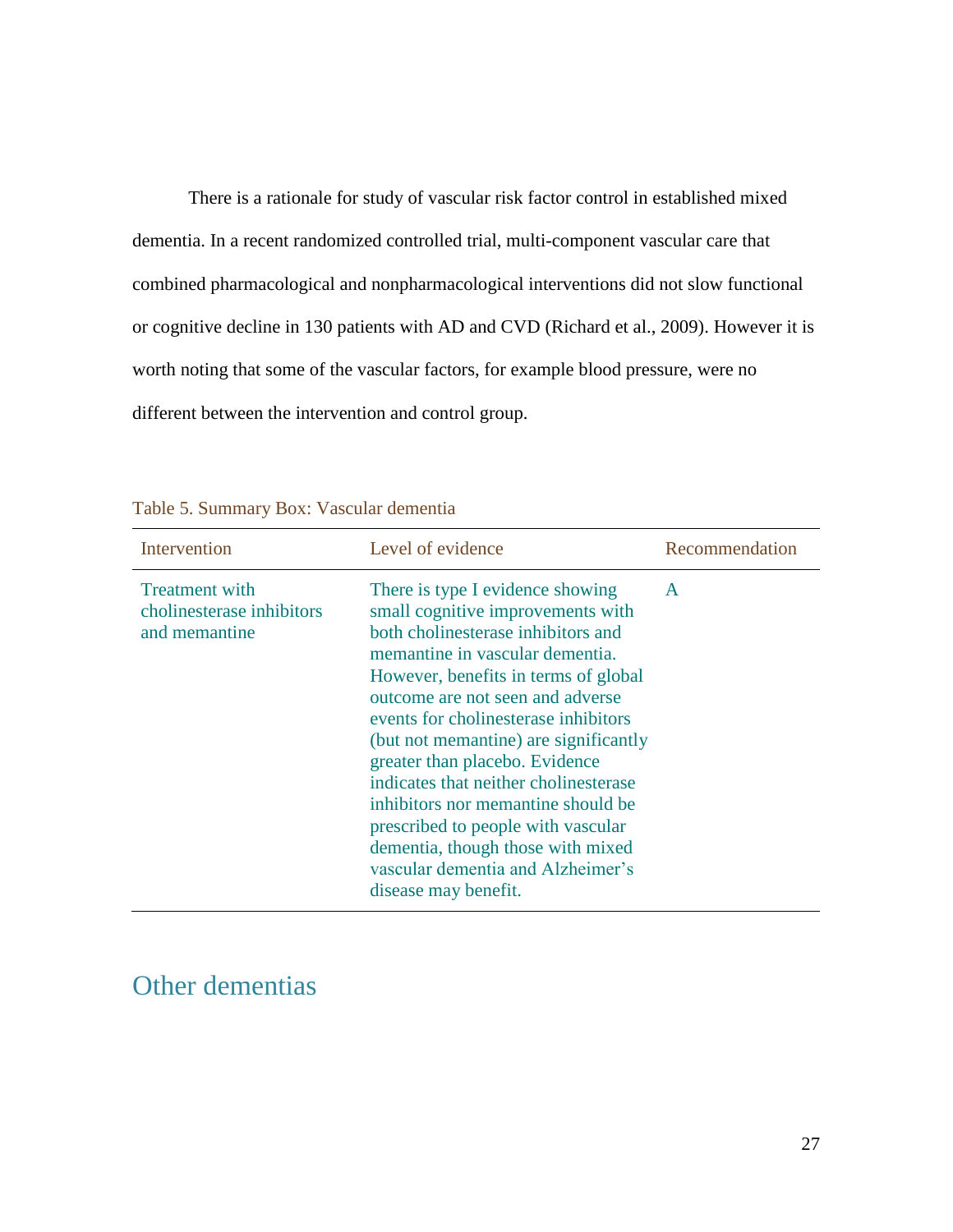There is a rationale for study of vascular risk factor control in established mixed dementia. In a recent randomized controlled trial, multi-component vascular care that combined pharmacological and nonpharmacological interventions did not slow functional or cognitive decline in 130 patients with AD and CVD (Richard et al., 2009). However it is worth noting that some of the vascular factors, for example blood pressure, were no different between the intervention and control group.

Table 5. Summary Box: Vascular dementia

| Intervention | Level of evidence | Recommendation |
|---|---|---|
| Treatment with cholinesterase inhibitors and memantine | There is type I evidence showing small cognitive improvements with both cholinesterase inhibitors and memantine in vascular dementia. However, benefits in terms of global outcome are not seen and adverse events for cholinesterase inhibitors (but not memantine) are significantly greater than placebo. Evidence indicates that neither cholinesterase inhibitors nor memantine should be prescribed to people with vascular dementia, though those with mixed vascular dementia and Alzheimer's disease may benefit. | A |

## Other dementias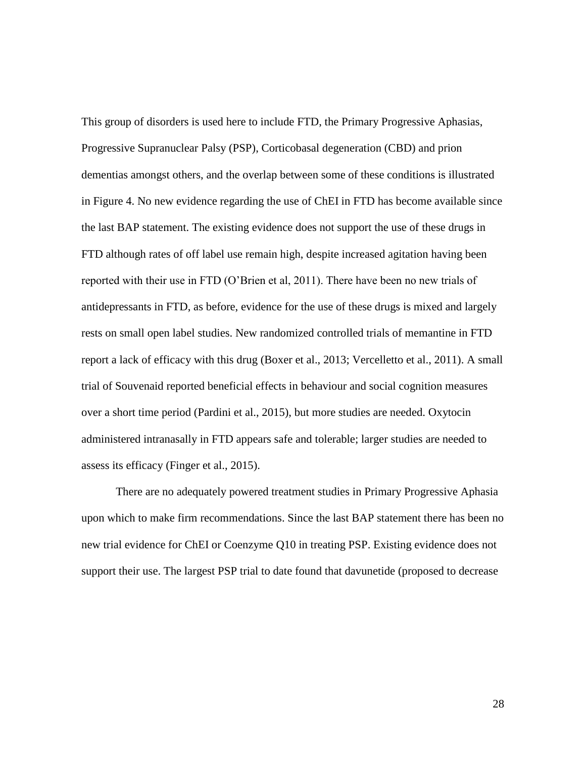This group of disorders is used here to include FTD, the Primary Progressive Aphasias, Progressive Supranuclear Palsy (PSP), Corticobasal degeneration (CBD) and prion dementias amongst others, and the overlap between some of these conditions is illustrated in Figure 4. No new evidence regarding the use of ChEI in FTD has become available since the last BAP statement. The existing evidence does not support the use of these drugs in FTD although rates of off label use remain high, despite increased agitation having been reported with their use in FTD (O'Brien et al, 2011). There have been no new trials of antidepressants in FTD, as before, evidence for the use of these drugs is mixed and largely rests on small open label studies. New randomized controlled trials of memantine in FTD report a lack of efficacy with this drug (Boxer et al., 2013; Vercelletto et al., 2011). A small trial of Souvenaid reported beneficial effects in behaviour and social cognition measures over a short time period (Pardini et al., 2015), but more studies are needed. Oxytocin administered intranasally in FTD appears safe and tolerable; larger studies are needed to assess its efficacy (Finger et al., 2015).

There are no adequately powered treatment studies in Primary Progressive Aphasia upon which to make firm recommendations. Since the last BAP statement there has been no new trial evidence for ChEI or Coenzyme Q10 in treating PSP. Existing evidence does not support their use. The largest PSP trial to date found that davunetide (proposed to decrease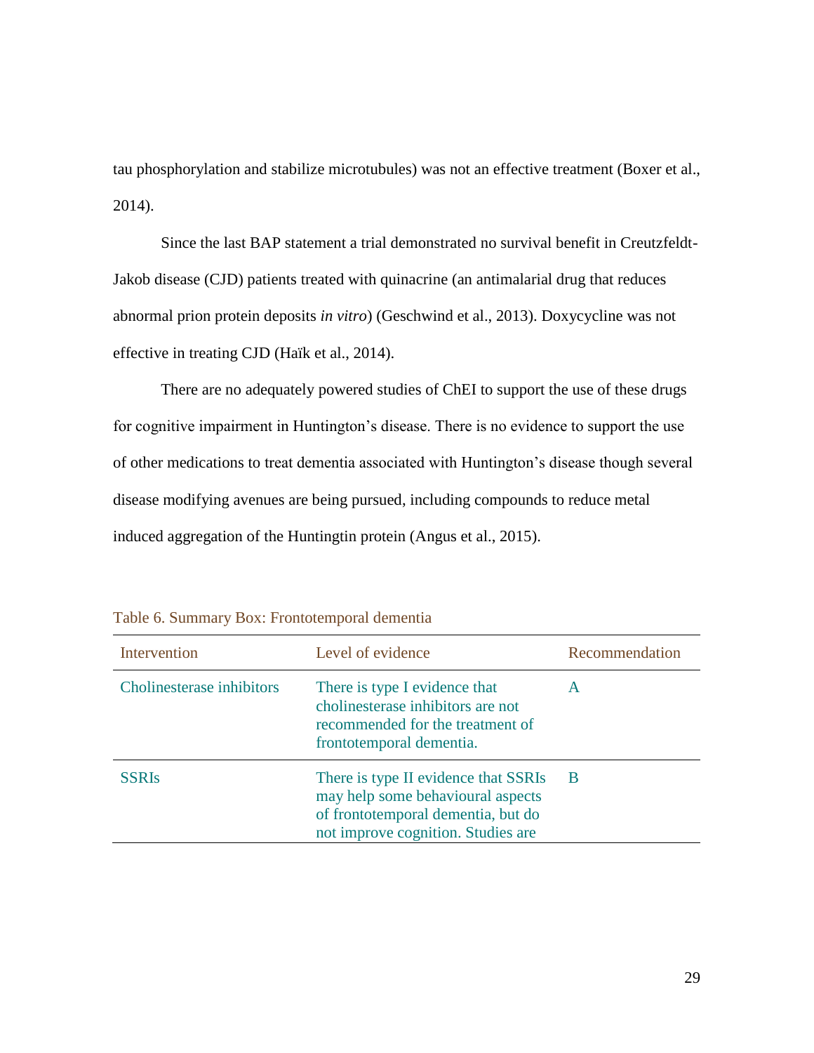tau phosphorylation and stabilize microtubules) was not an effective treatment (Boxer et al., 2014).

Since the last BAP statement a trial demonstrated no survival benefit in Creutzfeldt-Jakob disease (CJD) patients treated with quinacrine (an antimalarial drug that reduces abnormal prion protein deposits *in vitro*) (Geschwind et al., 2013). Doxycycline was not effective in treating CJD (Haïk et al., 2014).

There are no adequately powered studies of ChEI to support the use of these drugs for cognitive impairment in Huntington's disease. There is no evidence to support the use of other medications to treat dementia associated with Huntington's disease though several disease modifying avenues are being pursued, including compounds to reduce metal induced aggregation of the Huntingtin protein (Angus et al., 2015).

Table 6. Summary Box: Frontotemporal dementia

| Intervention | Level of evidence | Recommendation |
|---|---|---|
| Cholinesterase inhibitors | There is type I evidence that cholinesterase inhibitors are not recommended for the treatment of frontotemporal dementia. | A |
| SSRIs | There is type II evidence that SSRIs may help some behavioural aspects of frontotemporal dementia, but do not improve cognition. Studies are | B |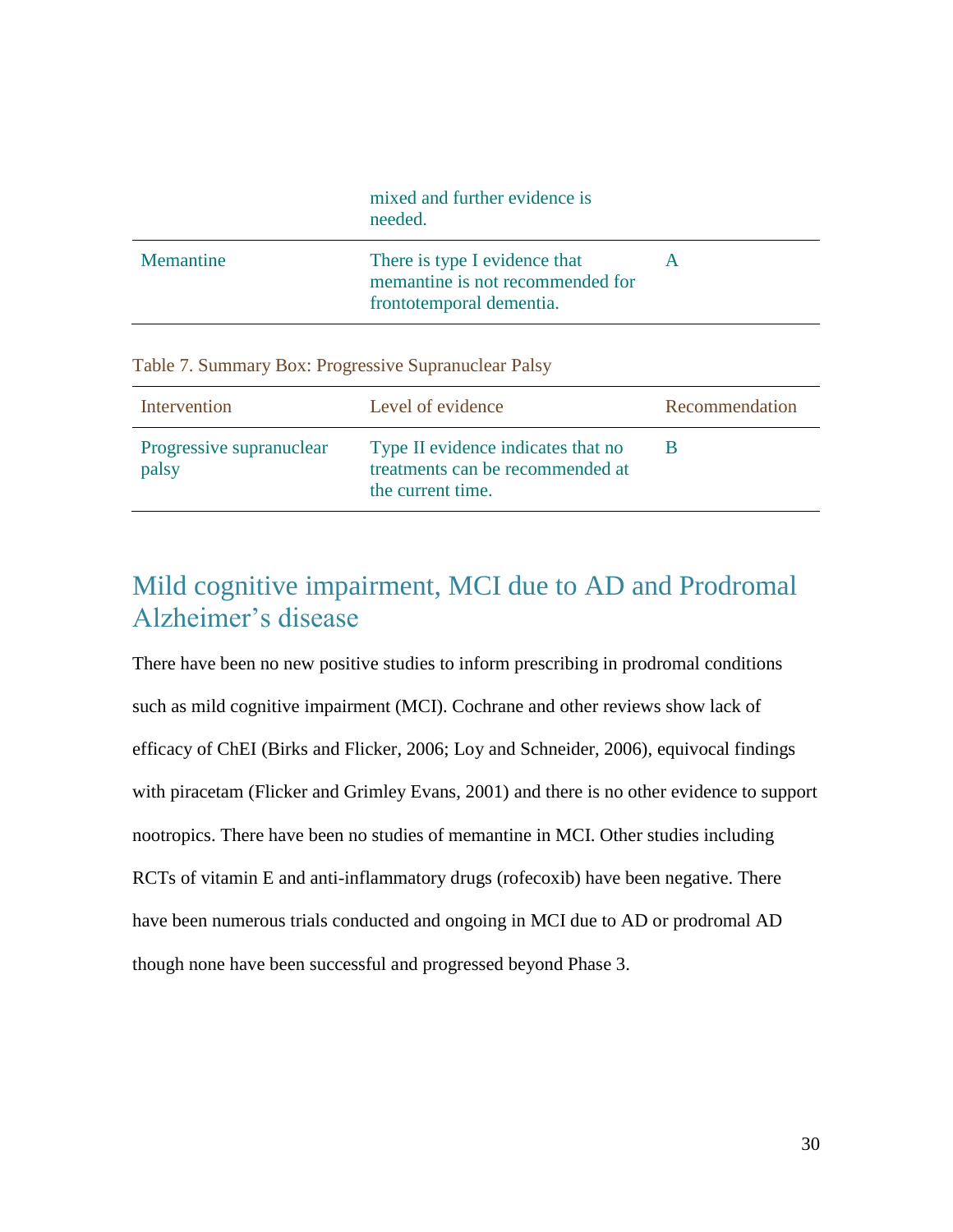| | | |
|---|---|---|
| | mixed and further evidence is needed. | |
| Memantine | There is type I evidence that memantine is not recommended for frontotemporal dementia. | A |

Table 7. Summary Box: Progressive Supranuclear Palsy

| Intervention | Level of evidence | Recommendation |
|---|---|---|
| Progressive supranuclear palsy | Type II evidence indicates that no treatments can be recommended at the current time. | B |

## Mild cognitive impairment, MCI due to AD and Prodromal Alzheimer's disease

There have been no new positive studies to inform prescribing in prodromal conditions such as mild cognitive impairment (MCI). Cochrane and other reviews show lack of efficacy of ChEI (Birks and Flicker, 2006; Loy and Schneider, 2006), equivocal findings with piracetam (Flicker and Grimley Evans, 2001) and there is no other evidence to support nootropics. There have been no studies of memantine in MCI. Other studies including RCTs of vitamin E and anti-inflammatory drugs (rofecoxib) have been negative. There have been numerous trials conducted and ongoing in MCI due to AD or prodromal AD though none have been successful and progressed beyond Phase 3.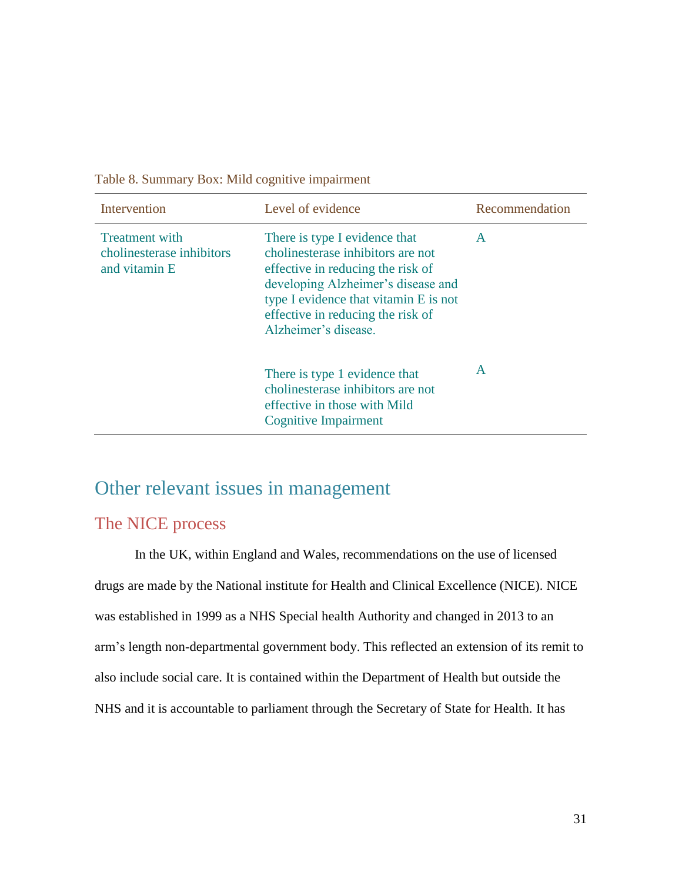Table 8. Summary Box: Mild cognitive impairment

| Intervention | Level of evidence | Recommendation |
|---|---|---|
| Treatment with cholinesterase inhibitors and vitamin E | There is type I evidence that cholinesterase inhibitors are not effective in reducing the risk of developing Alzheimer's disease and type I evidence that vitamin E is not effective in reducing the risk of Alzheimer's disease. | A |
| | There is type 1 evidence that cholinesterase inhibitors are not effective in those with Mild Cognitive Impairment | A |

# Other relevant issues in management

## The NICE process

In the UK, within England and Wales, recommendations on the use of licensed drugs are made by the National institute for Health and Clinical Excellence (NICE). NICE was established in 1999 as a NHS Special health Authority and changed in 2013 to an arm's length non-departmental government body. This reflected an extension of its remit to also include social care. It is contained within the Department of Health but outside the NHS and it is accountable to parliament through the Secretary of State for Health. It has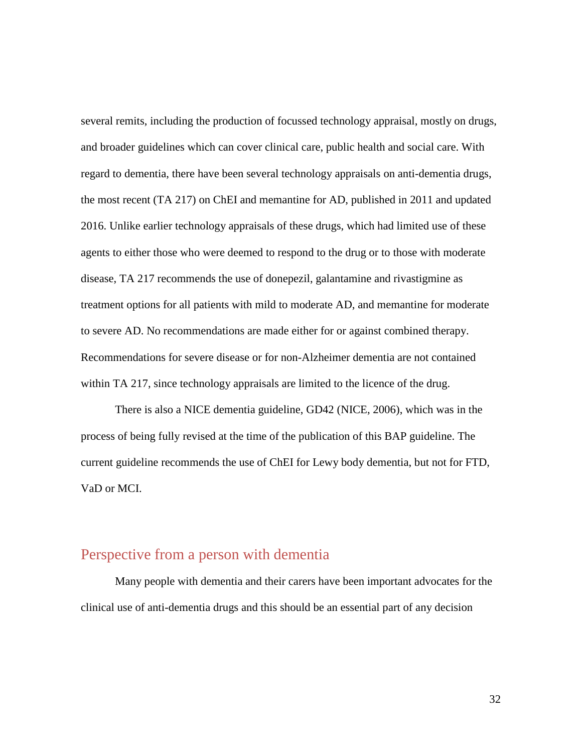several remits, including the production of focussed technology appraisal, mostly on drugs, and broader guidelines which can cover clinical care, public health and social care. With regard to dementia, there have been several technology appraisals on anti-dementia drugs, the most recent (TA 217) on ChEI and memantine for AD, published in 2011 and updated 2016. Unlike earlier technology appraisals of these drugs, which had limited use of these agents to either those who were deemed to respond to the drug or to those with moderate disease, TA 217 recommends the use of donepezil, galantamine and rivastigmine as treatment options for all patients with mild to moderate AD, and memantine for moderate to severe AD. No recommendations are made either for or against combined therapy. Recommendations for severe disease or for non-Alzheimer dementia are not contained within TA 217, since technology appraisals are limited to the licence of the drug.

There is also a NICE dementia guideline, GD42 (NICE, 2006), which was in the process of being fully revised at the time of the publication of this BAP guideline. The current guideline recommends the use of ChEI for Lewy body dementia, but not for FTD, VaD or MCI.

## Perspective from a person with dementia

Many people with dementia and their carers have been important advocates for the clinical use of anti-dementia drugs and this should be an essential part of any decision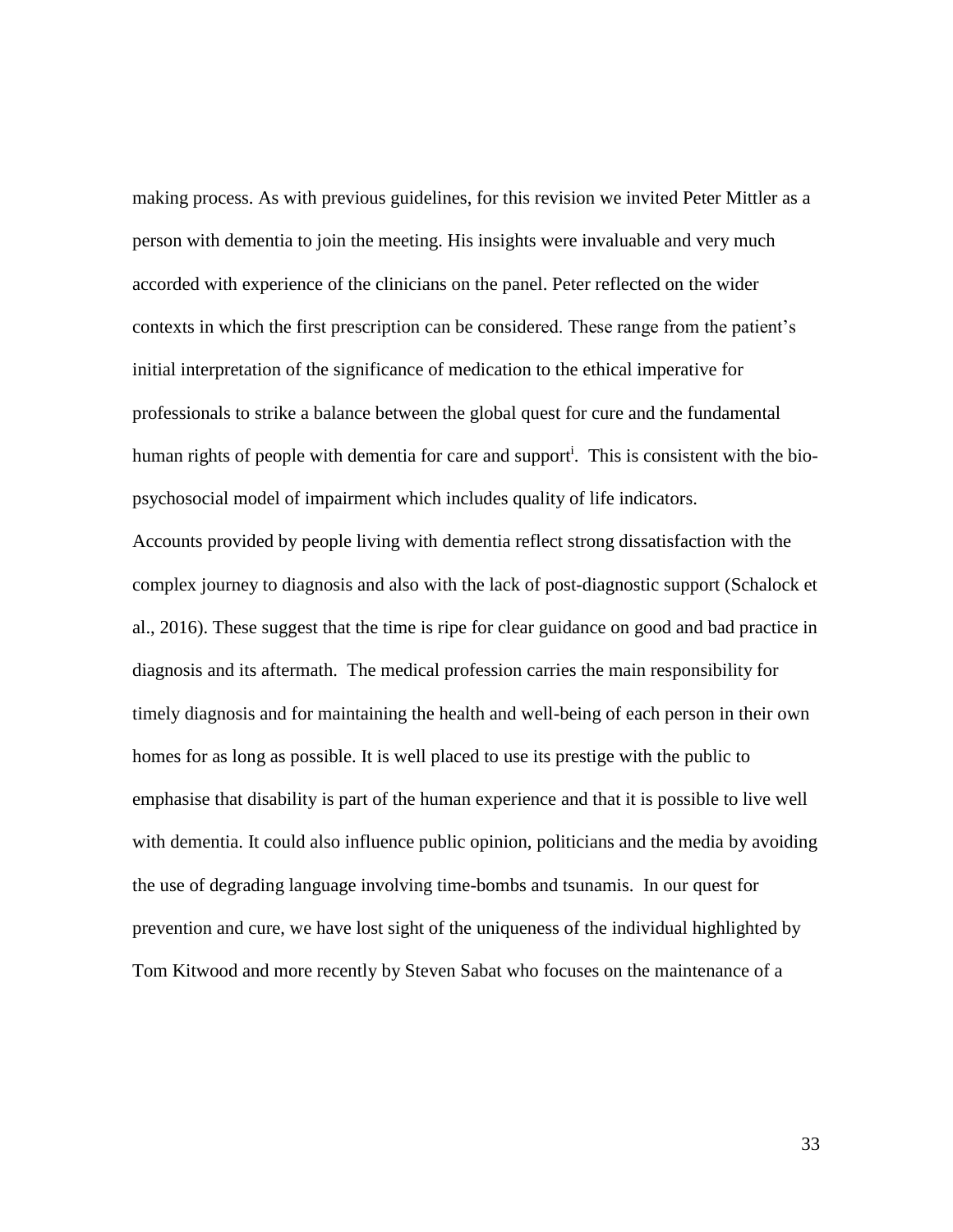making process. As with previous guidelines, for this revision we invited Peter Mittler as a person with dementia to join the meeting. His insights were invaluable and very much accorded with experience of the clinicians on the panel. Peter reflected on the wider contexts in which the first prescription can be considered. These range from the patient's initial interpretation of the significance of medication to the ethical imperative for professionals to strike a balance between the global quest for cure and the fundamental human rights of people with dementia for care and support[i]. This is consistent with the bio-psychosocial model of impairment which includes quality of life indicators.

Accounts provided by people living with dementia reflect strong dissatisfaction with the complex journey to diagnosis and also with the lack of post-diagnostic support (Schalock et al., 2016). These suggest that the time is ripe for clear guidance on good and bad practice in diagnosis and its aftermath. The medical profession carries the main responsibility for timely diagnosis and for maintaining the health and well-being of each person in their own homes for as long as possible. It is well placed to use its prestige with the public to emphasise that disability is part of the human experience and that it is possible to live well with dementia. It could also influence public opinion, politicians and the media by avoiding the use of degrading language involving time-bombs and tsunamis. In our quest for prevention and cure, we have lost sight of the uniqueness of the individual highlighted by Tom Kitwood and more recently by Steven Sabat who focuses on the maintenance of a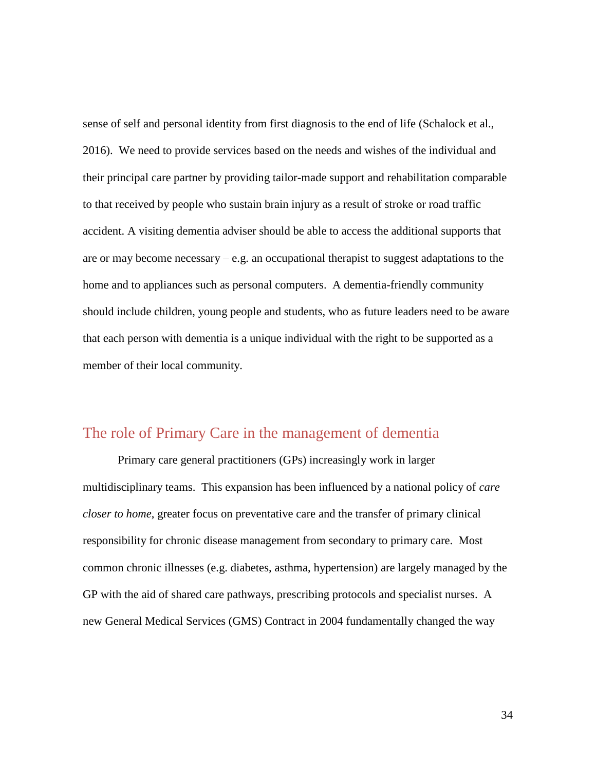sense of self and personal identity from first diagnosis to the end of life (Schalock et al., 2016). We need to provide services based on the needs and wishes of the individual and their principal care partner by providing tailor-made support and rehabilitation comparable to that received by people who sustain brain injury as a result of stroke or road traffic accident. A visiting dementia adviser should be able to access the additional supports that are or may become necessary – e.g. an occupational therapist to suggest adaptations to the home and to appliances such as personal computers. A dementia-friendly community should include children, young people and students, who as future leaders need to be aware that each person with dementia is a unique individual with the right to be supported as a member of their local community.

## The role of Primary Care in the management of dementia

Primary care general practitioners (GPs) increasingly work in larger multidisciplinary teams. This expansion has been influenced by a national policy of *care closer to home*, greater focus on preventative care and the transfer of primary clinical responsibility for chronic disease management from secondary to primary care. Most common chronic illnesses (e.g. diabetes, asthma, hypertension) are largely managed by the GP with the aid of shared care pathways, prescribing protocols and specialist nurses. A new General Medical Services (GMS) Contract in 2004 fundamentally changed the way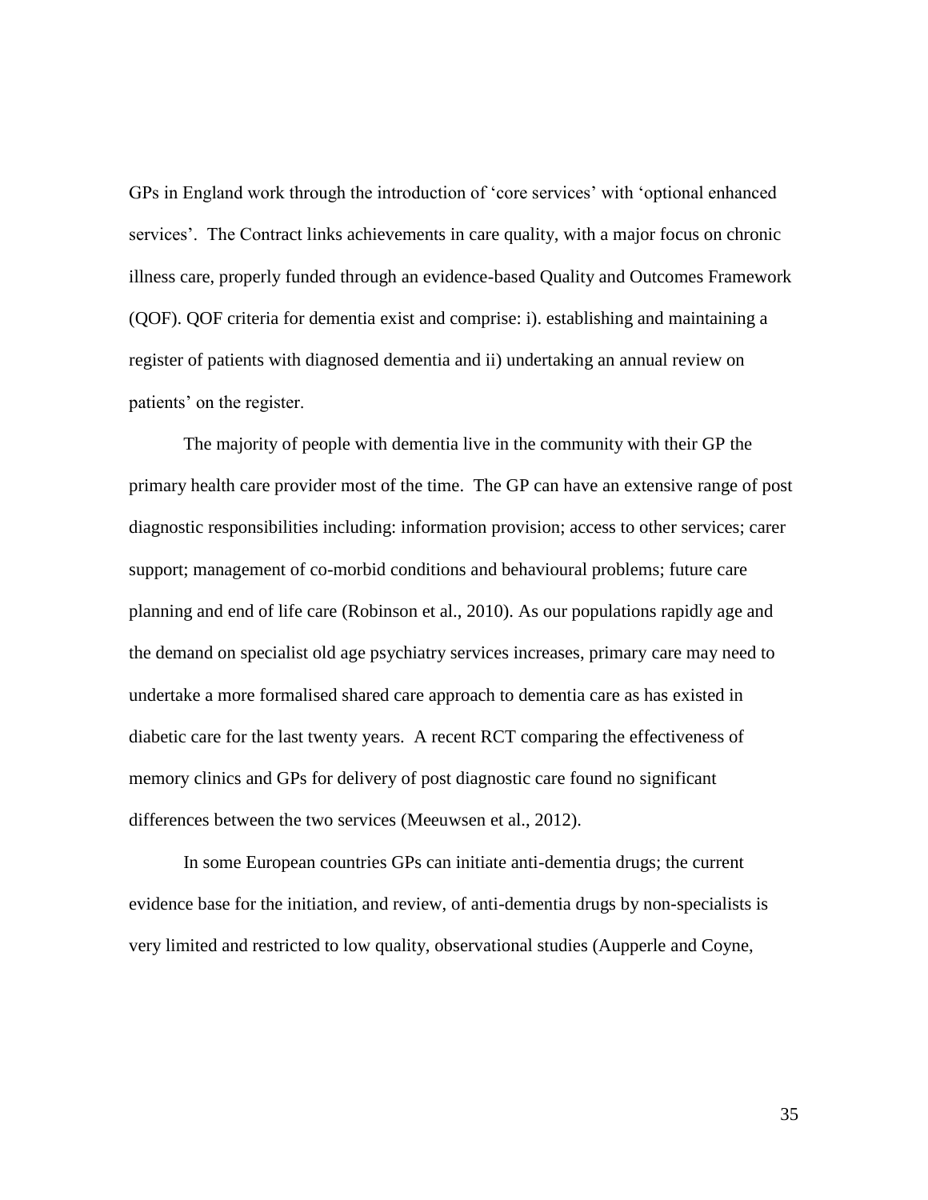GPs in England work through the introduction of 'core services' with 'optional enhanced services'. The Contract links achievements in care quality, with a major focus on chronic illness care, properly funded through an evidence-based Quality and Outcomes Framework (QOF). QOF criteria for dementia exist and comprise: i). establishing and maintaining a register of patients with diagnosed dementia and ii) undertaking an annual review on patients' on the register.

The majority of people with dementia live in the community with their GP the primary health care provider most of the time. The GP can have an extensive range of post diagnostic responsibilities including: information provision; access to other services; carer support; management of co-morbid conditions and behavioural problems; future care planning and end of life care (Robinson et al., 2010). As our populations rapidly age and the demand on specialist old age psychiatry services increases, primary care may need to undertake a more formalised shared care approach to dementia care as has existed in diabetic care for the last twenty years. A recent RCT comparing the effectiveness of memory clinics and GPs for delivery of post diagnostic care found no significant differences between the two services (Meeuwsen et al., 2012).

In some European countries GPs can initiate anti-dementia drugs; the current evidence base for the initiation, and review, of anti-dementia drugs by non-specialists is very limited and restricted to low quality, observational studies (Aupperle and Coyne,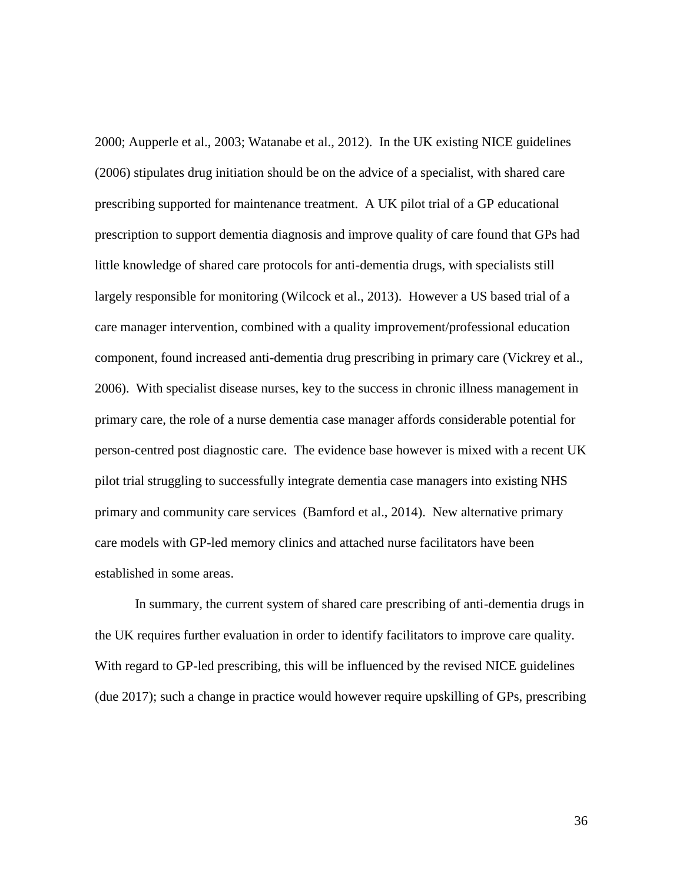2000; Aupperle et al., 2003; Watanabe et al., 2012). In the UK existing NICE guidelines (2006) stipulates drug initiation should be on the advice of a specialist, with shared care prescribing supported for maintenance treatment. A UK pilot trial of a GP educational prescription to support dementia diagnosis and improve quality of care found that GPs had little knowledge of shared care protocols for anti-dementia drugs, with specialists still largely responsible for monitoring (Wilcock et al., 2013). However a US based trial of a care manager intervention, combined with a quality improvement/professional education component, found increased anti-dementia drug prescribing in primary care (Vickrey et al., 2006). With specialist disease nurses, key to the success in chronic illness management in primary care, the role of a nurse dementia case manager affords considerable potential for person-centred post diagnostic care. The evidence base however is mixed with a recent UK pilot trial struggling to successfully integrate dementia case managers into existing NHS primary and community care services (Bamford et al., 2014). New alternative primary care models with GP-led memory clinics and attached nurse facilitators have been established in some areas.

In summary, the current system of shared care prescribing of anti-dementia drugs in the UK requires further evaluation in order to identify facilitators to improve care quality. With regard to GP-led prescribing, this will be influenced by the revised NICE guidelines (due 2017); such a change in practice would however require upskilling of GPs, prescribing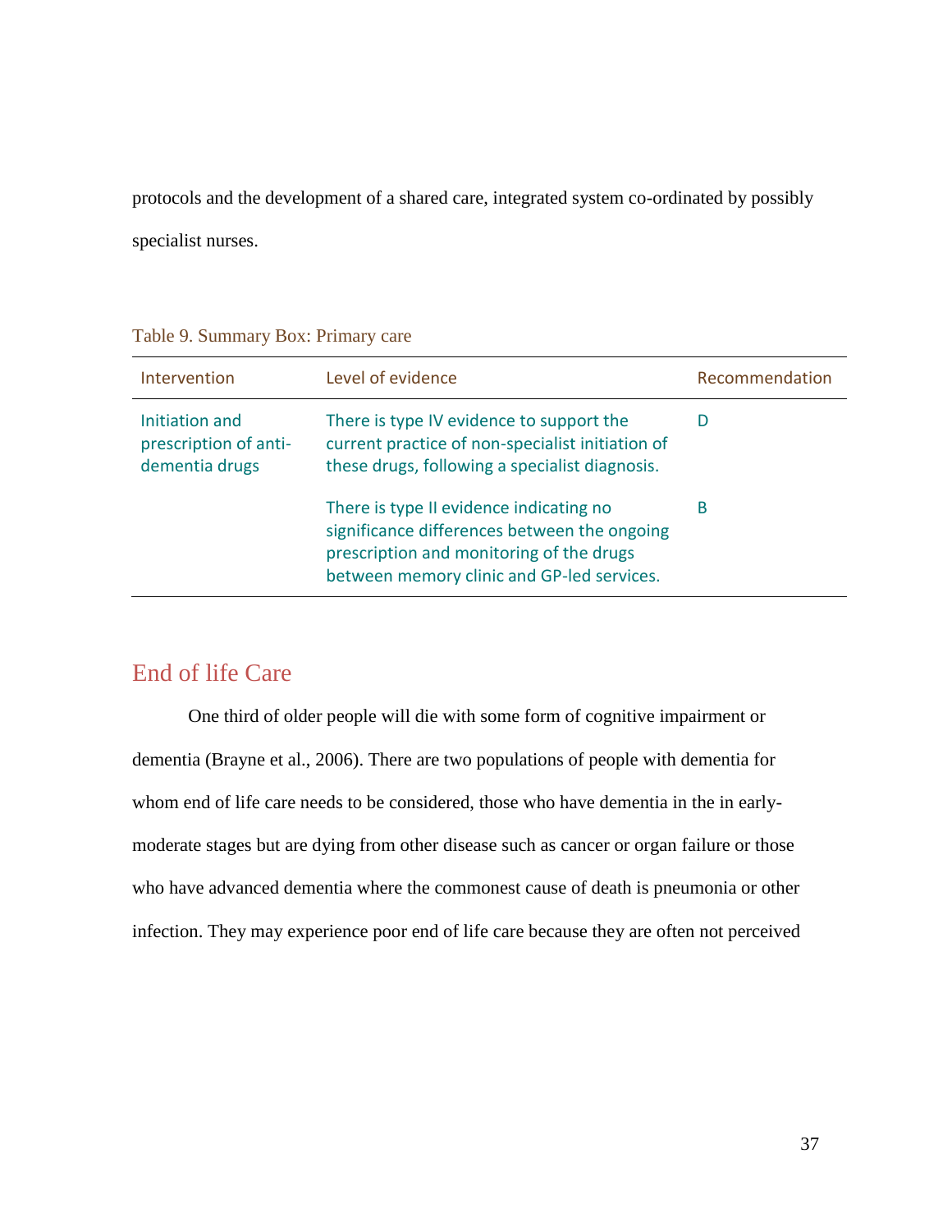protocols and the development of a shared care, integrated system co-ordinated by possibly specialist nurses.

Table 9. Summary Box: Primary care

| Intervention | Level of evidence | Recommendation |
|---|---|---|
| Initiation and prescription of anti-dementia drugs | There is type IV evidence to support the current practice of non-specialist initiation of these drugs, following a specialist diagnosis. | D |
| | There is type II evidence indicating no significance differences between the ongoing prescription and monitoring of the drugs between memory clinic and GP-led services. | B |

## End of life Care

One third of older people will die with some form of cognitive impairment or dementia (Brayne et al., 2006). There are two populations of people with dementia for whom end of life care needs to be considered, those who have dementia in the in early-moderate stages but are dying from other disease such as cancer or organ failure or those who have advanced dementia where the commonest cause of death is pneumonia or other infection. They may experience poor end of life care because they are often not perceived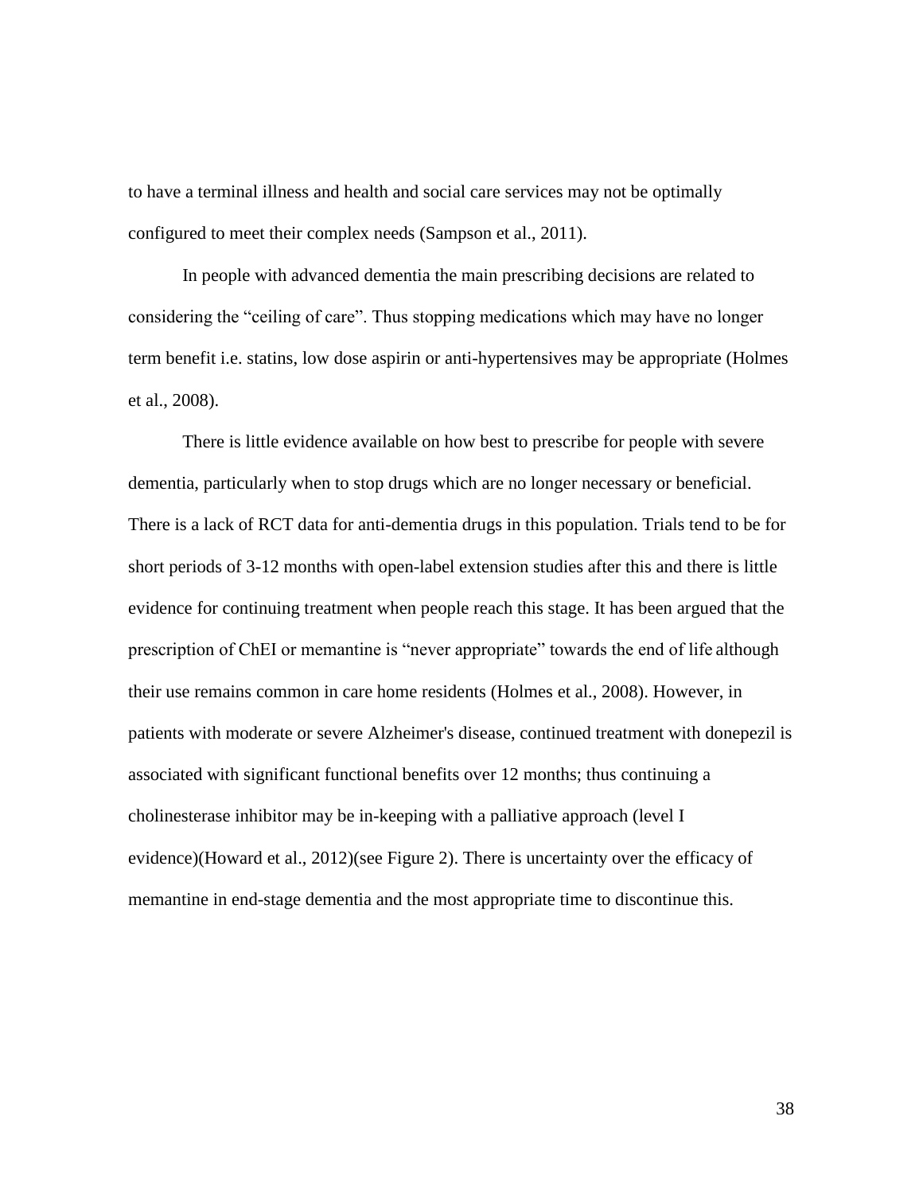to have a terminal illness and health and social care services may not be optimally configured to meet their complex needs (Sampson et al., 2011).

In people with advanced dementia the main prescribing decisions are related to considering the "ceiling of care". Thus stopping medications which may have no longer term benefit i.e. statins, low dose aspirin or anti-hypertensives may be appropriate (Holmes et al., 2008).

There is little evidence available on how best to prescribe for people with severe dementia, particularly when to stop drugs which are no longer necessary or beneficial. There is a lack of RCT data for anti-dementia drugs in this population. Trials tend to be for short periods of 3-12 months with open-label extension studies after this and there is little evidence for continuing treatment when people reach this stage. It has been argued that the prescription of ChEI or memantine is "never appropriate" towards the end of life although their use remains common in care home residents (Holmes et al., 2008). However, in patients with moderate or severe Alzheimer's disease, continued treatment with donepezil is associated with significant functional benefits over 12 months; thus continuing a cholinesterase inhibitor may be in-keeping with a palliative approach (level I evidence)(Howard et al., 2012)(see Figure 2). There is uncertainty over the efficacy of memantine in end-stage dementia and the most appropriate time to discontinue this.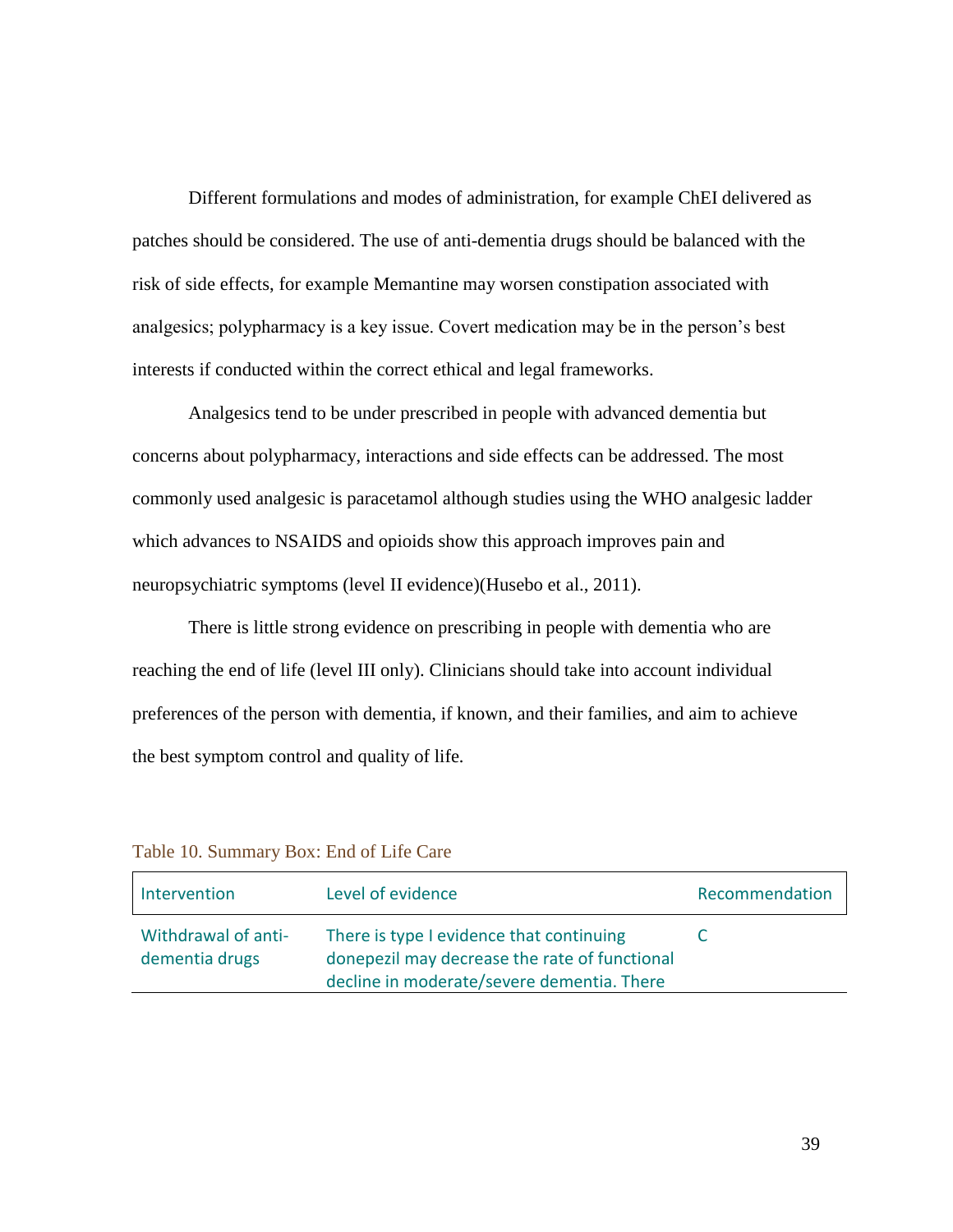Different formulations and modes of administration, for example ChEI delivered as patches should be considered. The use of anti-dementia drugs should be balanced with the risk of side effects, for example Memantine may worsen constipation associated with analgesics; polypharmacy is a key issue. Covert medication may be in the person's best interests if conducted within the correct ethical and legal frameworks.

Analgesics tend to be under prescribed in people with advanced dementia but concerns about polypharmacy, interactions and side effects can be addressed. The most commonly used analgesic is paracetamol although studies using the WHO analgesic ladder which advances to NSAIDS and opioids show this approach improves pain and neuropsychiatric symptoms (level II evidence)(Husebo et al., 2011).

There is little strong evidence on prescribing in people with dementia who are reaching the end of life (level III only). Clinicians should take into account individual preferences of the person with dementia, if known, and their families, and aim to achieve the best symptom control and quality of life.

Table 10. Summary Box: End of Life Care

| Intervention | Level of evidence | Recommendation |
|---|---|---|
| Withdrawal of anti-dementia drugs | There is type I evidence that continuing donepezil may decrease the rate of functional decline in moderate/severe dementia. There | C |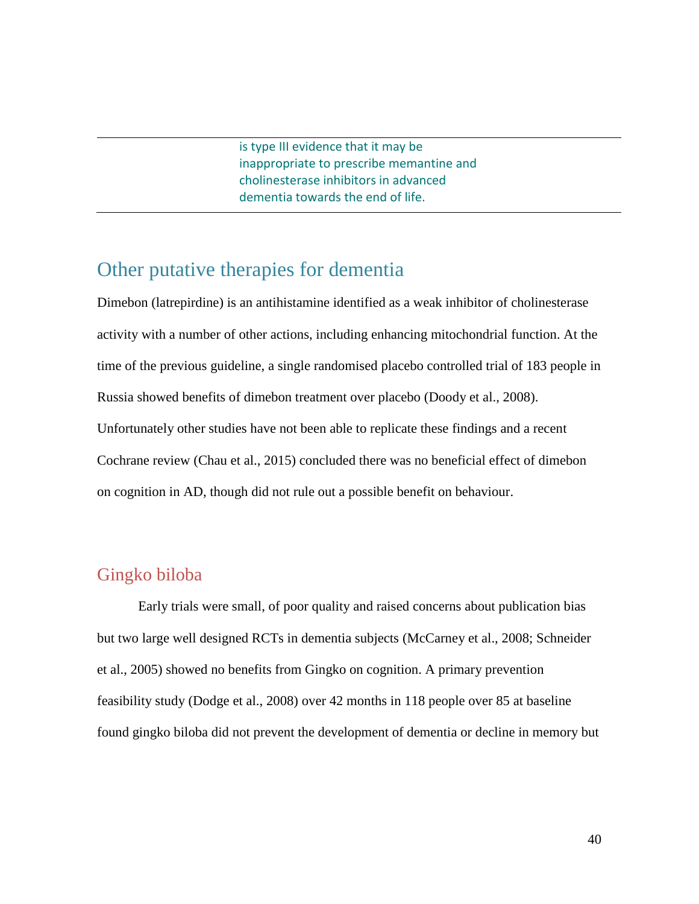| | is type III evidence that it may be inappropriate to prescribe memantine and cholinesterase inhibitors in advanced dementia towards the end of life. | |
|---|---|---|

## Other putative therapies for dementia

Dimebon (latrepirdine) is an antihistamine identified as a weak inhibitor of cholinesterase activity with a number of other actions, including enhancing mitochondrial function. At the time of the previous guideline, a single randomised placebo controlled trial of 183 people in Russia showed benefits of dimebon treatment over placebo (Doody et al., 2008). Unfortunately other studies have not been able to replicate these findings and a recent Cochrane review (Chau et al., 2015) concluded there was no beneficial effect of dimebon on cognition in AD, though did not rule out a possible benefit on behaviour.

### Gingko biloba

Early trials were small, of poor quality and raised concerns about publication bias but two large well designed RCTs in dementia subjects (McCarney et al., 2008; Schneider et al., 2005) showed no benefits from Gingko on cognition. A primary prevention feasibility study (Dodge et al., 2008) over 42 months in 118 people over 85 at baseline found gingko biloba did not prevent the development of dementia or decline in memory but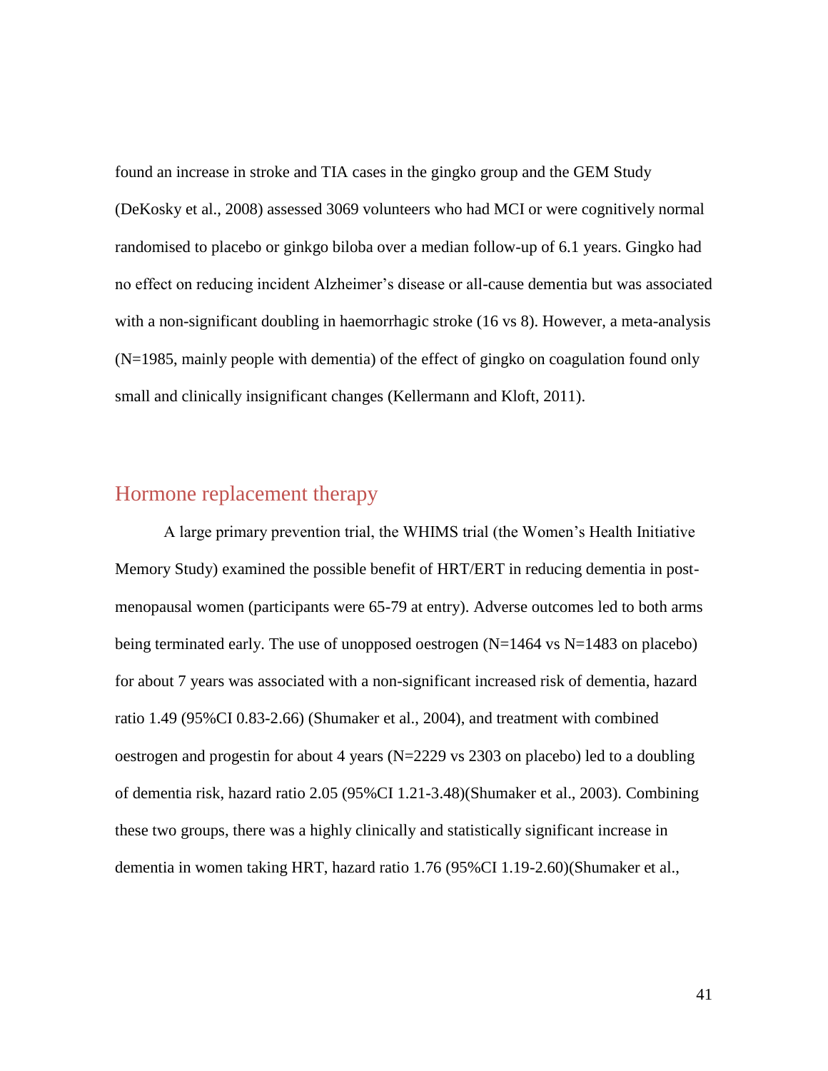found an increase in stroke and TIA cases in the gingko group and the GEM Study (DeKosky et al., 2008) assessed 3069 volunteers who had MCI or were cognitively normal randomised to placebo or ginkgo biloba over a median follow-up of 6.1 years. Gingko had no effect on reducing incident Alzheimer's disease or all-cause dementia but was associated with a non-significant doubling in haemorrhagic stroke (16 vs 8). However, a meta-analysis (N=1985, mainly people with dementia) of the effect of gingko on coagulation found only small and clinically insignificant changes (Kellermann and Kloft, 2011).

## Hormone replacement therapy

A large primary prevention trial, the WHIMS trial (the Women's Health Initiative Memory Study) examined the possible benefit of HRT/ERT in reducing dementia in post-menopausal women (participants were 65-79 at entry). Adverse outcomes led to both arms being terminated early. The use of unopposed oestrogen (N=1464 vs N=1483 on placebo) for about 7 years was associated with a non-significant increased risk of dementia, hazard ratio 1.49 (95%CI 0.83-2.66) (Shumaker et al., 2004), and treatment with combined oestrogen and progestin for about 4 years (N=2229 vs 2303 on placebo) led to a doubling of dementia risk, hazard ratio 2.05 (95%CI 1.21-3.48)(Shumaker et al., 2003). Combining these two groups, there was a highly clinically and statistically significant increase in dementia in women taking HRT, hazard ratio 1.76 (95%CI 1.19-2.60)(Shumaker et al.,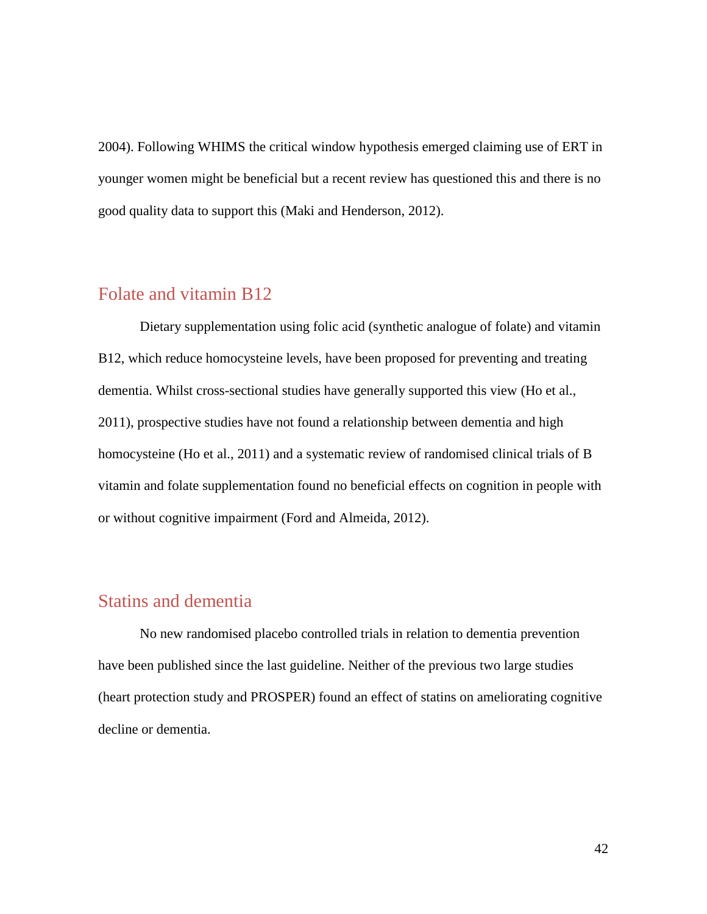2004). Following WHIMS the critical window hypothesis emerged claiming use of ERT in younger women might be beneficial but a recent review has questioned this and there is no good quality data to support this (Maki and Henderson, 2012).

## Folate and vitamin B12

Dietary supplementation using folic acid (synthetic analogue of folate) and vitamin B12, which reduce homocysteine levels, have been proposed for preventing and treating dementia. Whilst cross-sectional studies have generally supported this view (Ho et al., 2011), prospective studies have not found a relationship between dementia and high homocysteine (Ho et al., 2011) and a systematic review of randomised clinical trials of B vitamin and folate supplementation found no beneficial effects on cognition in people with or without cognitive impairment (Ford and Almeida, 2012).

## Statins and dementia

No new randomised placebo controlled trials in relation to dementia prevention have been published since the last guideline. Neither of the previous two large studies (heart protection study and PROSPER) found an effect of statins on ameliorating cognitive decline or dementia.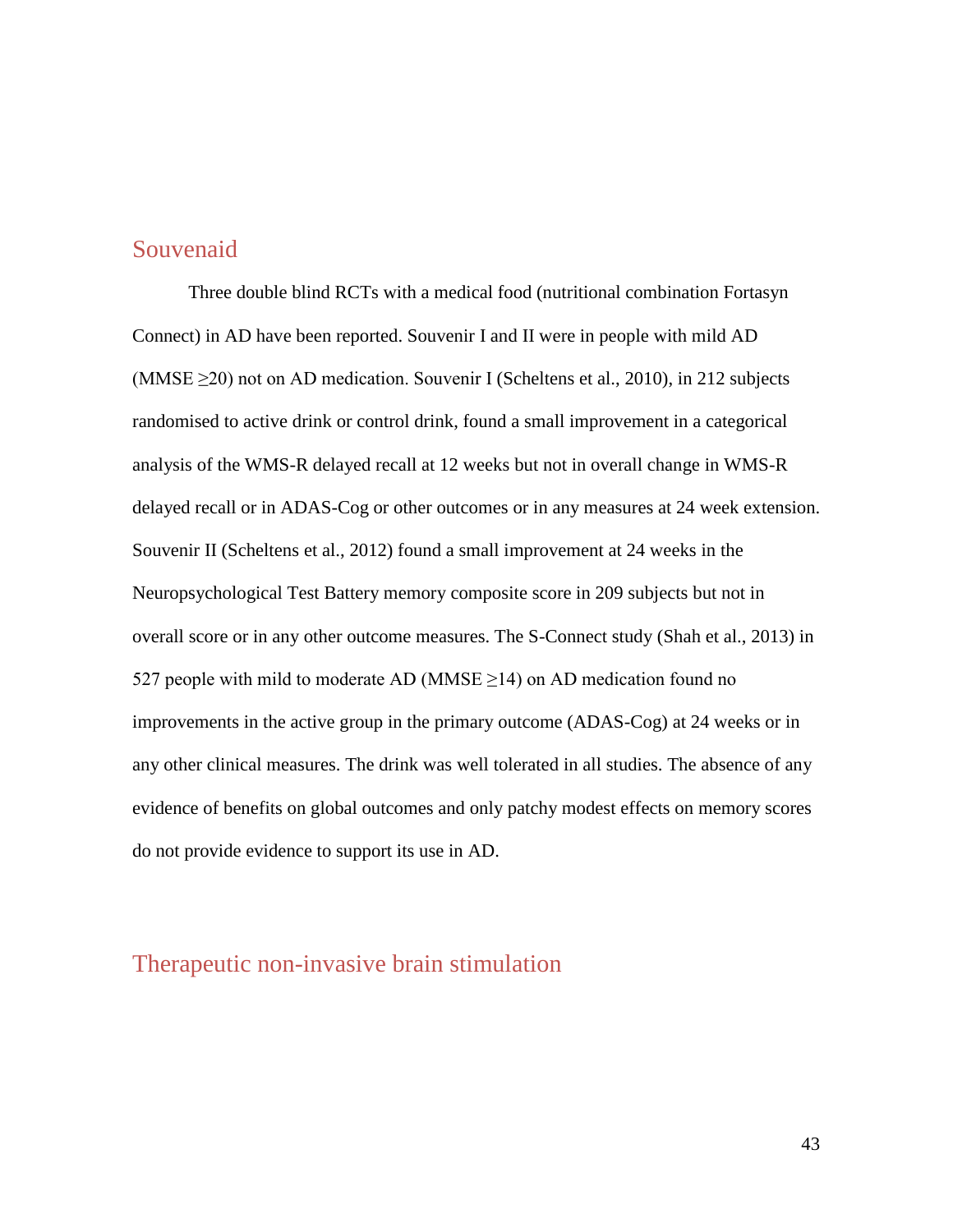## Souvenaid

Three double blind RCTs with a medical food (nutritional combination Fortasyn Connect) in AD have been reported. Souvenir I and II were in people with mild AD (MMSE ≥20) not on AD medication. Souvenir I (Scheltens et al., 2010), in 212 subjects randomised to active drink or control drink, found a small improvement in a categorical analysis of the WMS-R delayed recall at 12 weeks but not in overall change in WMS-R delayed recall or in ADAS-Cog or other outcomes or in any measures at 24 week extension. Souvenir II (Scheltens et al., 2012) found a small improvement at 24 weeks in the Neuropsychological Test Battery memory composite score in 209 subjects but not in overall score or in any other outcome measures. The S-Connect study (Shah et al., 2013) in 527 people with mild to moderate AD (MMSE ≥14) on AD medication found no improvements in the active group in the primary outcome (ADAS-Cog) at 24 weeks or in any other clinical measures. The drink was well tolerated in all studies. The absence of any evidence of benefits on global outcomes and only patchy modest effects on memory scores do not provide evidence to support its use in AD.

## Therapeutic non-invasive brain stimulation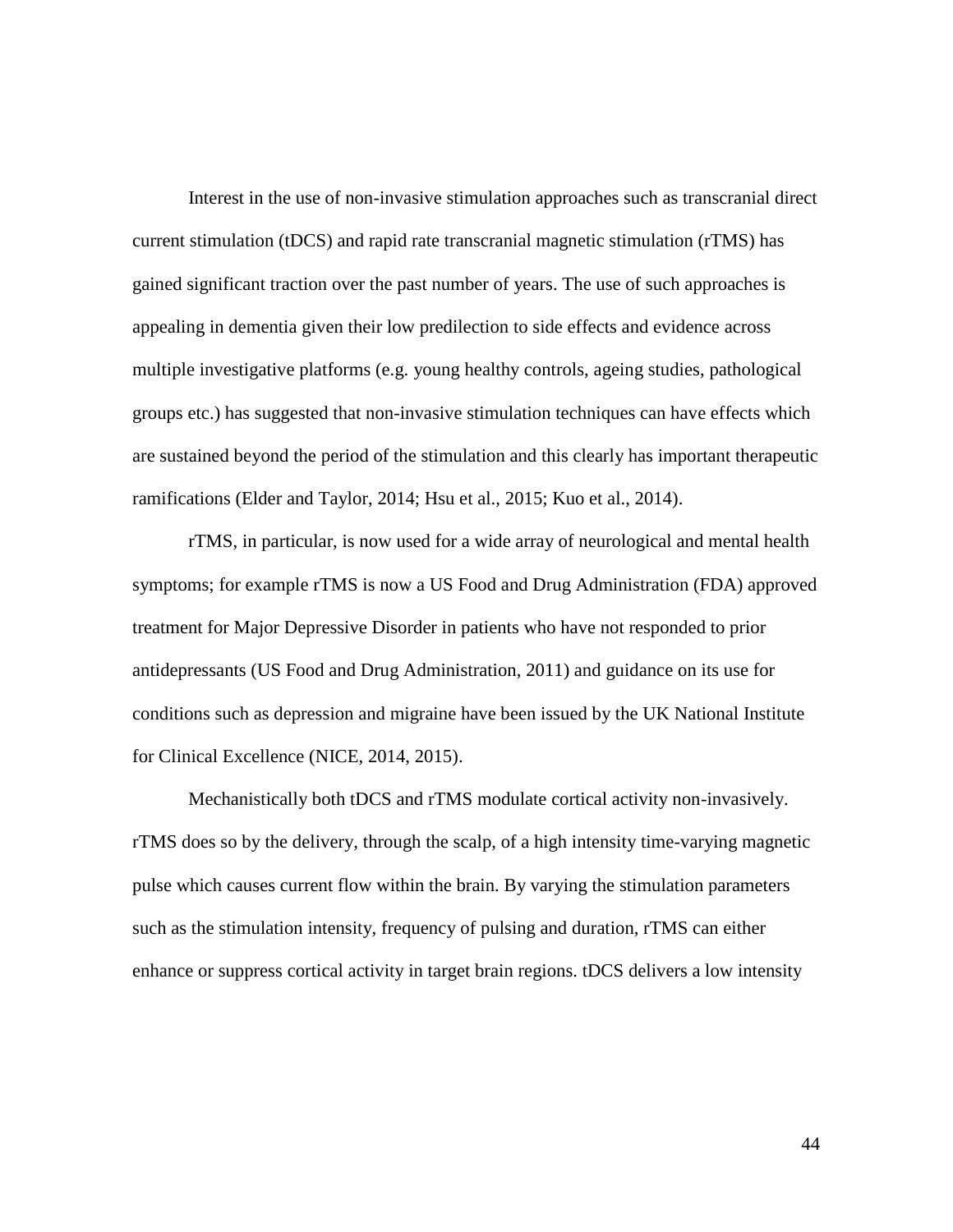Interest in the use of non-invasive stimulation approaches such as transcranial direct current stimulation (tDCS) and rapid rate transcranial magnetic stimulation (rTMS) has gained significant traction over the past number of years. The use of such approaches is appealing in dementia given their low predilection to side effects and evidence across multiple investigative platforms (e.g. young healthy controls, ageing studies, pathological groups etc.) has suggested that non-invasive stimulation techniques can have effects which are sustained beyond the period of the stimulation and this clearly has important therapeutic ramifications (Elder and Taylor, 2014; Hsu et al., 2015; Kuo et al., 2014).

rTMS, in particular, is now used for a wide array of neurological and mental health symptoms; for example rTMS is now a US Food and Drug Administration (FDA) approved treatment for Major Depressive Disorder in patients who have not responded to prior antidepressants (US Food and Drug Administration, 2011) and guidance on its use for conditions such as depression and migraine have been issued by the UK National Institute for Clinical Excellence (NICE, 2014, 2015).

Mechanistically both tDCS and rTMS modulate cortical activity non-invasively. rTMS does so by the delivery, through the scalp, of a high intensity time-varying magnetic pulse which causes current flow within the brain. By varying the stimulation parameters such as the stimulation intensity, frequency of pulsing and duration, rTMS can either enhance or suppress cortical activity in target brain regions. tDCS delivers a low intensity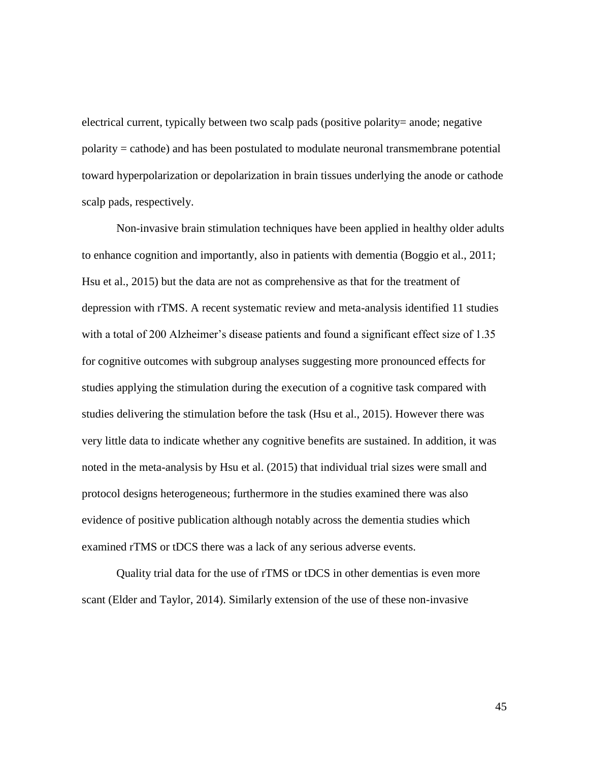electrical current, typically between two scalp pads (positive polarity= anode; negative polarity = cathode) and has been postulated to modulate neuronal transmembrane potential toward hyperpolarization or depolarization in brain tissues underlying the anode or cathode scalp pads, respectively.

Non-invasive brain stimulation techniques have been applied in healthy older adults to enhance cognition and importantly, also in patients with dementia (Boggio et al., 2011; Hsu et al., 2015) but the data are not as comprehensive as that for the treatment of depression with rTMS. A recent systematic review and meta-analysis identified 11 studies with a total of 200 Alzheimer's disease patients and found a significant effect size of 1.35 for cognitive outcomes with subgroup analyses suggesting more pronounced effects for studies applying the stimulation during the execution of a cognitive task compared with studies delivering the stimulation before the task (Hsu et al., 2015). However there was very little data to indicate whether any cognitive benefits are sustained. In addition, it was noted in the meta-analysis by Hsu et al. (2015) that individual trial sizes were small and protocol designs heterogeneous; furthermore in the studies examined there was also evidence of positive publication although notably across the dementia studies which examined rTMS or tDCS there was a lack of any serious adverse events.

Quality trial data for the use of rTMS or tDCS in other dementias is even more scant (Elder and Taylor, 2014). Similarly extension of the use of these non-invasive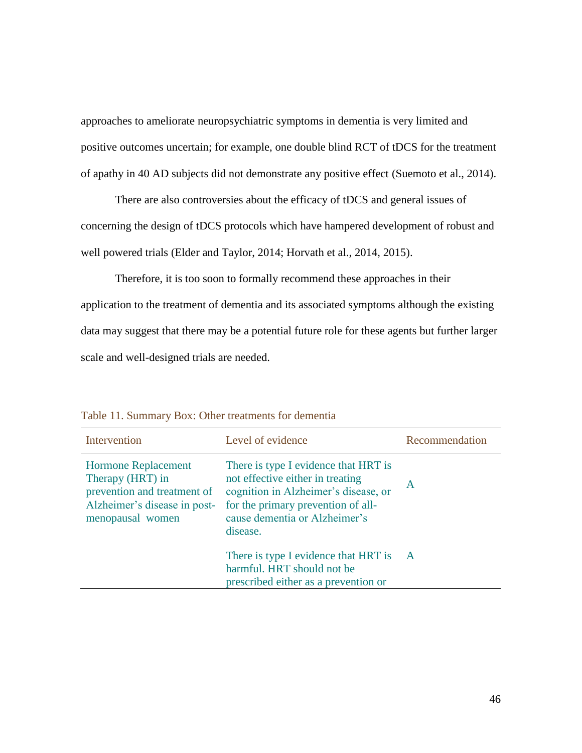approaches to ameliorate neuropsychiatric symptoms in dementia is very limited and positive outcomes uncertain; for example, one double blind RCT of tDCS for the treatment of apathy in 40 AD subjects did not demonstrate any positive effect (Suemoto et al., 2014).

There are also controversies about the efficacy of tDCS and general issues of concerning the design of tDCS protocols which have hampered development of robust and well powered trials (Elder and Taylor, 2014; Horvath et al., 2014, 2015).

Therefore, it is too soon to formally recommend these approaches in their application to the treatment of dementia and its associated symptoms although the existing data may suggest that there may be a potential future role for these agents but further larger scale and well-designed trials are needed.

Table 11. Summary Box: Other treatments for dementia

| Intervention | Level of evidence | Recommendation |
| --- | --- | --- |
| Hormone Replacement Therapy (HRT) in prevention and treatment of Alzheimer's disease in post-menopausal women | There is type I evidence that HRT is not effective either in treating cognition in Alzheimer's disease, or for the primary prevention of all-cause dementia or Alzheimer's disease. | A |
| | There is type I evidence that HRT is harmful. HRT should not be prescribed either as a prevention or | A |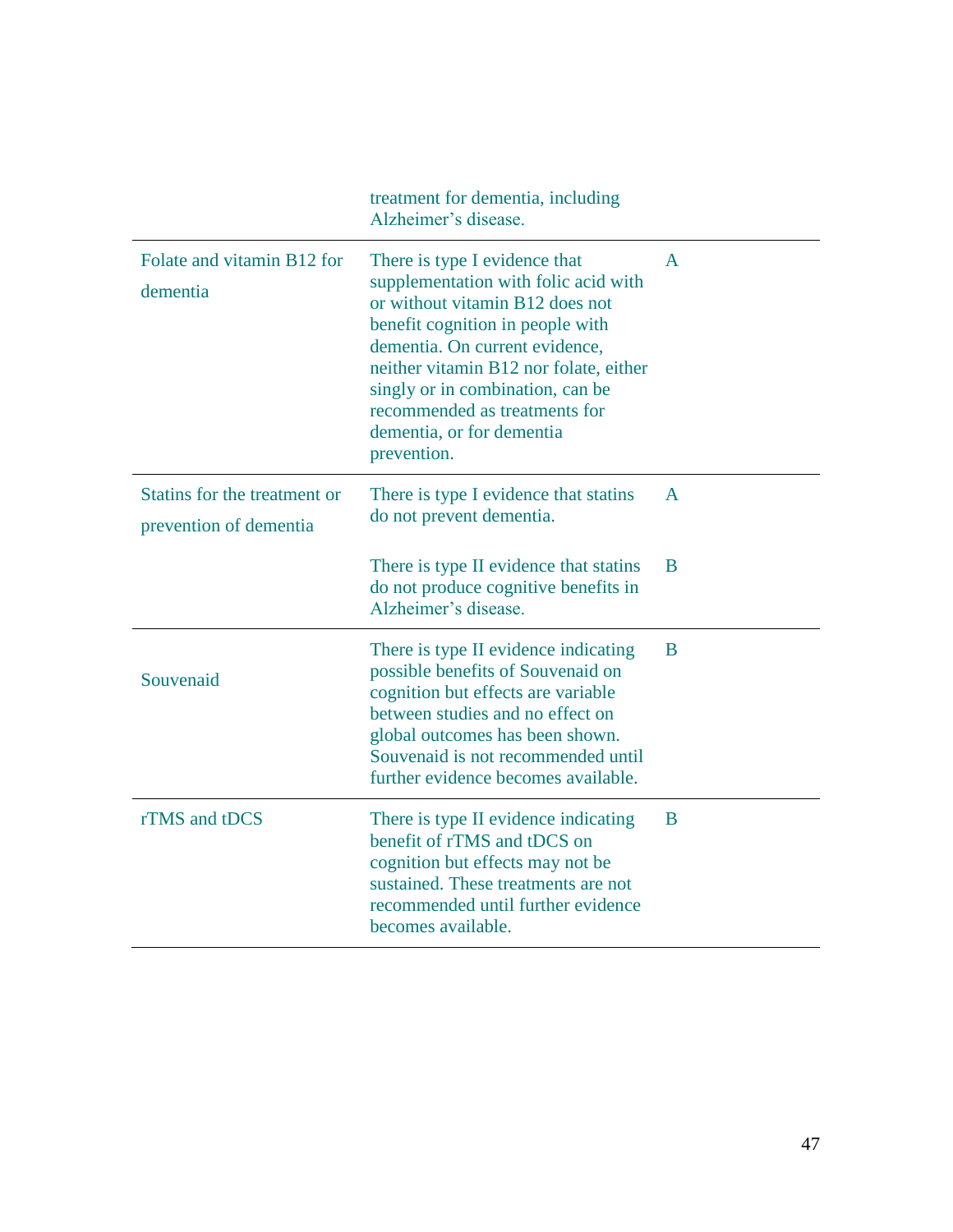| | | |
|---|---|---|
| | treatment for dementia, including Alzheimer's disease. | |
| Folate and vitamin B12 for dementia | There is type I evidence that supplementation with folic acid with or without vitamin B12 does not benefit cognition in people with dementia. On current evidence, neither vitamin B12 nor folate, either singly or in combination, can be recommended as treatments for dementia, or for dementia prevention. | A |
| Statins for the treatment or prevention of dementia | There is type I evidence that statins do not prevent dementia. | A |
| | There is type II evidence that statins do not produce cognitive benefits in Alzheimer's disease. | B |
| Souvenaid | There is type II evidence indicating possible benefits of Souvenaid on cognition but effects are variable between studies and no effect on global outcomes has been shown. Souvenaid is not recommended until further evidence becomes available. | B |
| rTMS and tDCS | There is type II evidence indicating benefit of rTMS and tDCS on cognition but effects may not be sustained. These treatments are not recommended until further evidence becomes available. | B |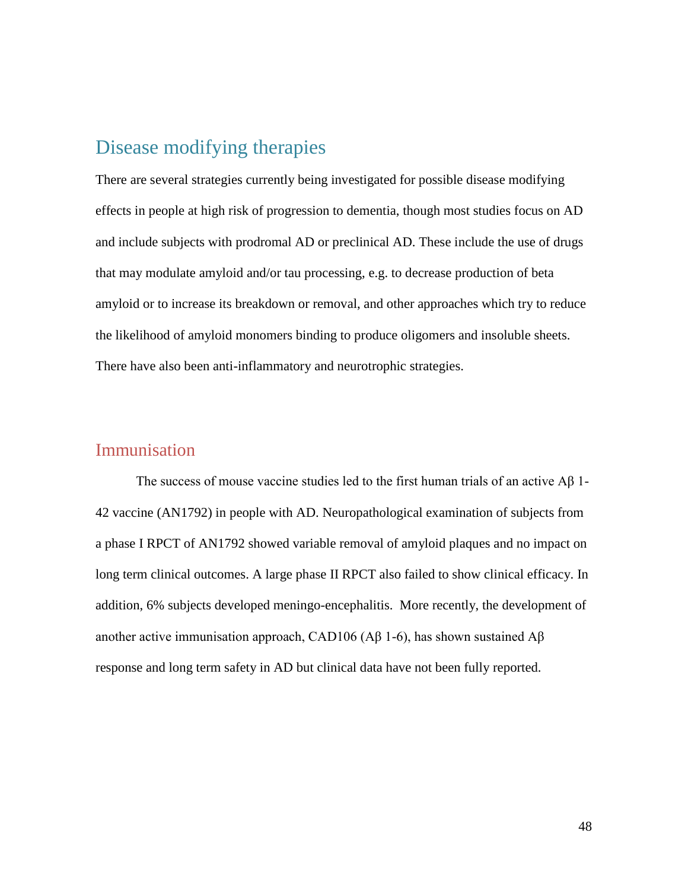## Disease modifying therapies

There are several strategies currently being investigated for possible disease modifying effects in people at high risk of progression to dementia, though most studies focus on AD and include subjects with prodromal AD or preclinical AD. These include the use of drugs that may modulate amyloid and/or tau processing, e.g. to decrease production of beta amyloid or to increase its breakdown or removal, and other approaches which try to reduce the likelihood of amyloid monomers binding to produce oligomers and insoluble sheets. There have also been anti-inflammatory and neurotrophic strategies.

### Immunisation

The success of mouse vaccine studies led to the first human trials of an active Aβ 1-42 vaccine (AN1792) in people with AD. Neuropathological examination of subjects from a phase I RPCT of AN1792 showed variable removal of amyloid plaques and no impact on long term clinical outcomes. A large phase II RPCT also failed to show clinical efficacy. In addition, 6% subjects developed meningo-encephalitis. More recently, the development of another active immunisation approach, CAD106 (Aβ 1-6), has shown sustained Aβ response and long term safety in AD but clinical data have not been fully reported.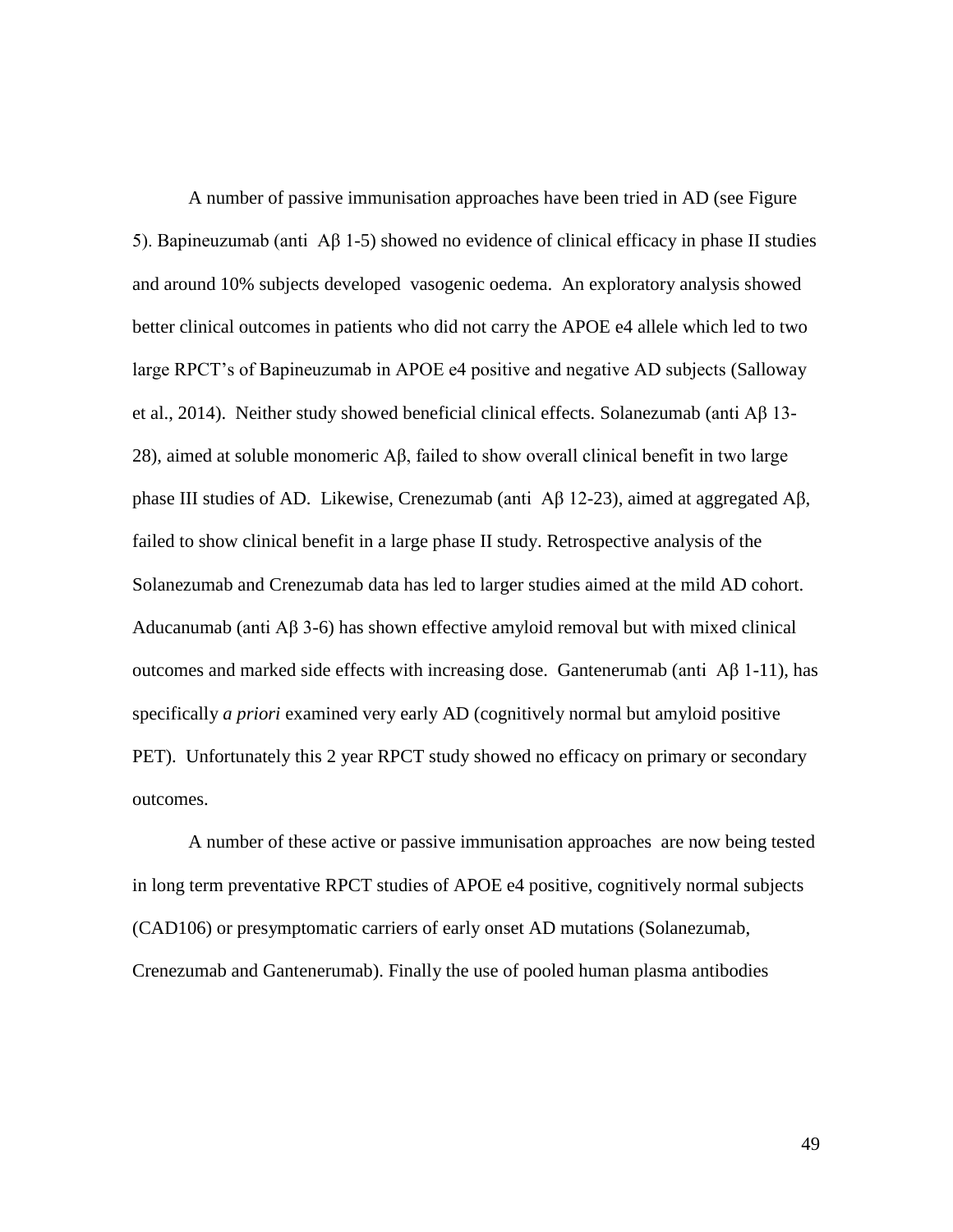A number of passive immunisation approaches have been tried in AD (see Figure 5). Bapineuzumab (anti Aβ 1-5) showed no evidence of clinical efficacy in phase II studies and around 10% subjects developed vasogenic oedema. An exploratory analysis showed better clinical outcomes in patients who did not carry the APOE e4 allele which led to two large RPCT's of Bapineuzumab in APOE e4 positive and negative AD subjects (Salloway et al., 2014). Neither study showed beneficial clinical effects. Solanezumab (anti Aβ 13-28), aimed at soluble monomeric Aβ, failed to show overall clinical benefit in two large phase III studies of AD. Likewise, Crenezumab (anti Aβ 12-23), aimed at aggregated Aβ, failed to show clinical benefit in a large phase II study. Retrospective analysis of the Solanezumab and Crenezumab data has led to larger studies aimed at the mild AD cohort. Aducanumab (anti Aβ 3-6) has shown effective amyloid removal but with mixed clinical outcomes and marked side effects with increasing dose. Gantenerumab (anti Aβ 1-11), has specifically *a priori* examined very early AD (cognitively normal but amyloid positive PET). Unfortunately this 2 year RPCT study showed no efficacy on primary or secondary outcomes.

A number of these active or passive immunisation approaches are now being tested in long term preventative RPCT studies of APOE e4 positive, cognitively normal subjects (CAD106) or presymptomatic carriers of early onset AD mutations (Solanezumab, Crenezumab and Gantenerumab). Finally the use of pooled human plasma antibodies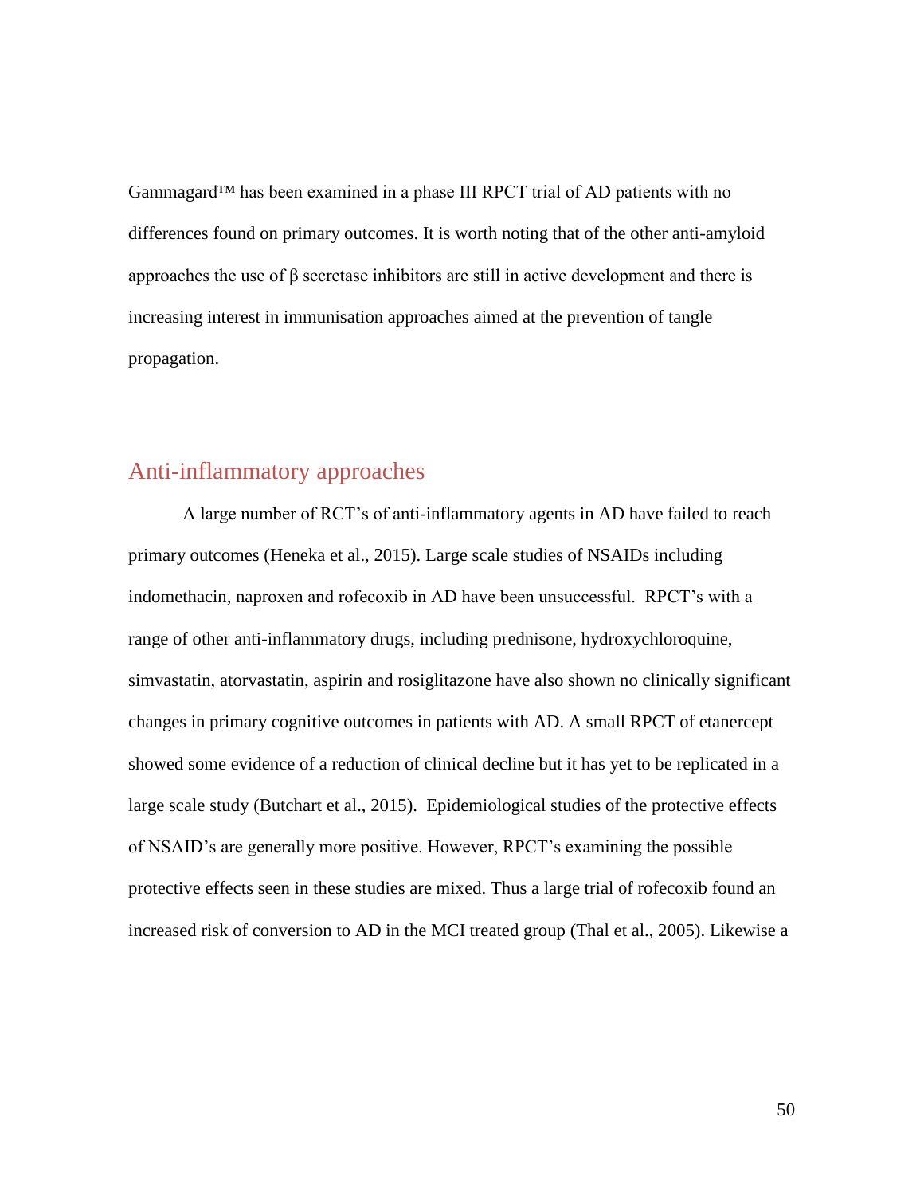Gammagard™ has been examined in a phase III RPCT trial of AD patients with no differences found on primary outcomes. It is worth noting that of the other anti-amyloid approaches the use of β secretase inhibitors are still in active development and there is increasing interest in immunisation approaches aimed at the prevention of tangle propagation.

## Anti-inflammatory approaches

A large number of RCT's of anti-inflammatory agents in AD have failed to reach primary outcomes (Heneka et al., 2015). Large scale studies of NSAIDs including indomethacin, naproxen and rofecoxib in AD have been unsuccessful. RPCT's with a range of other anti-inflammatory drugs, including prednisone, hydroxychloroquine, simvastatin, atorvastatin, aspirin and rosiglitazone have also shown no clinically significant changes in primary cognitive outcomes in patients with AD. A small RPCT of etanercept showed some evidence of a reduction of clinical decline but it has yet to be replicated in a large scale study (Butchart et al., 2015). Epidemiological studies of the protective effects of NSAID's are generally more positive. However, RPCT's examining the possible protective effects seen in these studies are mixed. Thus a large trial of rofecoxib found an increased risk of conversion to AD in the MCI treated group (Thal et al., 2005). Likewise a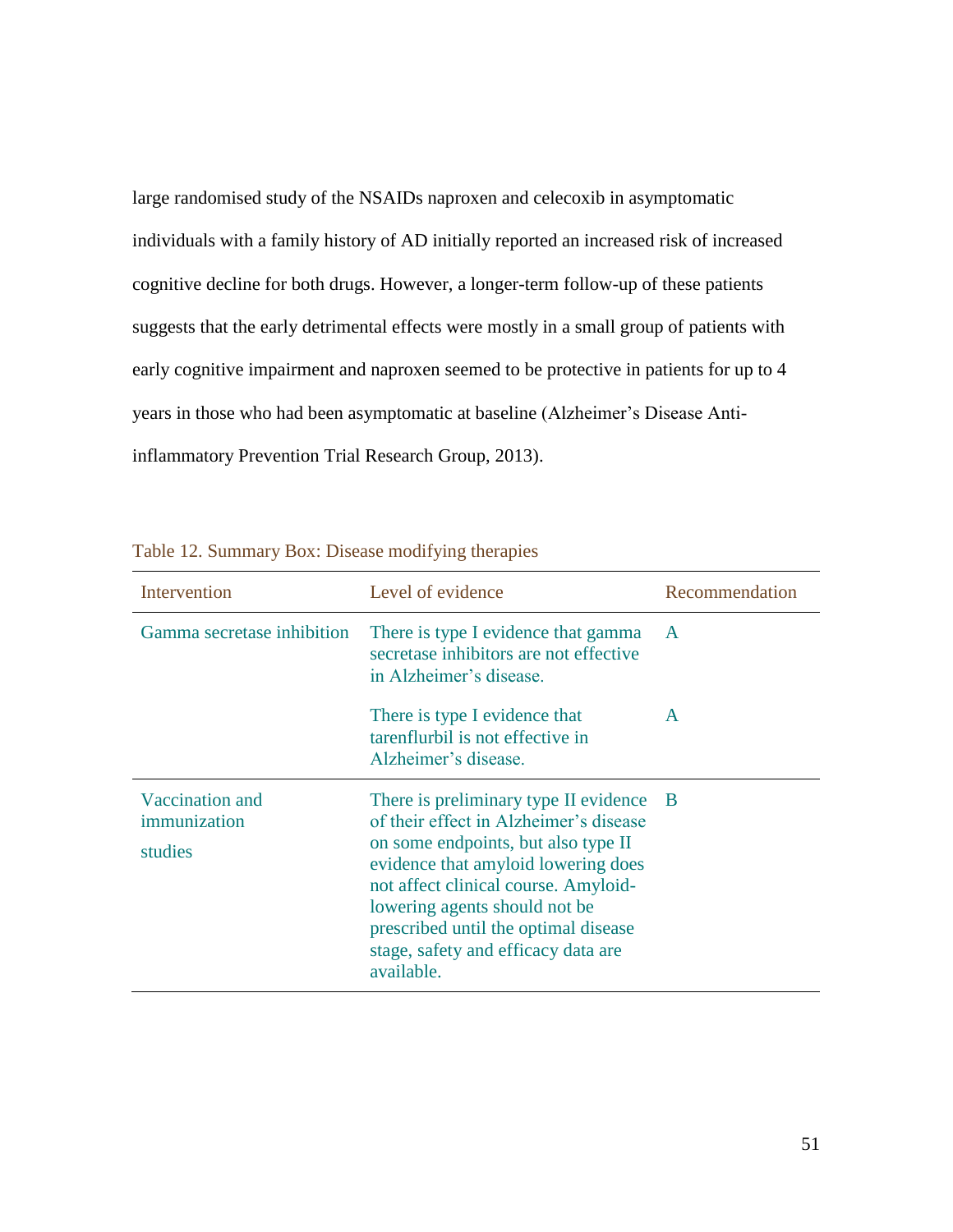large randomised study of the NSAIDs naproxen and celecoxib in asymptomatic individuals with a family history of AD initially reported an increased risk of increased cognitive decline for both drugs. However, a longer-term follow-up of these patients suggests that the early detrimental effects were mostly in a small group of patients with early cognitive impairment and naproxen seemed to be protective in patients for up to 4 years in those who had been asymptomatic at baseline (Alzheimer's Disease Anti-inflammatory Prevention Trial Research Group, 2013).

Table 12. Summary Box: Disease modifying therapies

| Intervention | Level of evidence | Recommendation |
|---|---|---|
| Gamma secretase inhibition | There is type I evidence that gamma secretase inhibitors are not effective in Alzheimer's disease. | A |
| | There is type I evidence that tarenflurbil is not effective in Alzheimer's disease. | A |
| Vaccination and immunization studies | There is preliminary type II evidence of their effect in Alzheimer's disease on some endpoints, but also type II evidence that amyloid lowering does not affect clinical course. Amyloid-lowering agents should not be prescribed until the optimal disease stage, safety and efficacy data are available. | B |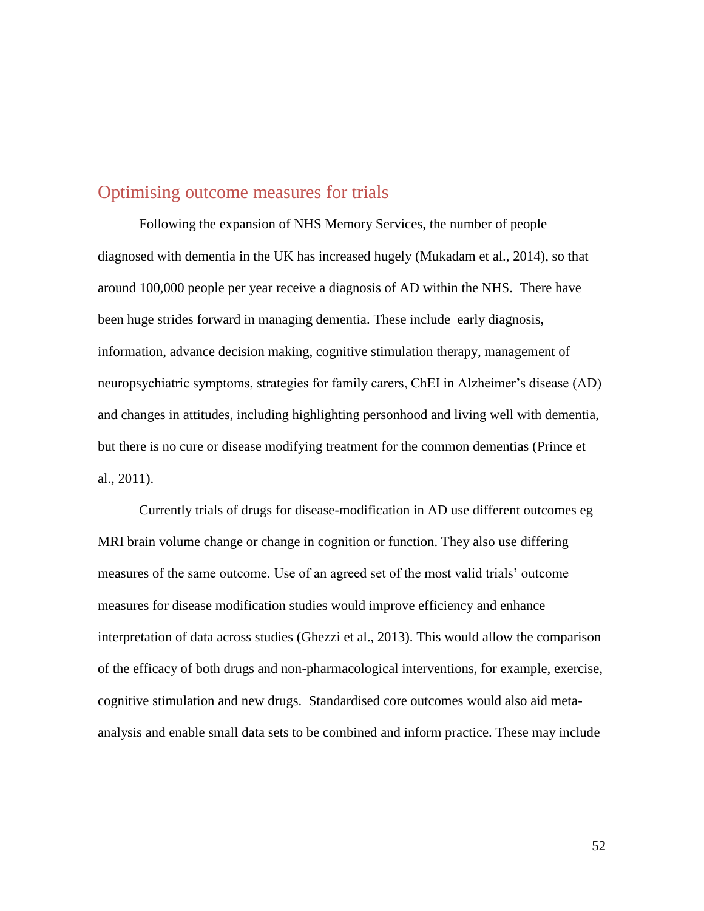## Optimising outcome measures for trials

Following the expansion of NHS Memory Services, the number of people diagnosed with dementia in the UK has increased hugely (Mukadam et al., 2014), so that around 100,000 people per year receive a diagnosis of AD within the NHS. There have been huge strides forward in managing dementia. These include early diagnosis, information, advance decision making, cognitive stimulation therapy, management of neuropsychiatric symptoms, strategies for family carers, ChEI in Alzheimer's disease (AD) and changes in attitudes, including highlighting personhood and living well with dementia, but there is no cure or disease modifying treatment for the common dementias (Prince et al., 2011).

Currently trials of drugs for disease-modification in AD use different outcomes eg MRI brain volume change or change in cognition or function. They also use differing measures of the same outcome. Use of an agreed set of the most valid trials' outcome measures for disease modification studies would improve efficiency and enhance interpretation of data across studies (Ghezzi et al., 2013). This would allow the comparison of the efficacy of both drugs and non-pharmacological interventions, for example, exercise, cognitive stimulation and new drugs. Standardised core outcomes would also aid meta-analysis and enable small data sets to be combined and inform practice. These may include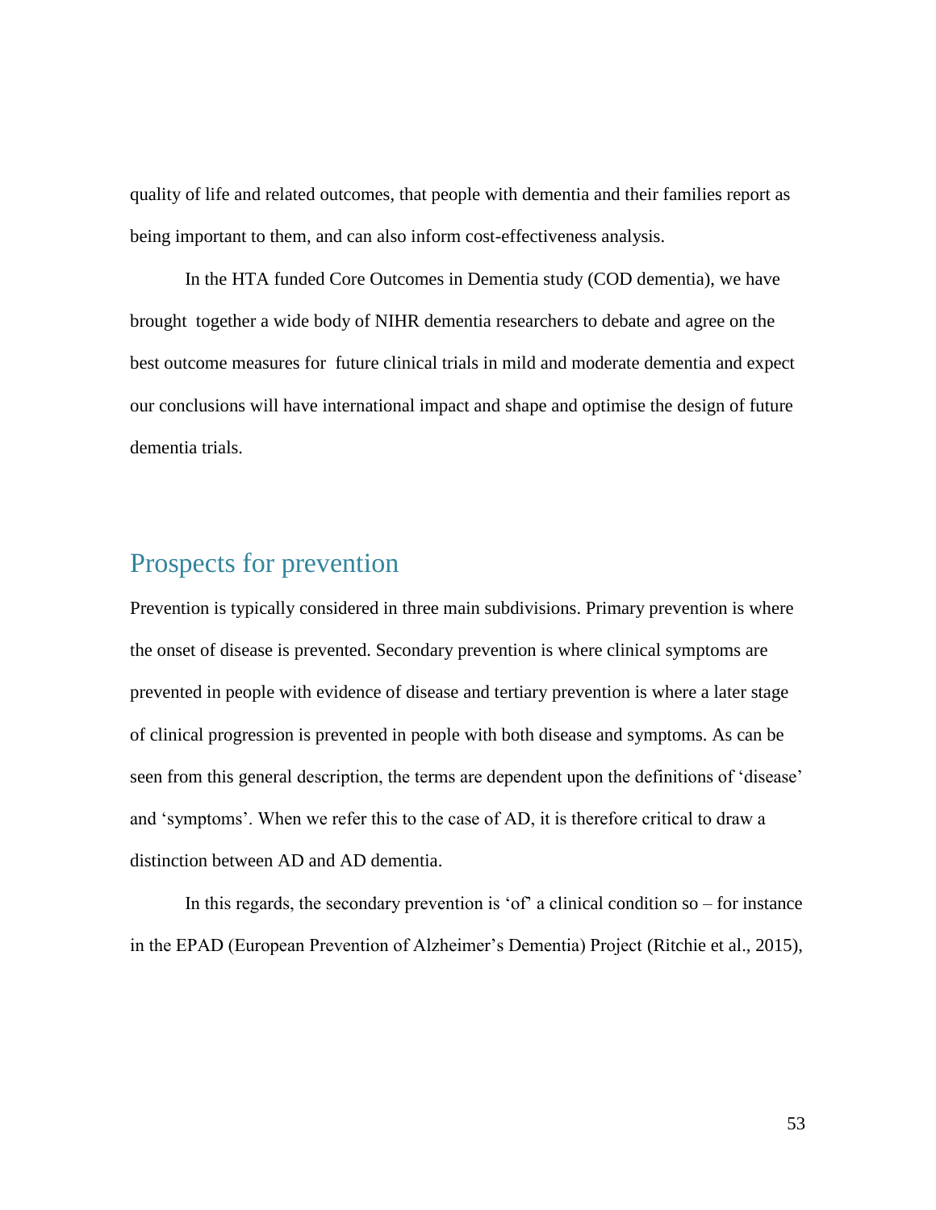quality of life and related outcomes, that people with dementia and their families report as being important to them, and can also inform cost-effectiveness analysis.

In the HTA funded Core Outcomes in Dementia study (COD dementia), we have brought together a wide body of NIHR dementia researchers to debate and agree on the best outcome measures for future clinical trials in mild and moderate dementia and expect our conclusions will have international impact and shape and optimise the design of future dementia trials.

## Prospects for prevention

Prevention is typically considered in three main subdivisions. Primary prevention is where the onset of disease is prevented. Secondary prevention is where clinical symptoms are prevented in people with evidence of disease and tertiary prevention is where a later stage of clinical progression is prevented in people with both disease and symptoms. As can be seen from this general description, the terms are dependent upon the definitions of 'disease' and 'symptoms'. When we refer this to the case of AD, it is therefore critical to draw a distinction between AD and AD dementia.

In this regards, the secondary prevention is 'of' a clinical condition so – for instance in the EPAD (European Prevention of Alzheimer's Dementia) Project (Ritchie et al., 2015),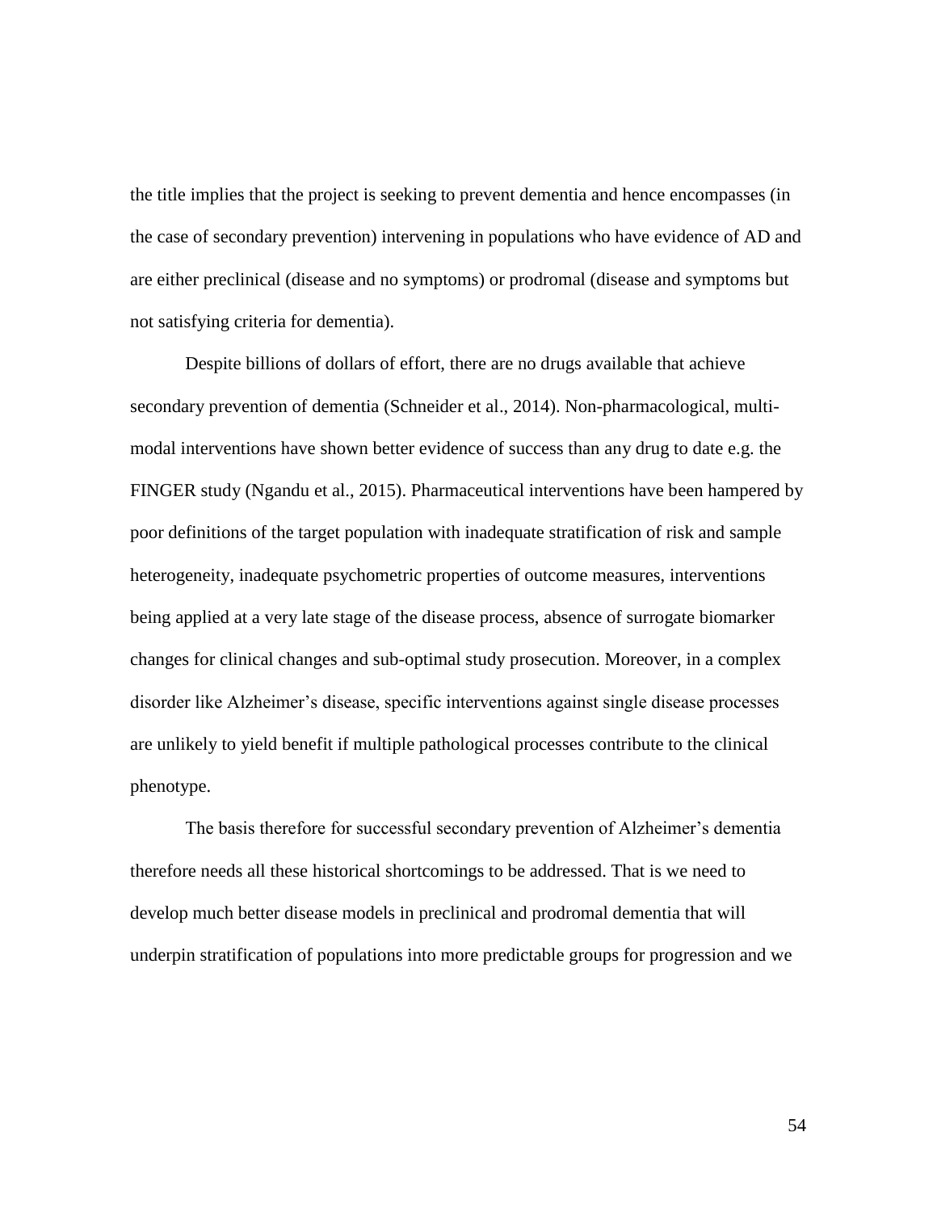the title implies that the project is seeking to prevent dementia and hence encompasses (in the case of secondary prevention) intervening in populations who have evidence of AD and are either preclinical (disease and no symptoms) or prodromal (disease and symptoms but not satisfying criteria for dementia).

Despite billions of dollars of effort, there are no drugs available that achieve secondary prevention of dementia (Schneider et al., 2014). Non-pharmacological, multi-modal interventions have shown better evidence of success than any drug to date e.g. the FINGER study (Ngandu et al., 2015). Pharmaceutical interventions have been hampered by poor definitions of the target population with inadequate stratification of risk and sample heterogeneity, inadequate psychometric properties of outcome measures, interventions being applied at a very late stage of the disease process, absence of surrogate biomarker changes for clinical changes and sub-optimal study prosecution. Moreover, in a complex disorder like Alzheimer's disease, specific interventions against single disease processes are unlikely to yield benefit if multiple pathological processes contribute to the clinical phenotype.

The basis therefore for successful secondary prevention of Alzheimer's dementia therefore needs all these historical shortcomings to be addressed. That is we need to develop much better disease models in preclinical and prodromal dementia that will underpin stratification of populations into more predictable groups for progression and we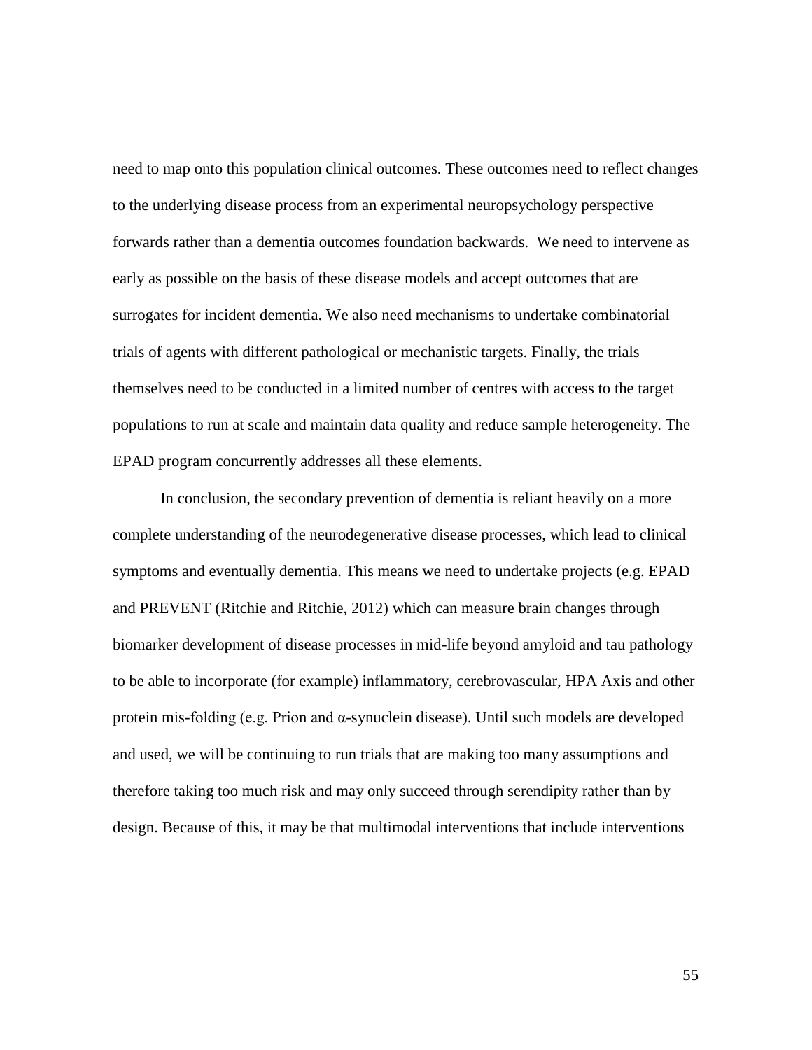need to map onto this population clinical outcomes. These outcomes need to reflect changes to the underlying disease process from an experimental neuropsychology perspective forwards rather than a dementia outcomes foundation backwards. We need to intervene as early as possible on the basis of these disease models and accept outcomes that are surrogates for incident dementia. We also need mechanisms to undertake combinatorial trials of agents with different pathological or mechanistic targets. Finally, the trials themselves need to be conducted in a limited number of centres with access to the target populations to run at scale and maintain data quality and reduce sample heterogeneity. The EPAD program concurrently addresses all these elements.

In conclusion, the secondary prevention of dementia is reliant heavily on a more complete understanding of the neurodegenerative disease processes, which lead to clinical symptoms and eventually dementia. This means we need to undertake projects (e.g. EPAD and PREVENT (Ritchie and Ritchie, 2012) which can measure brain changes through biomarker development of disease processes in mid-life beyond amyloid and tau pathology to be able to incorporate (for example) inflammatory, cerebrovascular, HPA Axis and other protein mis-folding (e.g. Prion and α-synuclein disease). Until such models are developed and used, we will be continuing to run trials that are making too many assumptions and therefore taking too much risk and may only succeed through serendipity rather than by design. Because of this, it may be that multimodal interventions that include interventions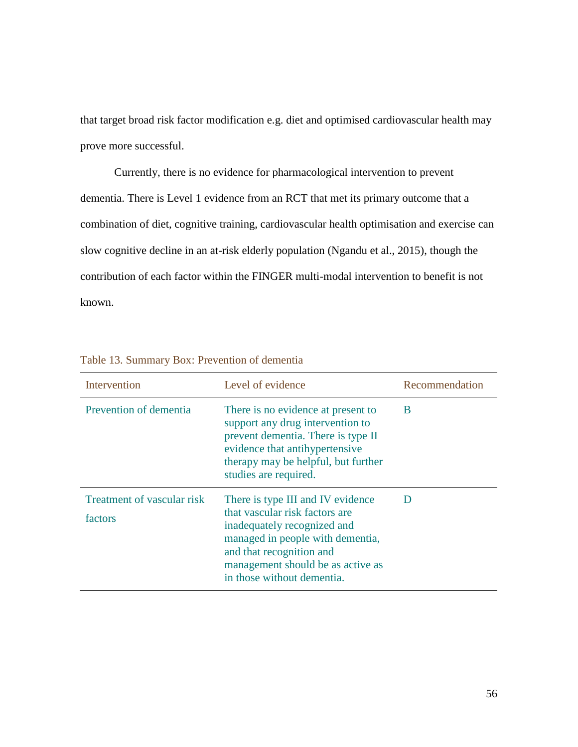that target broad risk factor modification e.g. diet and optimised cardiovascular health may prove more successful.

Currently, there is no evidence for pharmacological intervention to prevent dementia. There is Level 1 evidence from an RCT that met its primary outcome that a combination of diet, cognitive training, cardiovascular health optimisation and exercise can slow cognitive decline in an at-risk elderly population (Ngandu et al., 2015), though the contribution of each factor within the FINGER multi-modal intervention to benefit is not known.

Table 13. Summary Box: Prevention of dementia

| Intervention | Level of evidence | Recommendation |
|---|---|---|
| Prevention of dementia | There is no evidence at present to support any drug intervention to prevent dementia. There is type II evidence that antihypertensive therapy may be helpful, but further studies are required. | B |
| Treatment of vascular risk factors | There is type III and IV evidence that vascular risk factors are inadequately recognized and managed in people with dementia, and that recognition and management should be as active as in those without dementia. | D |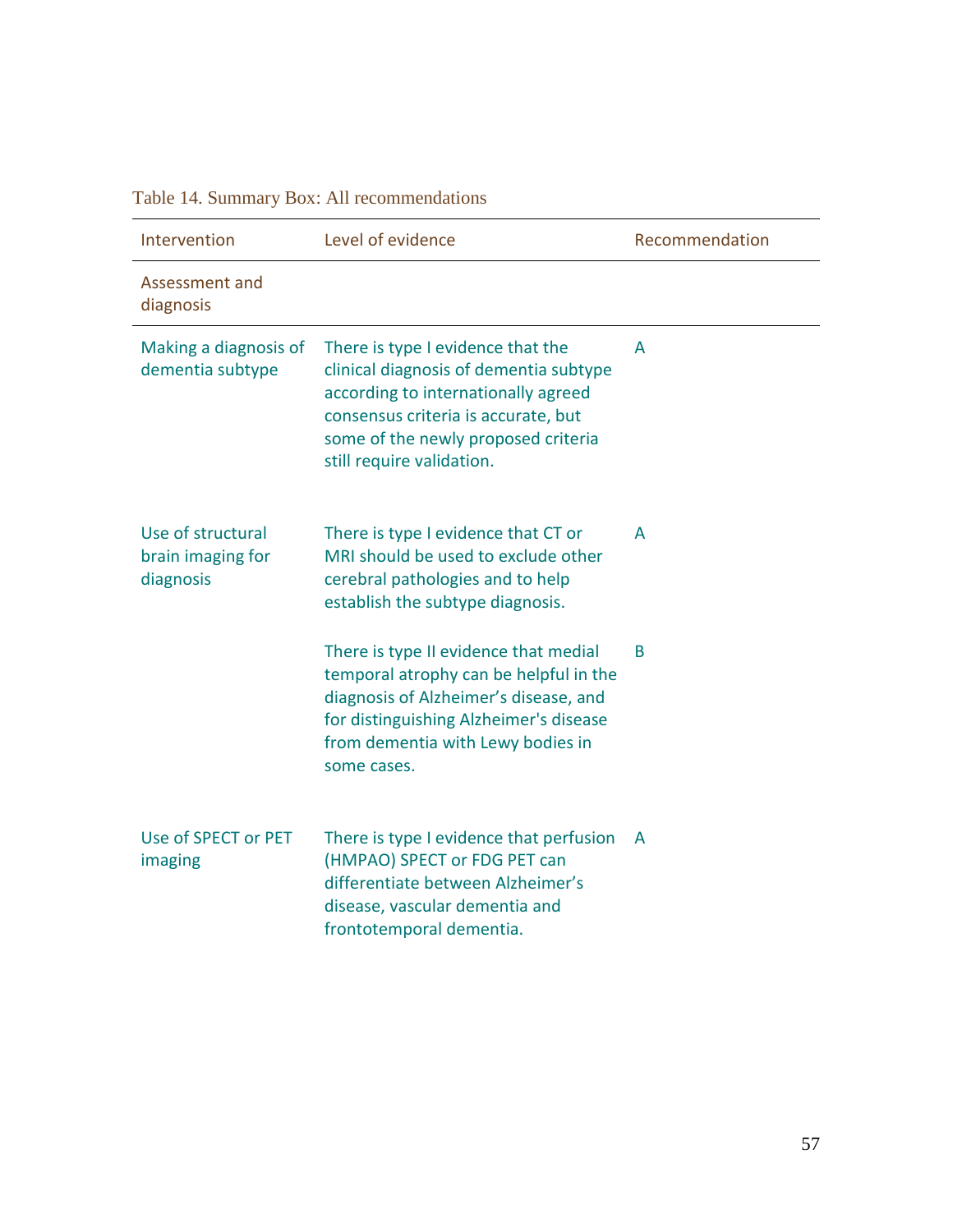Table 14. Summary Box: All recommendations

| Intervention | Level of evidence | Recommendation |
| --- | --- | --- |
| Assessment and diagnosis | | |
| Making a diagnosis of dementia subtype | There is type I evidence that the clinical diagnosis of dementia subtype according to internationally agreed consensus criteria is accurate, but some of the newly proposed criteria still require validation. | A |
| Use of structural brain imaging for diagnosis | There is type I evidence that CT or MRI should be used to exclude other cerebral pathologies and to help establish the subtype diagnosis. | A |
| | There is type II evidence that medial temporal atrophy can be helpful in the diagnosis of Alzheimer's disease, and for distinguishing Alzheimer's disease from dementia with Lewy bodies in some cases. | B |
| Use of SPECT or PET imaging | There is type I evidence that perfusion (HMPAO) SPECT or FDG PET can differentiate between Alzheimer's disease, vascular dementia and frontotemporal dementia. | A |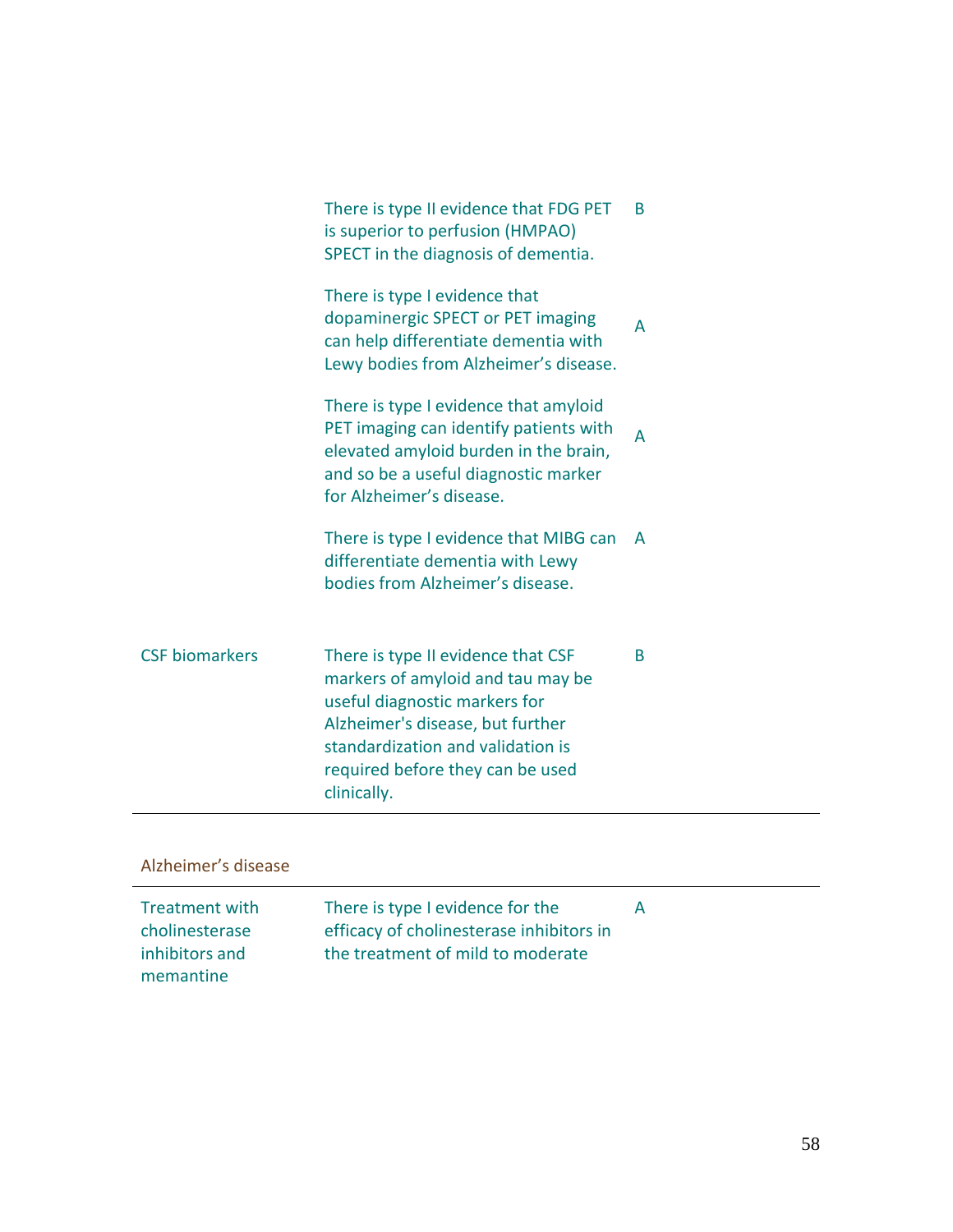| | | |
|---|---|---|
| | There is type II evidence that FDG PET is superior to perfusion (HMPAO) SPECT in the diagnosis of dementia. | B |
| | There is type I evidence that dopaminergic SPECT or PET imaging can help differentiate dementia with Lewy bodies from Alzheimer's disease. | A |
| | There is type I evidence that amyloid PET imaging can identify patients with elevated amyloid burden in the brain, and so be a useful diagnostic marker for Alzheimer's disease. | A |
| | There is type I evidence that MIBG can differentiate dementia with Lewy bodies from Alzheimer's disease. | A |
| CSF biomarkers | There is type II evidence that CSF markers of amyloid and tau may be useful diagnostic markers for Alzheimer's disease, but further standardization and validation is required before they can be used clinically. | B |

Alzheimer's disease

| | | |
|---|---|---|
| Treatment with cholinesterase inhibitors and memantine | There is type I evidence for the efficacy of cholinesterase inhibitors in the treatment of mild to moderate | A |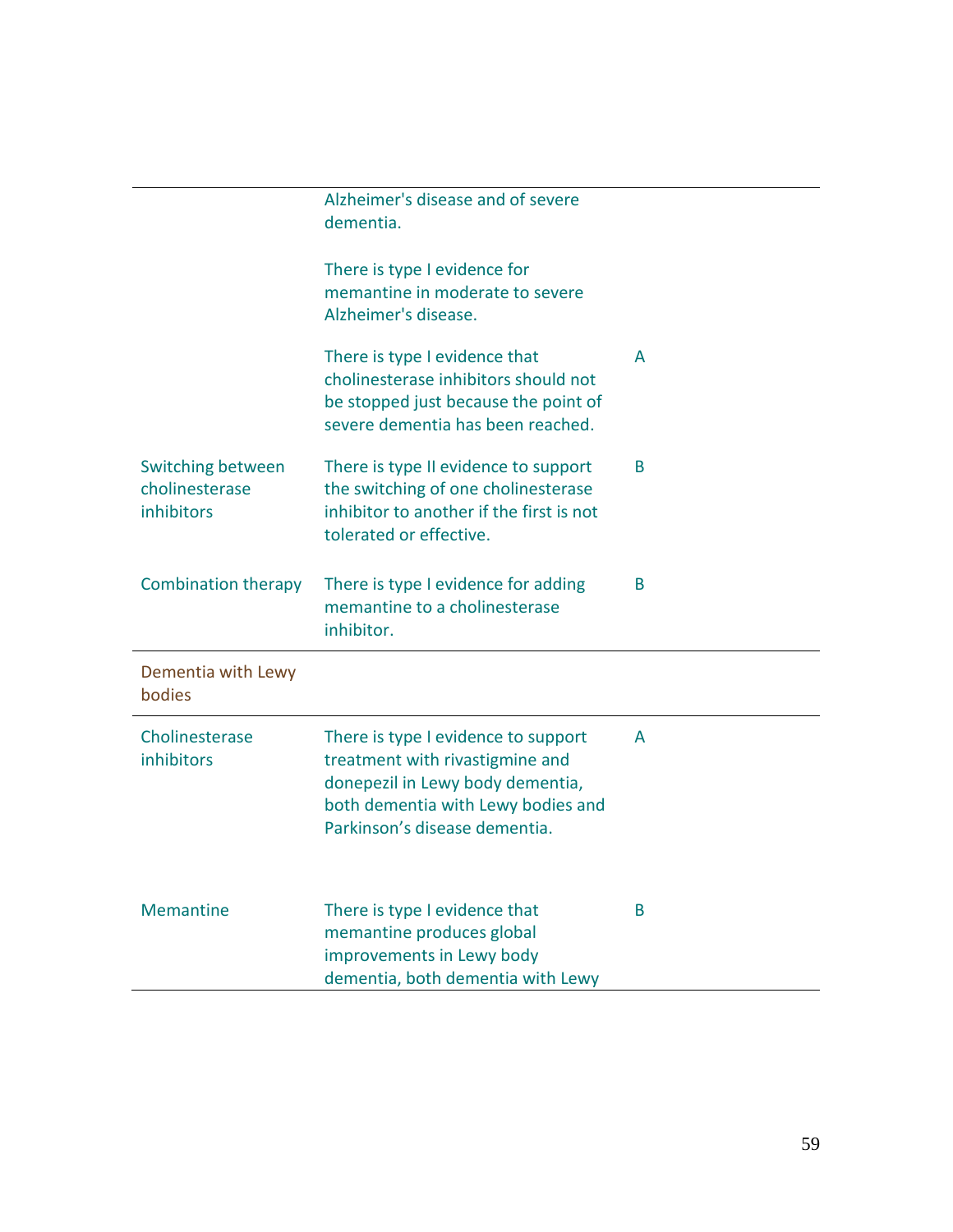| | | |
|---|---|---|
| | Alzheimer's disease and of severe dementia.<br><br>There is type I evidence for memantine in moderate to severe Alzheimer's disease. | |
| | There is type I evidence that cholinesterase inhibitors should not be stopped just because the point of severe dementia has been reached. | A |
| Switching between cholinesterase inhibitors | There is type II evidence to support the switching of one cholinesterase inhibitor to another if the first is not tolerated or effective. | B |
| Combination therapy | There is type I evidence for adding memantine to a cholinesterase inhibitor. | B |
| Dementia with Lewy bodies | | |
| Cholinesterase inhibitors | There is type I evidence to support treatment with rivastigmine and donepezil in Lewy body dementia, both dementia with Lewy bodies and Parkinson's disease dementia. | A |
| Memantine | There is type I evidence that memantine produces global improvements in Lewy body dementia, both dementia with Lewy | B |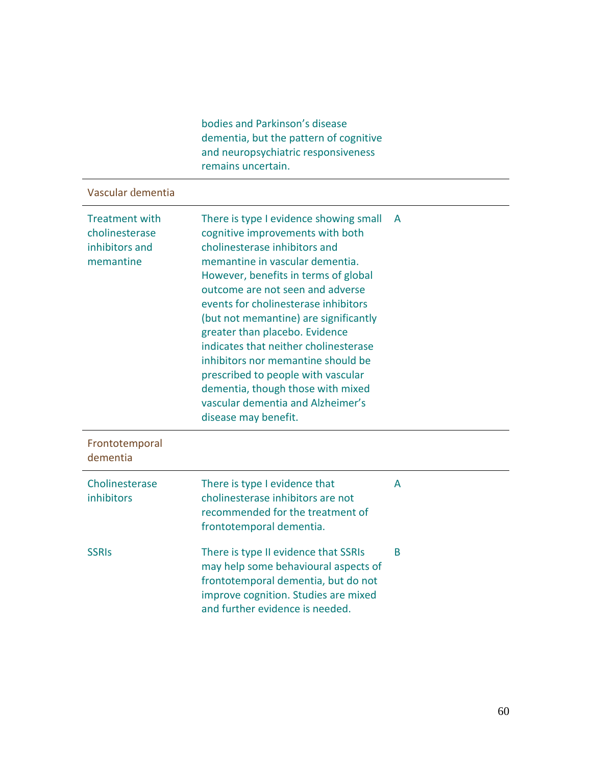| | | |
|---|---|---|
| | bodies and Parkinson's disease dementia, but the pattern of cognitive and neuropsychiatric responsiveness remains uncertain. | |
| Vascular dementia | | |
| Treatment with cholinesterase inhibitors and memantine | There is type I evidence showing small cognitive improvements with both cholinesterase inhibitors and memantine in vascular dementia. However, benefits in terms of global outcome are not seen and adverse events for cholinesterase inhibitors (but not memantine) are significantly greater than placebo. Evidence indicates that neither cholinesterase inhibitors nor memantine should be prescribed to people with vascular dementia, though those with mixed vascular dementia and Alzheimer's disease may benefit. | A |
| Frontotemporal dementia | | |
| Cholinesterase inhibitors | There is type I evidence that cholinesterase inhibitors are not recommended for the treatment of frontotemporal dementia. | A |
| SSRIs | There is type II evidence that SSRIs may help some behavioural aspects of frontotemporal dementia, but do not improve cognition. Studies are mixed and further evidence is needed. | B |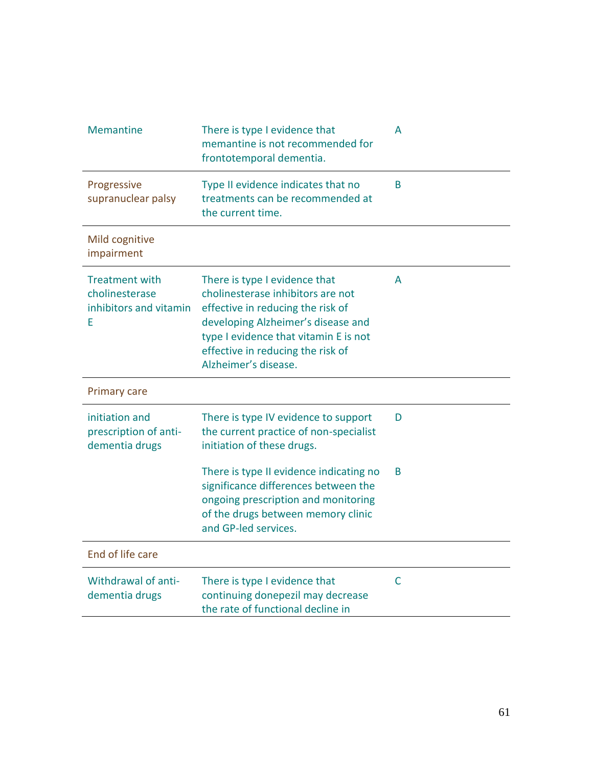| | | |
|---|---|---|
| Memantine | There is type I evidence that memantine is not recommended for frontotemporal dementia. | A |
| Progressive supranuclear palsy | Type II evidence indicates that no treatments can be recommended at the current time. | B |
| Mild cognitive impairment | | |
| Treatment with cholinesterase inhibitors and vitamin E | There is type I evidence that cholinesterase inhibitors are not effective in reducing the risk of developing Alzheimer's disease and type I evidence that vitamin E is not effective in reducing the risk of Alzheimer's disease. | A |
| Primary care | | |
| initiation and prescription of anti-dementia drugs | There is type IV evidence to support the current practice of non-specialist initiation of these drugs. | D |
| | There is type II evidence indicating no significance differences between the ongoing prescription and monitoring of the drugs between memory clinic and GP-led services. | B |
| End of life care | | |
| Withdrawal of anti-dementia drugs | There is type I evidence that continuing donepezil may decrease the rate of functional decline in | C |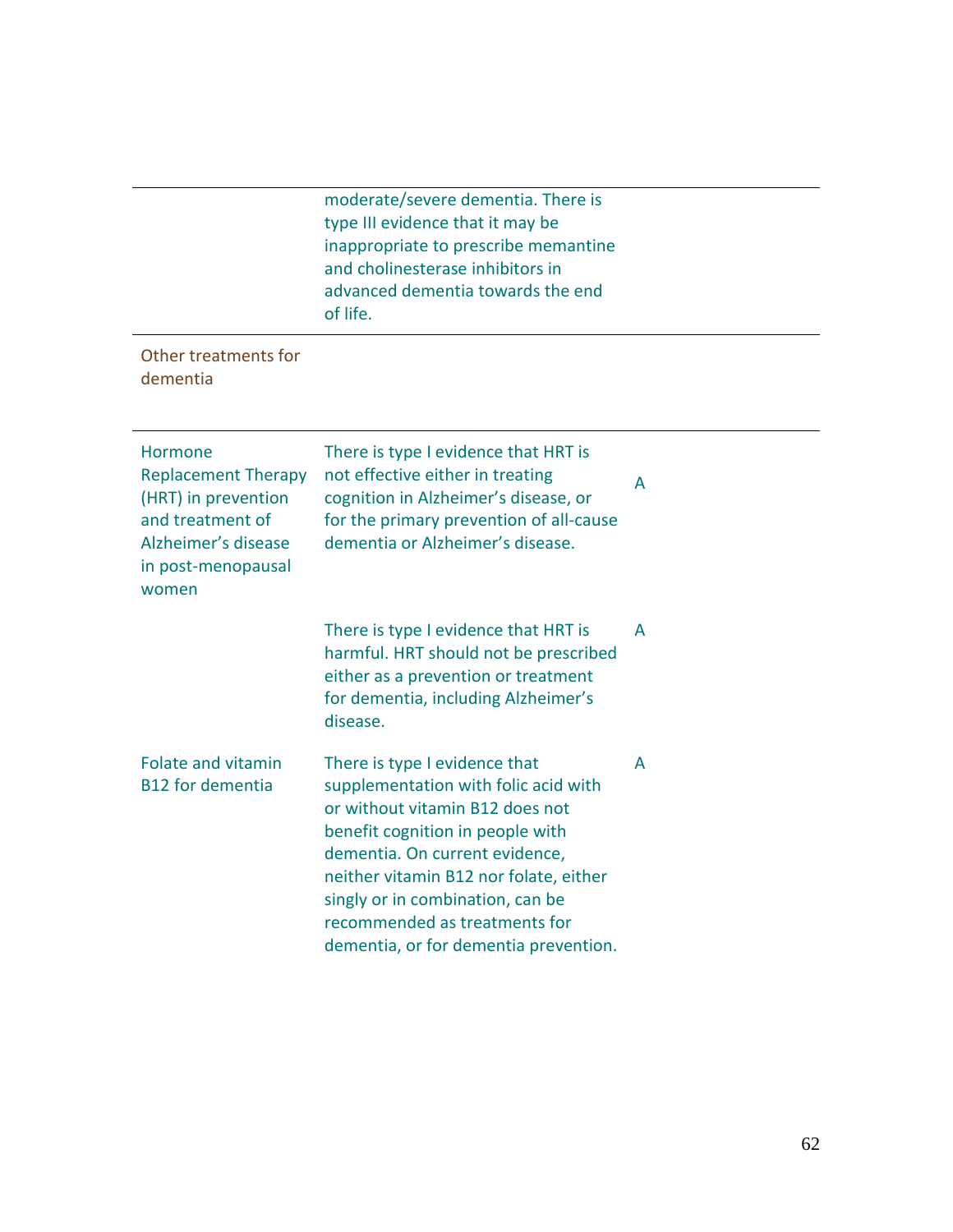| | | |
|---|---|---|
| | moderate/severe dementia. There is type III evidence that it may be inappropriate to prescribe memantine and cholinesterase inhibitors in advanced dementia towards the end of life. | |
| Other treatments for dementia | | |
| Hormone Replacement Therapy (HRT) in prevention and treatment of Alzheimer's disease in post-menopausal women | There is type I evidence that HRT is not effective either in treating cognition in Alzheimer's disease, or for the primary prevention of all-cause dementia or Alzheimer's disease. | A |
| | There is type I evidence that HRT is harmful. HRT should not be prescribed either as a prevention or treatment for dementia, including Alzheimer's disease. | A |
| Folate and vitamin B12 for dementia | There is type I evidence that supplementation with folic acid with or without vitamin B12 does not benefit cognition in people with dementia. On current evidence, neither vitamin B12 nor folate, either singly or in combination, can be recommended as treatments for dementia, or for dementia prevention. | A |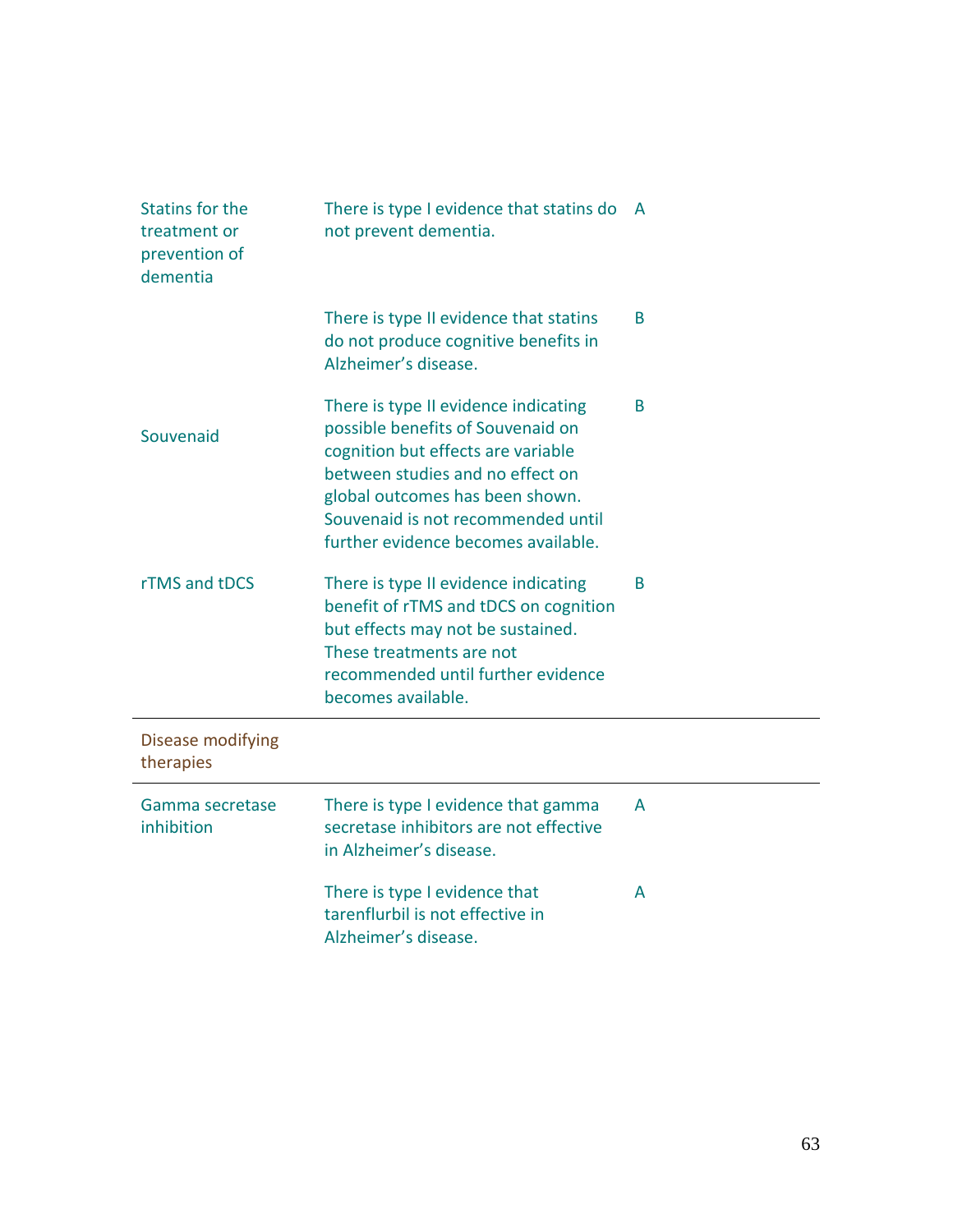| | | |
|---|---|---|
| Statins for the treatment or prevention of dementia | There is type I evidence that statins do not prevent dementia. | A |
| | There is type II evidence that statins do not produce cognitive benefits in Alzheimer's disease. | B |
| Souvenaid | There is type II evidence indicating possible benefits of Souvenaid on cognition but effects are variable between studies and no effect on global outcomes has been shown. Souvenaid is not recommended until further evidence becomes available. | B |
| rTMS and tDCS | There is type II evidence indicating benefit of rTMS and tDCS on cognition but effects may not be sustained. These treatments are not recommended until further evidence becomes available. | B |
| Disease modifying therapies | | |
| Gamma secretase inhibition | There is type I evidence that gamma secretase inhibitors are not effective in Alzheimer's disease. | A |
| | There is type I evidence that tarenflurbil is not effective in Alzheimer's disease. | A |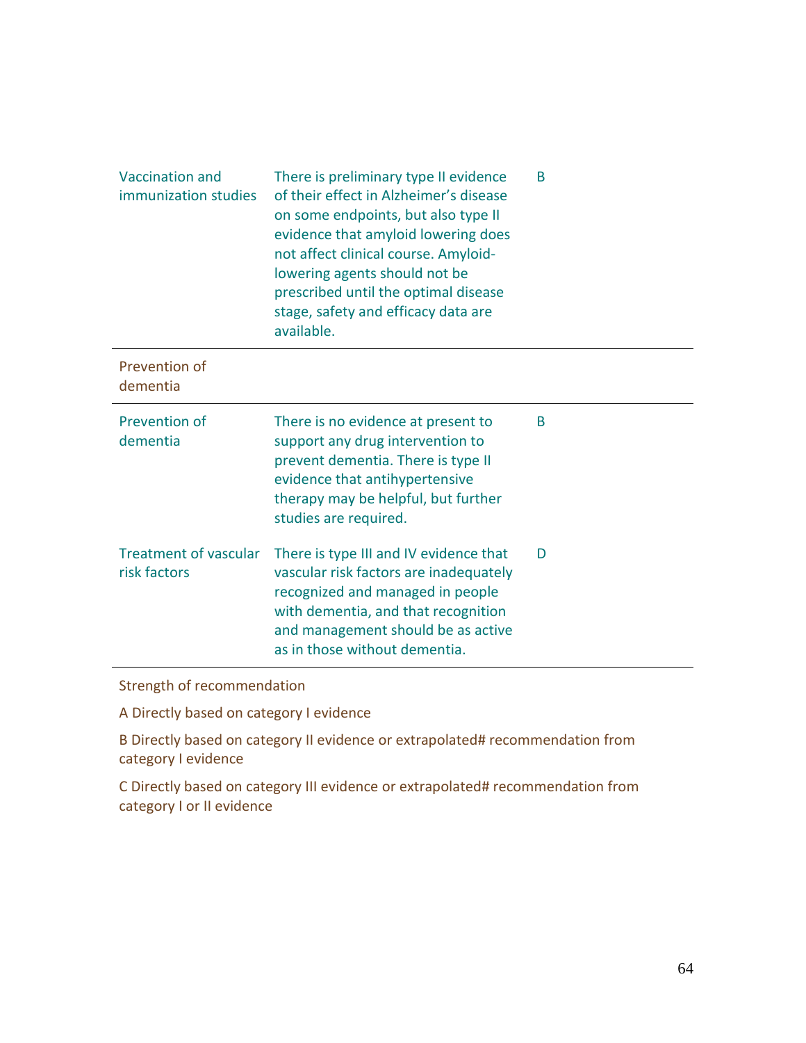| | | |
|---|---|---|
| Vaccination and immunization studies | There is preliminary type II evidence of their effect in Alzheimer's disease on some endpoints, but also type II evidence that amyloid lowering does not affect clinical course. Amyloid-lowering agents should not be prescribed until the optimal disease stage, safety and efficacy data are available. | B |
| Prevention of dementia | | |
| Prevention of dementia | There is no evidence at present to support any drug intervention to prevent dementia. There is type II evidence that antihypertensive therapy may be helpful, but further studies are required. | B |
| Treatment of vascular risk factors | There is type III and IV evidence that vascular risk factors are inadequately recognized and managed in people with dementia, and that recognition and management should be as active as in those without dementia. | D |

Strength of recommendation

A Directly based on category I evidence

B Directly based on category II evidence or extrapolated# recommendation from category I evidence

C Directly based on category III evidence or extrapolated# recommendation from category I or II evidence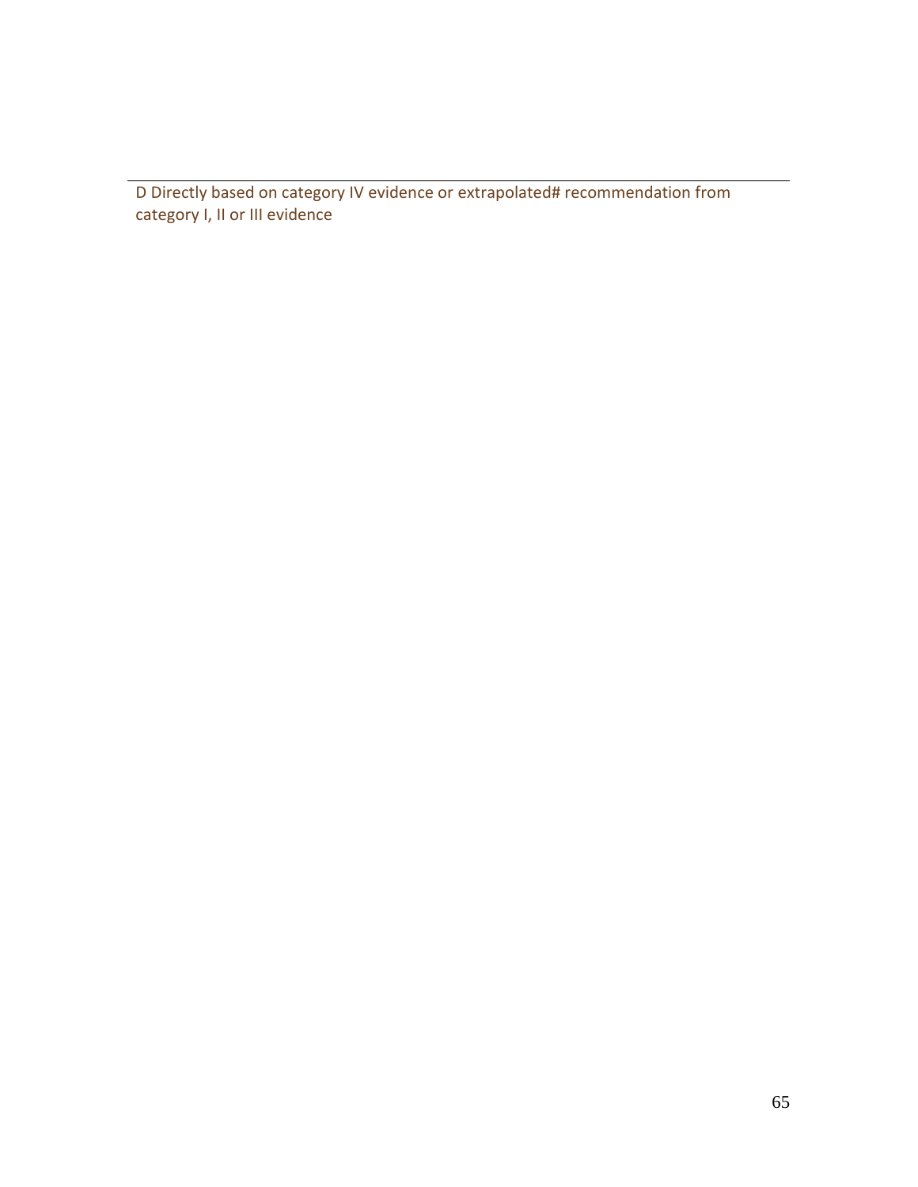D Directly based on category IV evidence or extrapolated# recommendation from category I, II or III evidence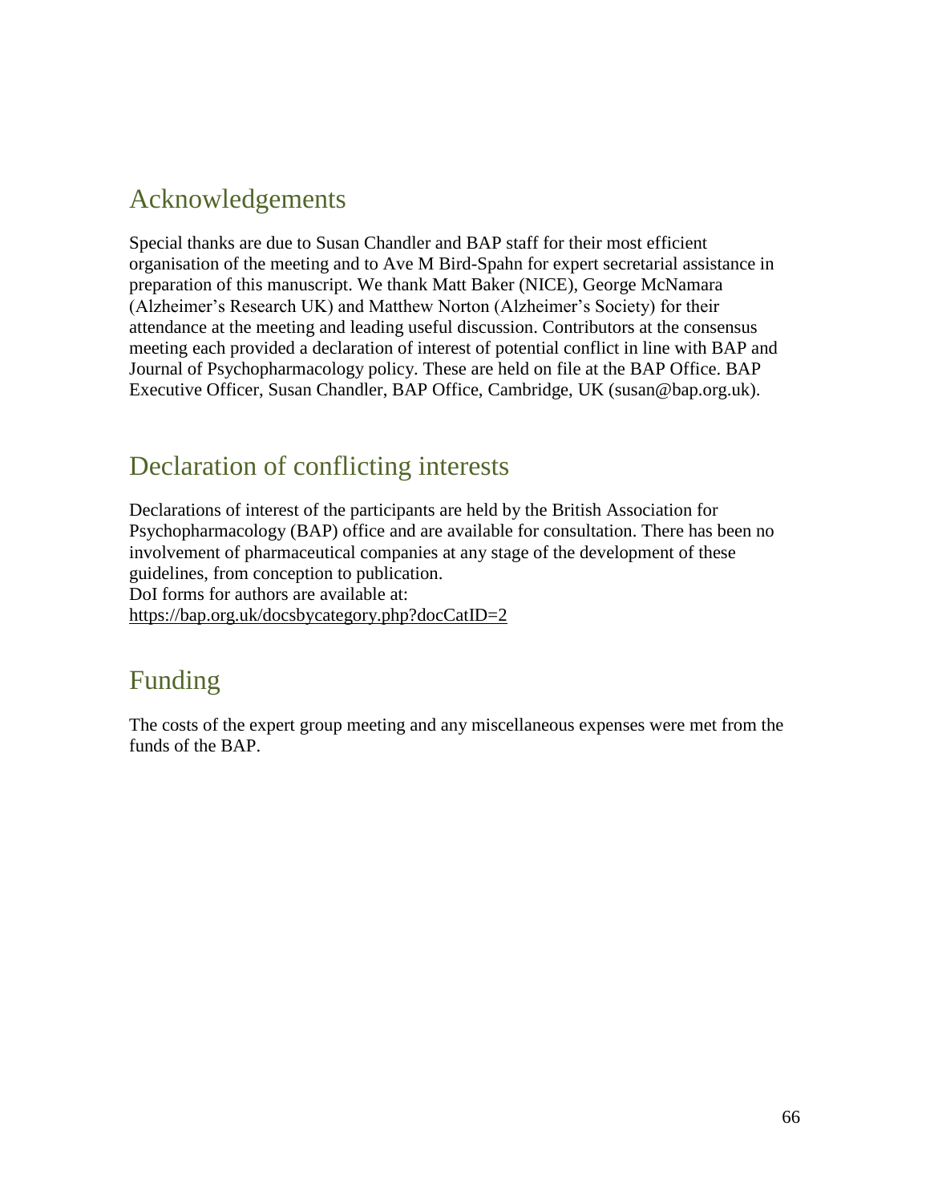## Acknowledgements

Special thanks are due to Susan Chandler and BAP staff for their most efficient organisation of the meeting and to Ave M Bird-Spahn for expert secretarial assistance in preparation of this manuscript. We thank Matt Baker (NICE), George McNamara (Alzheimer's Research UK) and Matthew Norton (Alzheimer's Society) for their attendance at the meeting and leading useful discussion. Contributors at the consensus meeting each provided a declaration of interest of potential conflict in line with BAP and Journal of Psychopharmacology policy. These are held on file at the BAP Office. BAP Executive Officer, Susan Chandler, BAP Office, Cambridge, UK (susan@bap.org.uk).

## Declaration of conflicting interests

Declarations of interest of the participants are held by the British Association for Psychopharmacology (BAP) office and are available for consultation. There has been no involvement of pharmaceutical companies at any stage of the development of these guidelines, from conception to publication.
DoI forms for authors are available at:
https://bap.org.uk/docsbycategory.php?docCatID=2

## Funding

The costs of the expert group meeting and any miscellaneous expenses were met from the funds of the BAP.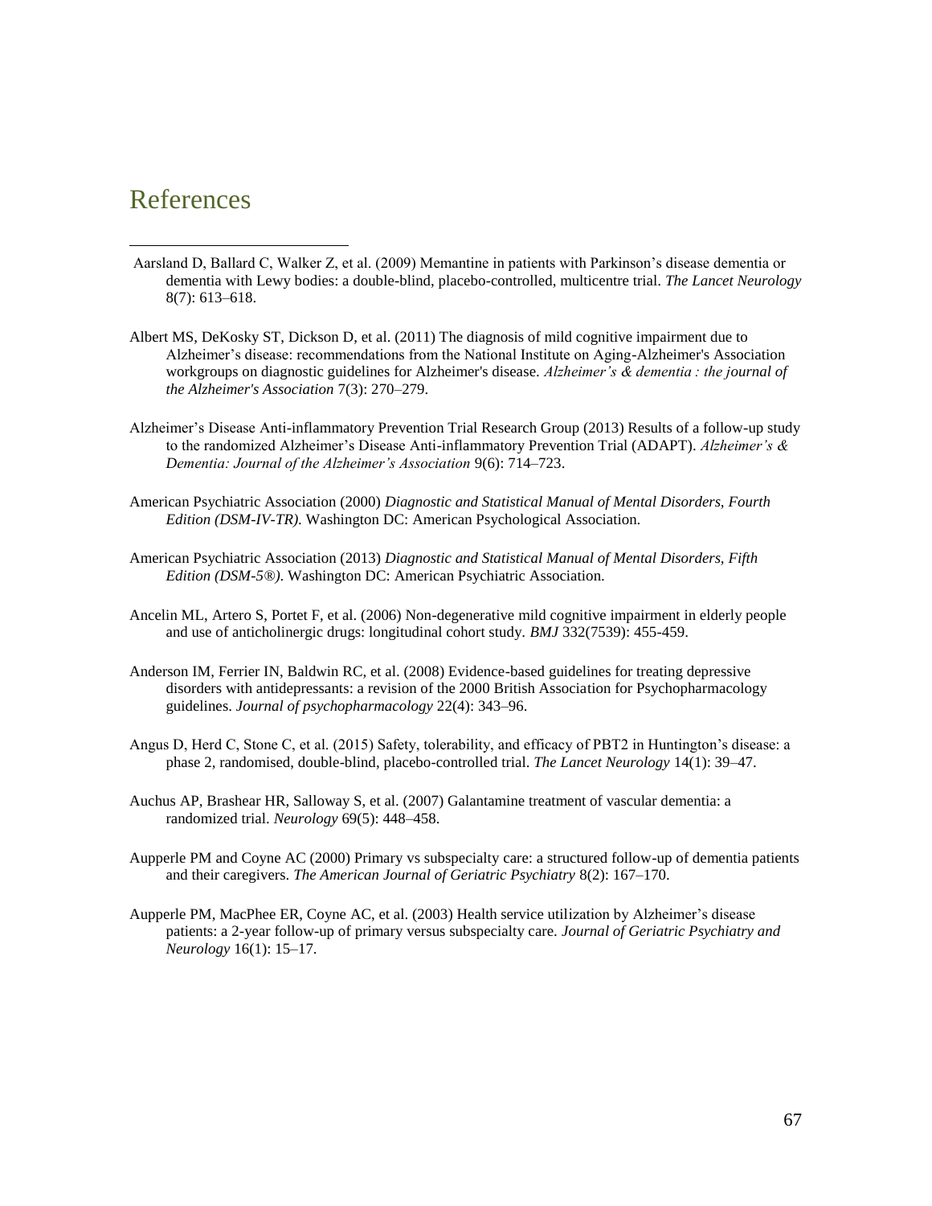# References

Aarsland D, Ballard C, Walker Z, et al. (2009) Memantine in patients with Parkinson's disease dementia or dementia with Lewy bodies: a double-blind, placebo-controlled, multicentre trial. *The Lancet Neurology* 8(7): 613–618.

Albert MS, DeKosky ST, Dickson D, et al. (2011) The diagnosis of mild cognitive impairment due to Alzheimer's disease: recommendations from the National Institute on Aging-Alzheimer's Association workgroups on diagnostic guidelines for Alzheimer's disease. *Alzheimer's & dementia : the journal of the Alzheimer's Association* 7(3): 270–279.

Alzheimer's Disease Anti-inflammatory Prevention Trial Research Group (2013) Results of a follow-up study to the randomized Alzheimer's Disease Anti-inflammatory Prevention Trial (ADAPT). *Alzheimer's & Dementia: Journal of the Alzheimer's Association* 9(6): 714–723.

American Psychiatric Association (2000) *Diagnostic and Statistical Manual of Mental Disorders, Fourth Edition (DSM-IV-TR).* Washington DC: American Psychological Association.

American Psychiatric Association (2013) *Diagnostic and Statistical Manual of Mental Disorders, Fifth Edition (DSM-5®).* Washington DC: American Psychiatric Association.

Ancelin ML, Artero S, Portet F, et al. (2006) Non-degenerative mild cognitive impairment in elderly people and use of anticholinergic drugs: longitudinal cohort study. *BMJ* 332(7539): 455-459.

Anderson IM, Ferrier IN, Baldwin RC, et al. (2008) Evidence-based guidelines for treating depressive disorders with antidepressants: a revision of the 2000 British Association for Psychopharmacology guidelines. *Journal of psychopharmacology* 22(4): 343–96.

Angus D, Herd C, Stone C, et al. (2015) Safety, tolerability, and efficacy of PBT2 in Huntington's disease: a phase 2, randomised, double-blind, placebo-controlled trial. *The Lancet Neurology* 14(1): 39–47.

Auchus AP, Brashear HR, Salloway S, et al. (2007) Galantamine treatment of vascular dementia: a randomized trial. *Neurology* 69(5): 448–458.

Aupperle PM and Coyne AC (2000) Primary vs subspecialty care: a structured follow-up of dementia patients and their caregivers. *The American Journal of Geriatric Psychiatry* 8(2): 167–170.

Aupperle PM, MacPhee ER, Coyne AC, et al. (2003) Health service utilization by Alzheimer's disease patients: a 2-year follow-up of primary versus subspecialty care. *Journal of Geriatric Psychiatry and Neurology* 16(1): 15–17.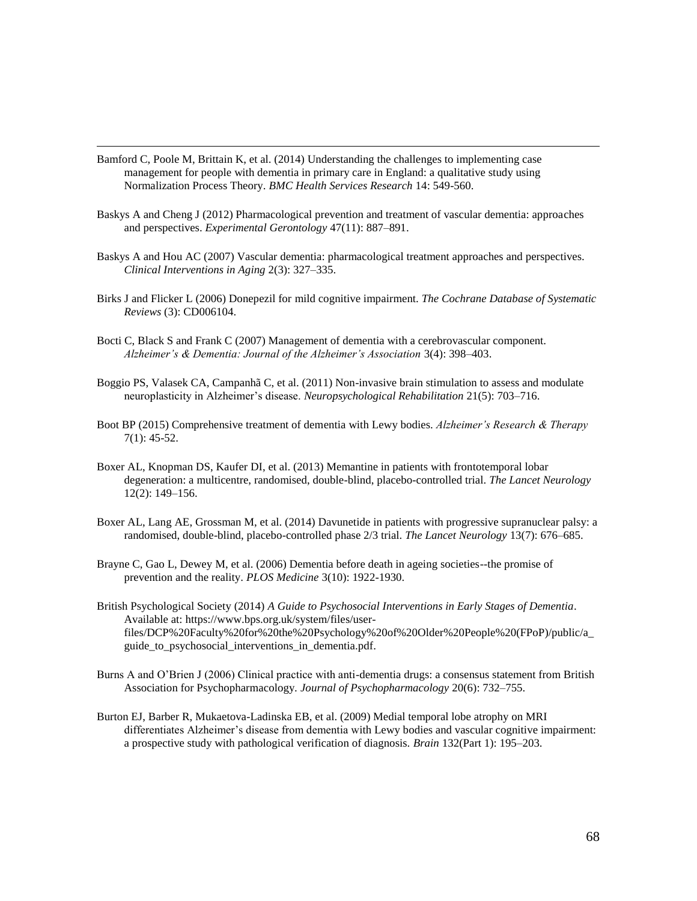Bamford C, Poole M, Brittain K, et al. (2014) Understanding the challenges to implementing case management for people with dementia in primary care in England: a qualitative study using Normalization Process Theory. *BMC Health Services Research* 14: 549-560.

Baskys A and Cheng J (2012) Pharmacological prevention and treatment of vascular dementia: approaches and perspectives. *Experimental Gerontology* 47(11): 887–891.

Baskys A and Hou AC (2007) Vascular dementia: pharmacological treatment approaches and perspectives. *Clinical Interventions in Aging* 2(3): 327–335.

Birks J and Flicker L (2006) Donepezil for mild cognitive impairment. *The Cochrane Database of Systematic Reviews* (3): CD006104.

Bocti C, Black S and Frank C (2007) Management of dementia with a cerebrovascular component. *Alzheimer's & Dementia: Journal of the Alzheimer's Association* 3(4): 398–403.

Boggio PS, Valasek CA, Campanhã C, et al. (2011) Non-invasive brain stimulation to assess and modulate neuroplasticity in Alzheimer's disease. *Neuropsychological Rehabilitation* 21(5): 703–716.

Boot BP (2015) Comprehensive treatment of dementia with Lewy bodies. *Alzheimer's Research & Therapy* 7(1): 45-52.

Boxer AL, Knopman DS, Kaufer DI, et al. (2013) Memantine in patients with frontotemporal lobar degeneration: a multicentre, randomised, double-blind, placebo-controlled trial. *The Lancet Neurology* 12(2): 149–156.

Boxer AL, Lang AE, Grossman M, et al. (2014) Davunetide in patients with progressive supranuclear palsy: a randomised, double-blind, placebo-controlled phase 2/3 trial. *The Lancet Neurology* 13(7): 676–685.

Brayne C, Gao L, Dewey M, et al. (2006) Dementia before death in ageing societies--the promise of prevention and the reality. *PLOS Medicine* 3(10): 1922-1930.

British Psychological Society (2014) *A Guide to Psychosocial Interventions in Early Stages of Dementia*. Available at: https://www.bps.org.uk/system/files/user-files/DCP%20Faculty%20for%20the%20Psychology%20of%20Older%20People%20(FPoP)/public/a_guide_to_psychosocial_interventions_in_dementia.pdf.

Burns A and O'Brien J (2006) Clinical practice with anti-dementia drugs: a consensus statement from British Association for Psychopharmacology. *Journal of Psychopharmacology* 20(6): 732–755.

Burton EJ, Barber R, Mukaetova-Ladinska EB, et al. (2009) Medial temporal lobe atrophy on MRI differentiates Alzheimer's disease from dementia with Lewy bodies and vascular cognitive impairment: a prospective study with pathological verification of diagnosis. *Brain* 132(Part 1): 195–203.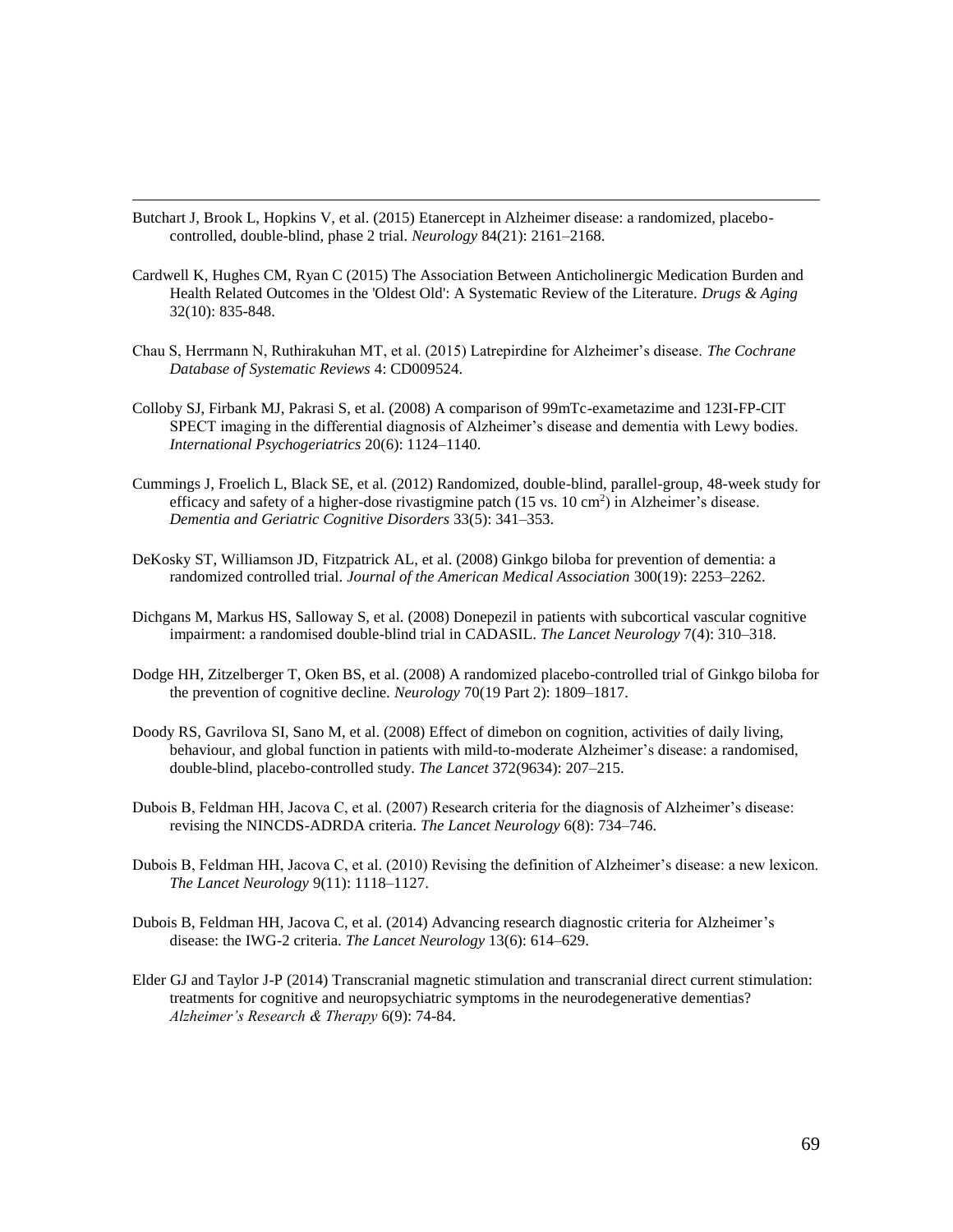Butchart J, Brook L, Hopkins V, et al. (2015) Etanercept in Alzheimer disease: a randomized, placebo-controlled, double-blind, phase 2 trial. *Neurology* 84(21): 2161–2168.

Cardwell K, Hughes CM, Ryan C (2015) The Association Between Anticholinergic Medication Burden and Health Related Outcomes in the 'Oldest Old': A Systematic Review of the Literature. *Drugs & Aging* 32(10): 835-848.

Chau S, Herrmann N, Ruthirakuhan MT, et al. (2015) Latrepirdine for Alzheimer's disease. *The Cochrane Database of Systematic Reviews* 4: CD009524.

Colloby SJ, Firbank MJ, Pakrasi S, et al. (2008) A comparison of 99mTc-exametazime and 123I-FP-CIT SPECT imaging in the differential diagnosis of Alzheimer's disease and dementia with Lewy bodies. *International Psychogeriatrics* 20(6): 1124–1140.

Cummings J, Froelich L, Black SE, et al. (2012) Randomized, double-blind, parallel-group, 48-week study for efficacy and safety of a higher-dose rivastigmine patch (15 vs. 10 $cm^2$) in Alzheimer's disease. *Dementia and Geriatric Cognitive Disorders* 33(5): 341–353.

DeKosky ST, Williamson JD, Fitzpatrick AL, et al. (2008) Ginkgo biloba for prevention of dementia: a randomized controlled trial. *Journal of the American Medical Association* 300(19): 2253–2262.

Dichgans M, Markus HS, Salloway S, et al. (2008) Donepezil in patients with subcortical vascular cognitive impairment: a randomised double-blind trial in CADASIL. *The Lancet Neurology* 7(4): 310–318.

Dodge HH, Zitzelberger T, Oken BS, et al. (2008) A randomized placebo-controlled trial of Ginkgo biloba for the prevention of cognitive decline. *Neurology* 70(19 Part 2): 1809–1817.

Doody RS, Gavrilova SI, Sano M, et al. (2008) Effect of dimebon on cognition, activities of daily living, behaviour, and global function in patients with mild-to-moderate Alzheimer's disease: a randomised, double-blind, placebo-controlled study. *The Lancet* 372(9634): 207–215.

Dubois B, Feldman HH, Jacova C, et al. (2007) Research criteria for the diagnosis of Alzheimer's disease: revising the NINCDS-ADRDA criteria. *The Lancet Neurology* 6(8): 734–746.

Dubois B, Feldman HH, Jacova C, et al. (2010) Revising the definition of Alzheimer's disease: a new lexicon. *The Lancet Neurology* 9(11): 1118–1127.

Dubois B, Feldman HH, Jacova C, et al. (2014) Advancing research diagnostic criteria for Alzheimer's disease: the IWG-2 criteria. *The Lancet Neurology* 13(6): 614–629.

Elder GJ and Taylor J-P (2014) Transcranial magnetic stimulation and transcranial direct current stimulation: treatments for cognitive and neuropsychiatric symptoms in the neurodegenerative dementias? *Alzheimer's Research & Therapy* 6(9): 74-84.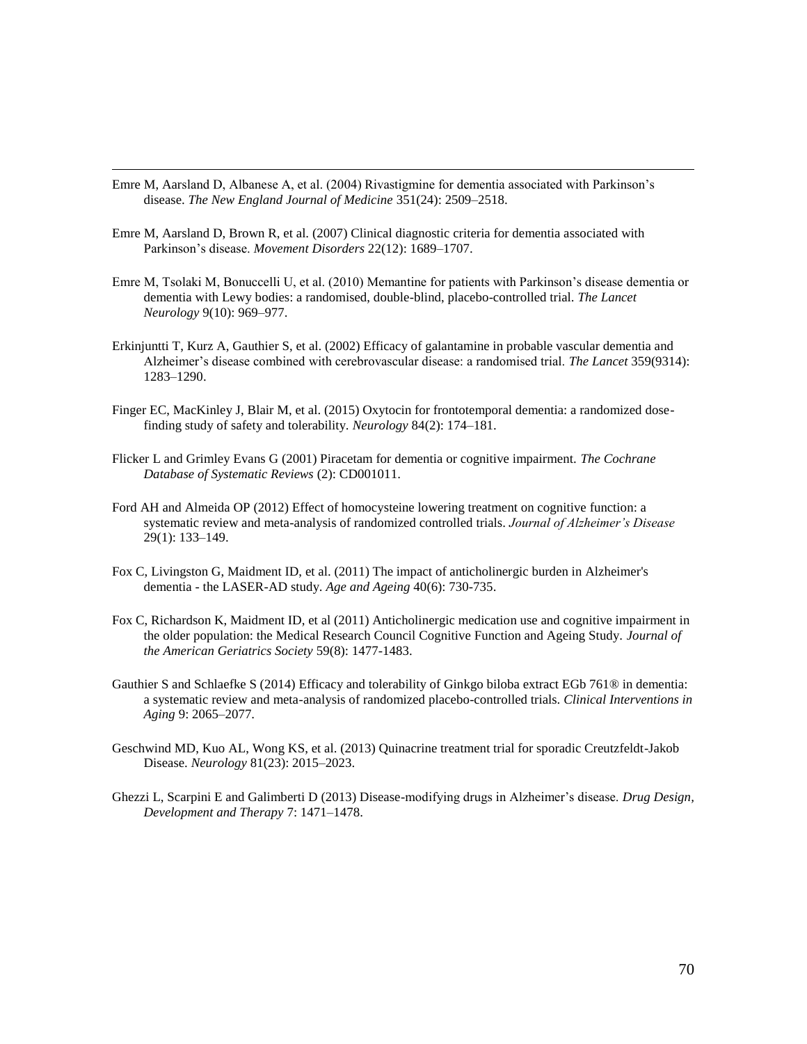Emre M, Aarsland D, Albanese A, et al. (2004) Rivastigmine for dementia associated with Parkinson's disease. *The New England Journal of Medicine* 351(24): 2509–2518.

Emre M, Aarsland D, Brown R, et al. (2007) Clinical diagnostic criteria for dementia associated with Parkinson's disease. *Movement Disorders* 22(12): 1689–1707.

Emre M, Tsolaki M, Bonuccelli U, et al. (2010) Memantine for patients with Parkinson's disease dementia or dementia with Lewy bodies: a randomised, double-blind, placebo-controlled trial. *The Lancet Neurology* 9(10): 969–977.

Erkinjuntti T, Kurz A, Gauthier S, et al. (2002) Efficacy of galantamine in probable vascular dementia and Alzheimer's disease combined with cerebrovascular disease: a randomised trial. *The Lancet* 359(9314): 1283–1290.

Finger EC, MacKinley J, Blair M, et al. (2015) Oxytocin for frontotemporal dementia: a randomized dose-finding study of safety and tolerability. *Neurology* 84(2): 174–181.

Flicker L and Grimley Evans G (2001) Piracetam for dementia or cognitive impairment. *The Cochrane Database of Systematic Reviews* (2): CD001011.

Ford AH and Almeida OP (2012) Effect of homocysteine lowering treatment on cognitive function: a systematic review and meta-analysis of randomized controlled trials. *Journal of Alzheimer's Disease* 29(1): 133–149.

Fox C, Livingston G, Maidment ID, et al. (2011) The impact of anticholinergic burden in Alzheimer's dementia - the LASER-AD study. *Age and Ageing* 40(6): 730-735.

Fox C, Richardson K, Maidment ID, et al (2011) Anticholinergic medication use and cognitive impairment in the older population: the Medical Research Council Cognitive Function and Ageing Study. *Journal of the American Geriatrics Society* 59(8): 1477-1483.

Gauthier S and Schlaefke S (2014) Efficacy and tolerability of Ginkgo biloba extract EGb 761® in dementia: a systematic review and meta-analysis of randomized placebo-controlled trials. *Clinical Interventions in Aging* 9: 2065–2077.

Geschwind MD, Kuo AL, Wong KS, et al. (2013) Quinacrine treatment trial for sporadic Creutzfeldt-Jakob Disease. *Neurology* 81(23): 2015–2023.

Ghezzi L, Scarpini E and Galimberti D (2013) Disease-modifying drugs in Alzheimer's disease. *Drug Design, Development and Therapy* 7: 1471–1478.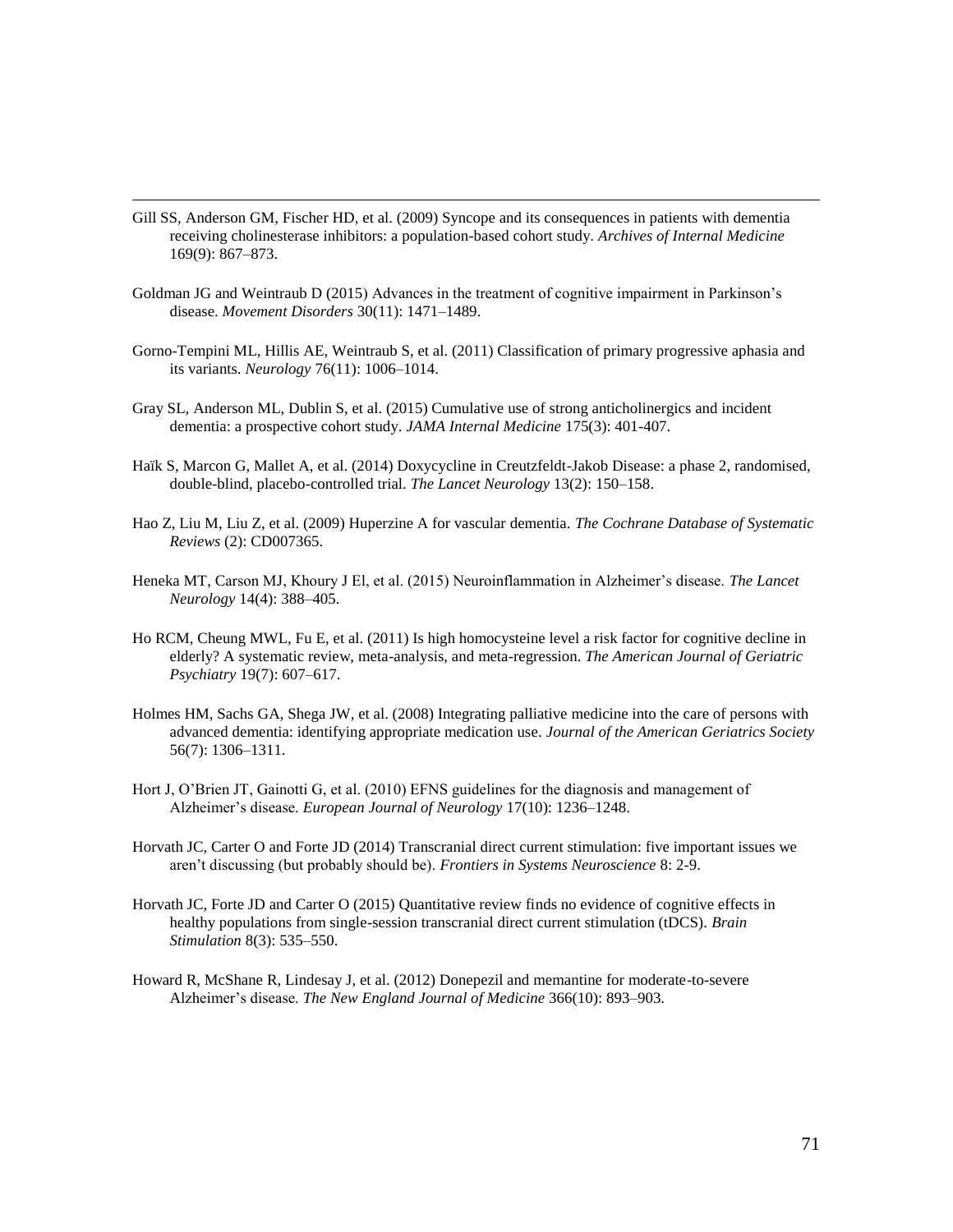Gill SS, Anderson GM, Fischer HD, et al. (2009) Syncope and its consequences in patients with dementia receiving cholinesterase inhibitors: a population-based cohort study. *Archives of Internal Medicine* 169(9): 867–873.

Goldman JG and Weintraub D (2015) Advances in the treatment of cognitive impairment in Parkinson's disease. *Movement Disorders* 30(11): 1471–1489.

Gorno-Tempini ML, Hillis AE, Weintraub S, et al. (2011) Classification of primary progressive aphasia and its variants. *Neurology* 76(11): 1006–1014.

Gray SL, Anderson ML, Dublin S, et al. (2015) Cumulative use of strong anticholinergics and incident dementia: a prospective cohort study. *JAMA Internal Medicine* 175(3): 401-407.

Haïk S, Marcon G, Mallet A, et al. (2014) Doxycycline in Creutzfeldt-Jakob Disease: a phase 2, randomised, double-blind, placebo-controlled trial. *The Lancet Neurology* 13(2): 150–158.

Hao Z, Liu M, Liu Z, et al. (2009) Huperzine A for vascular dementia. *The Cochrane Database of Systematic Reviews* (2): CD007365.

Heneka MT, Carson MJ, Khoury J El, et al. (2015) Neuroinflammation in Alzheimer's disease. *The Lancet Neurology* 14(4): 388–405.

Ho RCM, Cheung MWL, Fu E, et al. (2011) Is high homocysteine level a risk factor for cognitive decline in elderly? A systematic review, meta-analysis, and meta-regression. *The American Journal of Geriatric Psychiatry* 19(7): 607–617.

Holmes HM, Sachs GA, Shega JW, et al. (2008) Integrating palliative medicine into the care of persons with advanced dementia: identifying appropriate medication use. *Journal of the American Geriatrics Society* 56(7): 1306–1311.

Hort J, O'Brien JT, Gainotti G, et al. (2010) EFNS guidelines for the diagnosis and management of Alzheimer's disease. *European Journal of Neurology* 17(10): 1236–1248.

Horvath JC, Carter O and Forte JD (2014) Transcranial direct current stimulation: five important issues we aren't discussing (but probably should be). *Frontiers in Systems Neuroscience* 8: 2-9.

Horvath JC, Forte JD and Carter O (2015) Quantitative review finds no evidence of cognitive effects in healthy populations from single-session transcranial direct current stimulation (tDCS). *Brain Stimulation* 8(3): 535–550.

Howard R, McShane R, Lindesay J, et al. (2012) Donepezil and memantine for moderate-to-severe Alzheimer's disease. *The New England Journal of Medicine* 366(10): 893–903.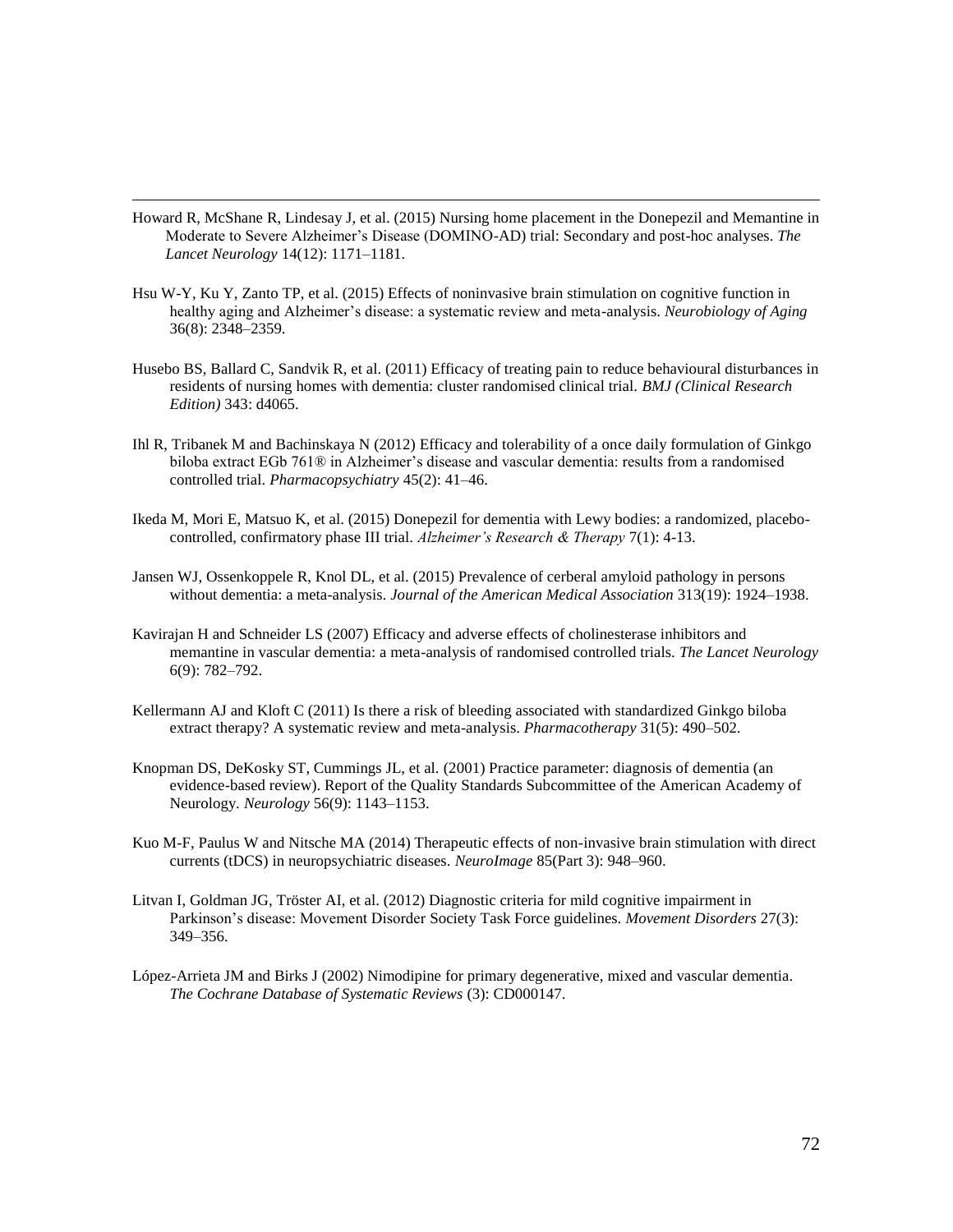Howard R, McShane R, Lindesay J, et al. (2015) Nursing home placement in the Donepezil and Memantine in Moderate to Severe Alzheimer's Disease (DOMINO-AD) trial: Secondary and post-hoc analyses. *The Lancet Neurology* 14(12): 1171–1181.

Hsu W-Y, Ku Y, Zanto TP, et al. (2015) Effects of noninvasive brain stimulation on cognitive function in healthy aging and Alzheimer's disease: a systematic review and meta-analysis. *Neurobiology of Aging* 36(8): 2348–2359.

Husebo BS, Ballard C, Sandvik R, et al. (2011) Efficacy of treating pain to reduce behavioural disturbances in residents of nursing homes with dementia: cluster randomised clinical trial. *BMJ (Clinical Research Edition)* 343: d4065.

Ihl R, Tribanek M and Bachinskaya N (2012) Efficacy and tolerability of a once daily formulation of Ginkgo biloba extract EGb 761® in Alzheimer's disease and vascular dementia: results from a randomised controlled trial. *Pharmacopsychiatry* 45(2): 41–46.

Ikeda M, Mori E, Matsuo K, et al. (2015) Donepezil for dementia with Lewy bodies: a randomized, placebo-controlled, confirmatory phase III trial. *Alzheimer's Research & Therapy* 7(1): 4-13.

Jansen WJ, Ossenkoppele R, Knol DL, et al. (2015) Prevalence of cerberal amyloid pathology in persons without dementia: a meta-analysis. *Journal of the American Medical Association* 313(19): 1924–1938.

Kavirajan H and Schneider LS (2007) Efficacy and adverse effects of cholinesterase inhibitors and memantine in vascular dementia: a meta-analysis of randomised controlled trials. *The Lancet Neurology* 6(9): 782–792.

Kellermann AJ and Kloft C (2011) Is there a risk of bleeding associated with standardized Ginkgo biloba extract therapy? A systematic review and meta-analysis. *Pharmacotherapy* 31(5): 490–502.

Knopman DS, DeKosky ST, Cummings JL, et al. (2001) Practice parameter: diagnosis of dementia (an evidence-based review). Report of the Quality Standards Subcommittee of the American Academy of Neurology. *Neurology* 56(9): 1143–1153.

Kuo M-F, Paulus W and Nitsche MA (2014) Therapeutic effects of non-invasive brain stimulation with direct currents (tDCS) in neuropsychiatric diseases. *NeuroImage* 85(Part 3): 948–960.

Litvan I, Goldman JG, Tröster AI, et al. (2012) Diagnostic criteria for mild cognitive impairment in Parkinson's disease: Movement Disorder Society Task Force guidelines. *Movement Disorders* 27(3): 349–356.

López-Arrieta JM and Birks J (2002) Nimodipine for primary degenerative, mixed and vascular dementia. *The Cochrane Database of Systematic Reviews* (3): CD000147.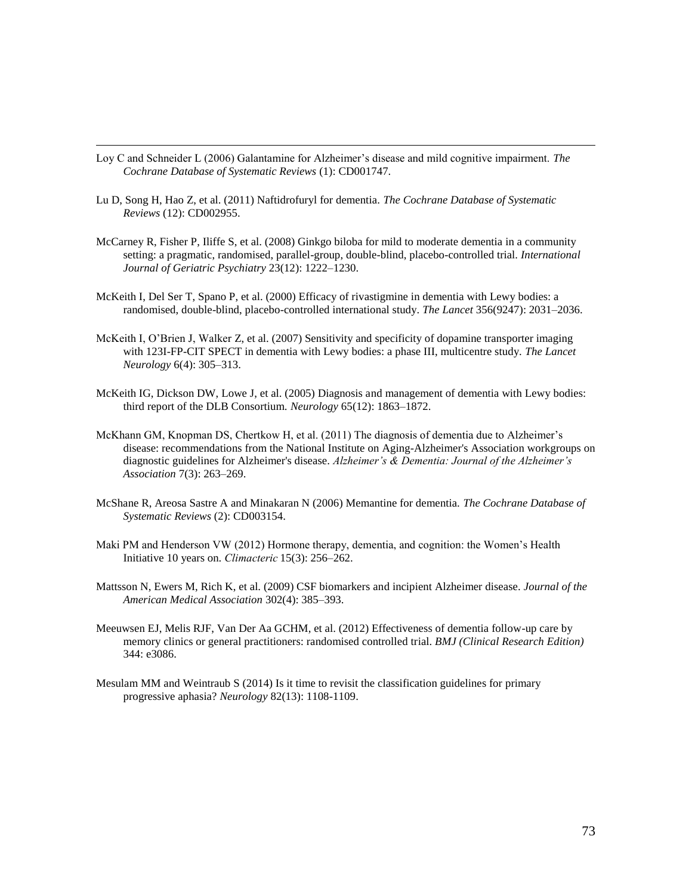Loy C and Schneider L (2006) Galantamine for Alzheimer's disease and mild cognitive impairment. *The Cochrane Database of Systematic Reviews* (1): CD001747.

Lu D, Song H, Hao Z, et al. (2011) Naftidrofuryl for dementia. *The Cochrane Database of Systematic Reviews* (12): CD002955.

McCarney R, Fisher P, Iliffe S, et al. (2008) Ginkgo biloba for mild to moderate dementia in a community setting: a pragmatic, randomised, parallel-group, double-blind, placebo-controlled trial. *International Journal of Geriatric Psychiatry* 23(12): 1222–1230.

McKeith I, Del Ser T, Spano P, et al. (2000) Efficacy of rivastigmine in dementia with Lewy bodies: a randomised, double-blind, placebo-controlled international study. *The Lancet* 356(9247): 2031–2036.

McKeith I, O'Brien J, Walker Z, et al. (2007) Sensitivity and specificity of dopamine transporter imaging with 123I-FP-CIT SPECT in dementia with Lewy bodies: a phase III, multicentre study. *The Lancet Neurology* 6(4): 305–313.

McKeith IG, Dickson DW, Lowe J, et al. (2005) Diagnosis and management of dementia with Lewy bodies: third report of the DLB Consortium. *Neurology* 65(12): 1863–1872.

McKhann GM, Knopman DS, Chertkow H, et al. (2011) The diagnosis of dementia due to Alzheimer's disease: recommendations from the National Institute on Aging-Alzheimer's Association workgroups on diagnostic guidelines for Alzheimer's disease. *Alzheimer's & Dementia: Journal of the Alzheimer's Association* 7(3): 263–269.

McShane R, Areosa Sastre A and Minakaran N (2006) Memantine for dementia. *The Cochrane Database of Systematic Reviews* (2): CD003154.

Maki PM and Henderson VW (2012) Hormone therapy, dementia, and cognition: the Women's Health Initiative 10 years on. *Climacteric* 15(3): 256–262.

Mattsson N, Ewers M, Rich K, et al. (2009) CSF biomarkers and incipient Alzheimer disease. *Journal of the American Medical Association* 302(4): 385–393.

Meeuwsen EJ, Melis RJF, Van Der Aa GCHM, et al. (2012) Effectiveness of dementia follow-up care by memory clinics or general practitioners: randomised controlled trial. *BMJ (Clinical Research Edition)* 344: e3086.

Mesulam MM and Weintraub S (2014) Is it time to revisit the classification guidelines for primary progressive aphasia? *Neurology* 82(13): 1108-1109.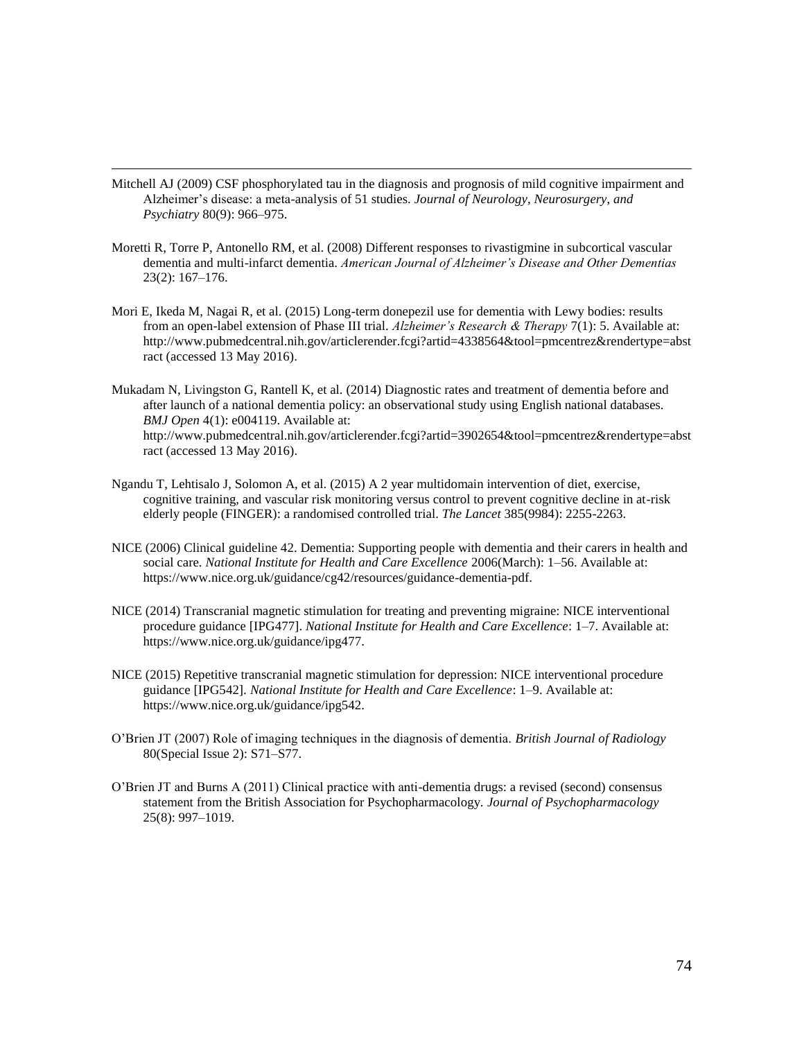Mitchell AJ (2009) CSF phosphorylated tau in the diagnosis and prognosis of mild cognitive impairment and Alzheimer's disease: a meta-analysis of 51 studies. *Journal of Neurology, Neurosurgery, and Psychiatry* 80(9): 966–975.

Moretti R, Torre P, Antonello RM, et al. (2008) Different responses to rivastigmine in subcortical vascular dementia and multi-infarct dementia. *American Journal of Alzheimer's Disease and Other Dementias* 23(2): 167–176.

Mori E, Ikeda M, Nagai R, et al. (2015) Long-term donepezil use for dementia with Lewy bodies: results from an open-label extension of Phase III trial. *Alzheimer's Research & Therapy* 7(1): 5. Available at: http://www.pubmedcentral.nih.gov/articlerender.fcgi?artid=4338564&tool=pmcentrez&rendertype=abstract (accessed 13 May 2016).

Mukadam N, Livingston G, Rantell K, et al. (2014) Diagnostic rates and treatment of dementia before and after launch of a national dementia policy: an observational study using English national databases. *BMJ Open* 4(1): e004119. Available at: http://www.pubmedcentral.nih.gov/articlerender.fcgi?artid=3902654&tool=pmcentrez&rendertype=abstract (accessed 13 May 2016).

Ngandu T, Lehtisalo J, Solomon A, et al. (2015) A 2 year multidomain intervention of diet, exercise, cognitive training, and vascular risk monitoring versus control to prevent cognitive decline in at-risk elderly people (FINGER): a randomised controlled trial. *The Lancet* 385(9984): 2255-2263.

NICE (2006) Clinical guideline 42. Dementia: Supporting people with dementia and their carers in health and social care. *National Institute for Health and Care Excellence* 2006(March): 1–56. Available at: https://www.nice.org.uk/guidance/cg42/resources/guidance-dementia-pdf.

NICE (2014) Transcranial magnetic stimulation for treating and preventing migraine: NICE interventional procedure guidance [IPG477]. *National Institute for Health and Care Excellence*: 1–7. Available at: https://www.nice.org.uk/guidance/ipg477.

NICE (2015) Repetitive transcranial magnetic stimulation for depression: NICE interventional procedure guidance [IPG542]. *National Institute for Health and Care Excellence*: 1–9. Available at: https://www.nice.org.uk/guidance/ipg542.

O'Brien JT (2007) Role of imaging techniques in the diagnosis of dementia. *British Journal of Radiology* 80(Special Issue 2): S71–S77.

O'Brien JT and Burns A (2011) Clinical practice with anti-dementia drugs: a revised (second) consensus statement from the British Association for Psychopharmacology. *Journal of Psychopharmacology* 25(8): 997–1019.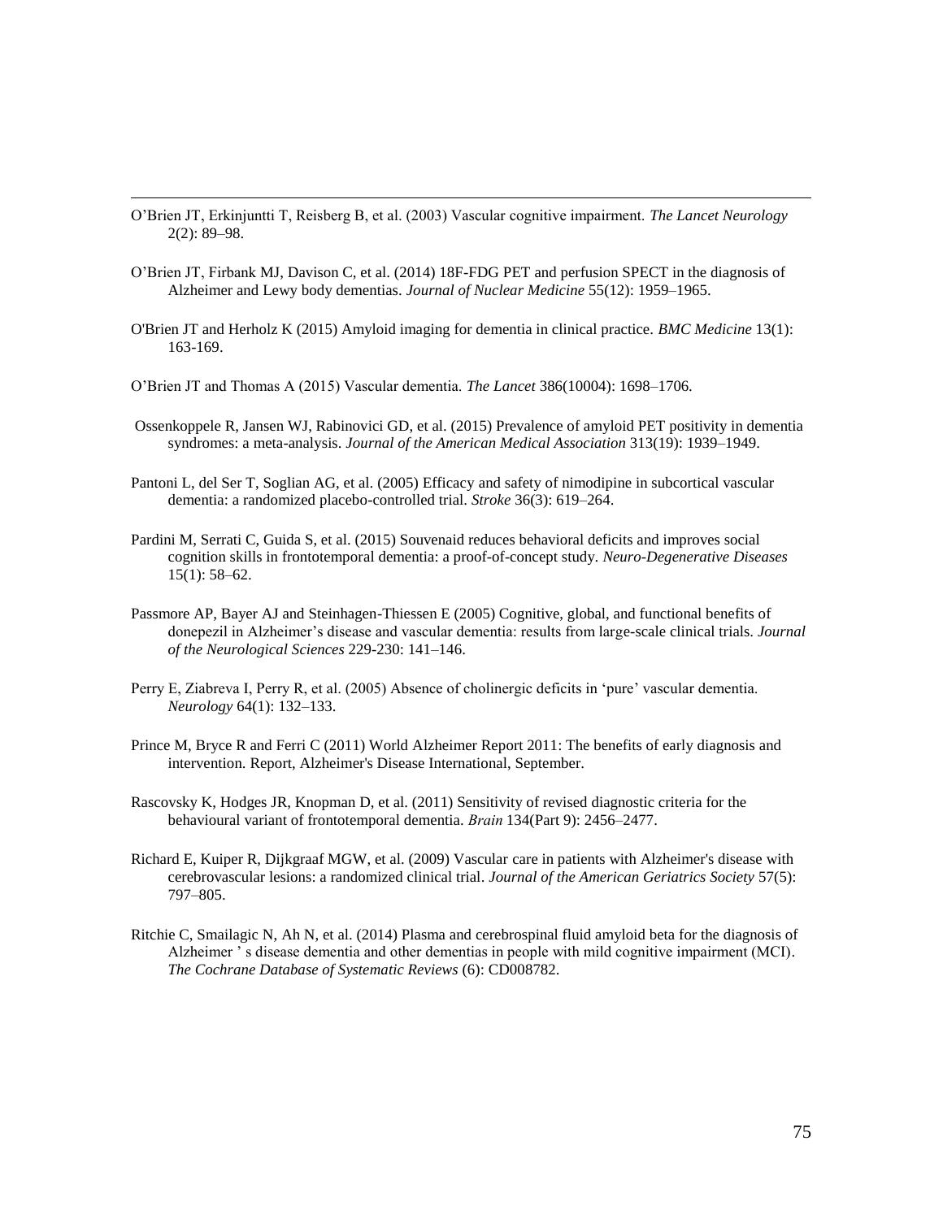O'Brien JT, Erkinjuntti T, Reisberg B, et al. (2003) Vascular cognitive impairment. *The Lancet Neurology* 2(2): 89–98.

O'Brien JT, Firbank MJ, Davison C, et al. (2014) 18F-FDG PET and perfusion SPECT in the diagnosis of Alzheimer and Lewy body dementias. *Journal of Nuclear Medicine* 55(12): 1959–1965.

O'Brien JT and Herholz K (2015) Amyloid imaging for dementia in clinical practice. *BMC Medicine* 13(1): 163-169.

O'Brien JT and Thomas A (2015) Vascular dementia. *The Lancet* 386(10004): 1698–1706.

Ossenkoppele R, Jansen WJ, Rabinovici GD, et al. (2015) Prevalence of amyloid PET positivity in dementia syndromes: a meta-analysis. *Journal of the American Medical Association* 313(19): 1939–1949.

Pantoni L, del Ser T, Soglian AG, et al. (2005) Efficacy and safety of nimodipine in subcortical vascular dementia: a randomized placebo-controlled trial. *Stroke* 36(3): 619–264.

Pardini M, Serrati C, Guida S, et al. (2015) Souvenaid reduces behavioral deficits and improves social cognition skills in frontotemporal dementia: a proof-of-concept study. *Neuro-Degenerative Diseases* 15(1): 58–62.

Passmore AP, Bayer AJ and Steinhagen-Thiessen E (2005) Cognitive, global, and functional benefits of donepezil in Alzheimer's disease and vascular dementia: results from large-scale clinical trials. *Journal of the Neurological Sciences* 229-230: 141–146.

Perry E, Ziabreva I, Perry R, et al. (2005) Absence of cholinergic deficits in 'pure' vascular dementia. *Neurology* 64(1): 132–133.

Prince M, Bryce R and Ferri C (2011) World Alzheimer Report 2011: The benefits of early diagnosis and intervention. Report, Alzheimer's Disease International, September.

Rascovsky K, Hodges JR, Knopman D, et al. (2011) Sensitivity of revised diagnostic criteria for the behavioural variant of frontotemporal dementia. *Brain* 134(Part 9): 2456–2477.

Richard E, Kuiper R, Dijkgraaf MGW, et al. (2009) Vascular care in patients with Alzheimer's disease with cerebrovascular lesions: a randomized clinical trial. *Journal of the American Geriatrics Society* 57(5): 797–805.

Ritchie C, Smailagic N, Ah N, et al. (2014) Plasma and cerebrospinal fluid amyloid beta for the diagnosis of Alzheimer ' s disease dementia and other dementias in people with mild cognitive impairment (MCI). *The Cochrane Database of Systematic Reviews* (6): CD008782.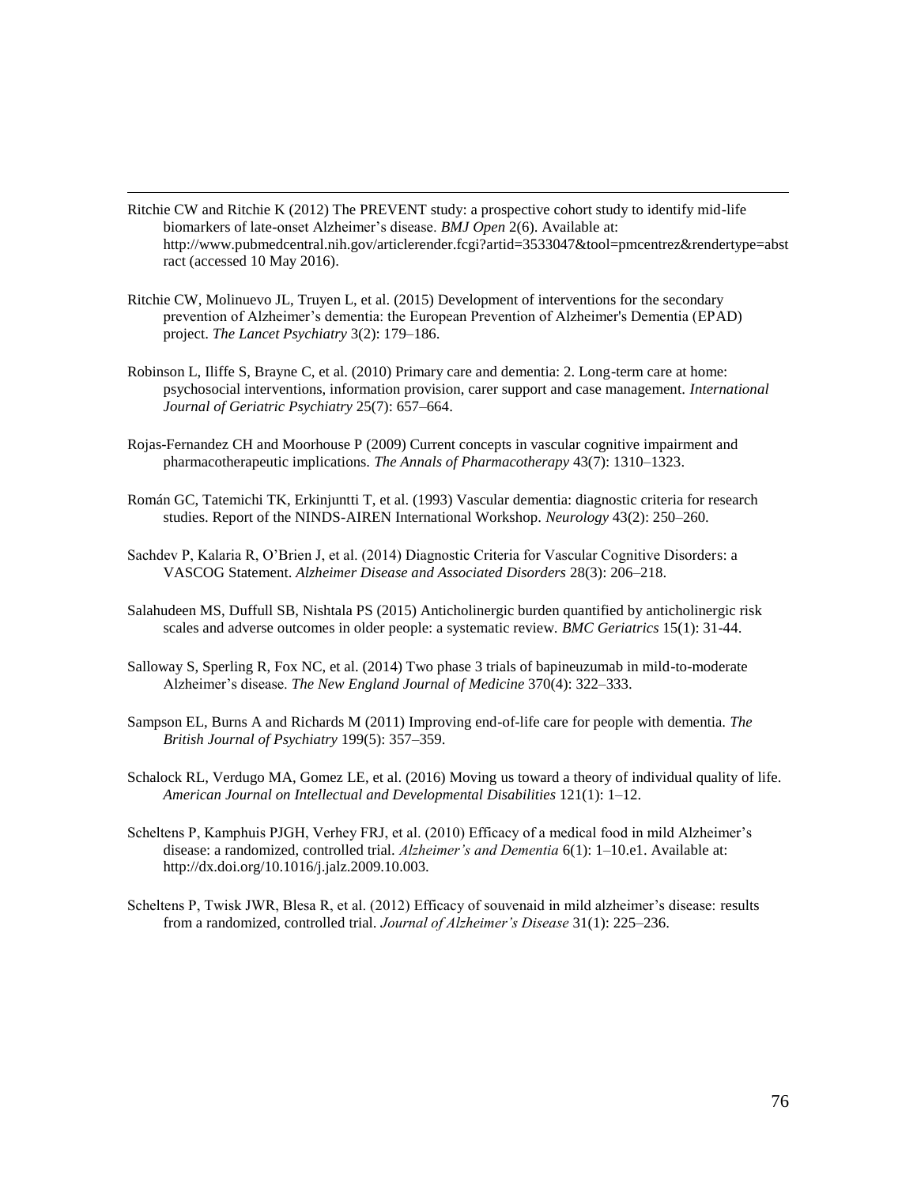Ritchie CW and Ritchie K (2012) The PREVENT study: a prospective cohort study to identify mid-life biomarkers of late-onset Alzheimer's disease. *BMJ Open* 2(6). Available at: http://www.pubmedcentral.nih.gov/articlerender.fcgi?artid=3533047&tool=pmcentrez&rendertype=abstract (accessed 10 May 2016).

Ritchie CW, Molinuevo JL, Truyen L, et al. (2015) Development of interventions for the secondary prevention of Alzheimer's dementia: the European Prevention of Alzheimer's Dementia (EPAD) project. *The Lancet Psychiatry* 3(2): 179–186.

Robinson L, Iliffe S, Brayne C, et al. (2010) Primary care and dementia: 2. Long-term care at home: psychosocial interventions, information provision, carer support and case management. *International Journal of Geriatric Psychiatry* 25(7): 657–664.

Rojas-Fernandez CH and Moorhouse P (2009) Current concepts in vascular cognitive impairment and pharmacotherapeutic implications. *The Annals of Pharmacotherapy* 43(7): 1310–1323.

Román GC, Tatemichi TK, Erkinjuntti T, et al. (1993) Vascular dementia: diagnostic criteria for research studies. Report of the NINDS-AIREN International Workshop. *Neurology* 43(2): 250–260.

Sachdev P, Kalaria R, O'Brien J, et al. (2014) Diagnostic Criteria for Vascular Cognitive Disorders: a VASCOG Statement. *Alzheimer Disease and Associated Disorders* 28(3): 206–218.

Salahudeen MS, Duffull SB, Nishtala PS (2015) Anticholinergic burden quantified by anticholinergic risk scales and adverse outcomes in older people: a systematic review. *BMC Geriatrics* 15(1): 31-44.

Salloway S, Sperling R, Fox NC, et al. (2014) Two phase 3 trials of bapineuzumab in mild-to-moderate Alzheimer's disease. *The New England Journal of Medicine* 370(4): 322–333.

Sampson EL, Burns A and Richards M (2011) Improving end-of-life care for people with dementia. *The British Journal of Psychiatry* 199(5): 357–359.

Schalock RL, Verdugo MA, Gomez LE, et al. (2016) Moving us toward a theory of individual quality of life. *American Journal on Intellectual and Developmental Disabilities* 121(1): 1–12.

Scheltens P, Kamphuis PJGH, Verhey FRJ, et al. (2010) Efficacy of a medical food in mild Alzheimer's disease: a randomized, controlled trial. *Alzheimer's and Dementia* 6(1): 1–10.e1. Available at: http://dx.doi.org/10.1016/j.jalz.2009.10.003.

Scheltens P, Twisk JWR, Blesa R, et al. (2012) Efficacy of souvenaid in mild alzheimer's disease: results from a randomized, controlled trial. *Journal of Alzheimer's Disease* 31(1): 225–236.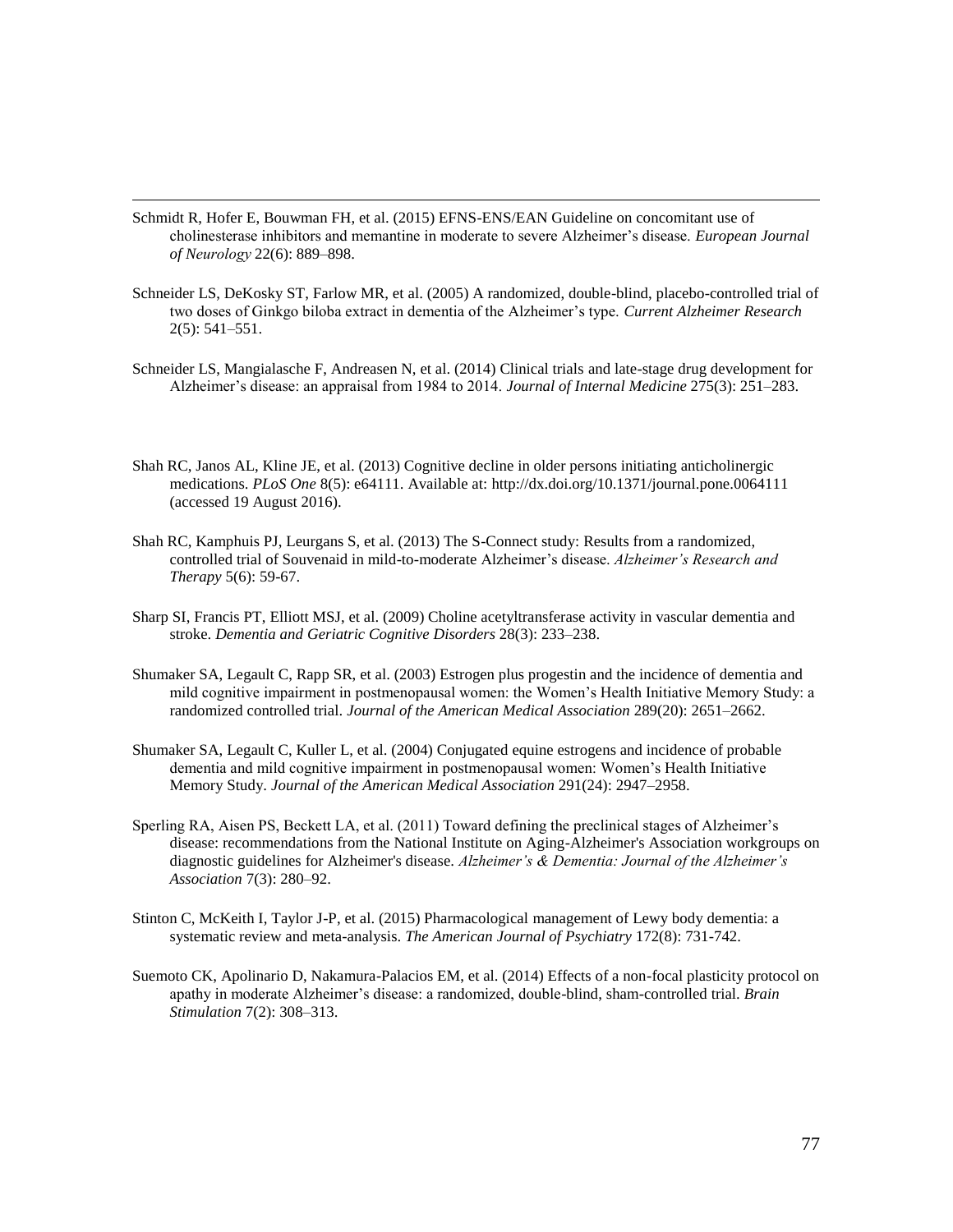Schmidt R, Hofer E, Bouwman FH, et al. (2015) EFNS-ENS/EAN Guideline on concomitant use of cholinesterase inhibitors and memantine in moderate to severe Alzheimer's disease. *European Journal of Neurology* 22(6): 889–898.

Schneider LS, DeKosky ST, Farlow MR, et al. (2005) A randomized, double-blind, placebo-controlled trial of two doses of Ginkgo biloba extract in dementia of the Alzheimer's type. *Current Alzheimer Research* 2(5): 541–551.

Schneider LS, Mangialasche F, Andreasen N, et al. (2014) Clinical trials and late-stage drug development for Alzheimer's disease: an appraisal from 1984 to 2014. *Journal of Internal Medicine* 275(3): 251–283.

Shah RC, Janos AL, Kline JE, et al. (2013) Cognitive decline in older persons initiating anticholinergic medications. *PLoS One* 8(5): e64111. Available at: http://dx.doi.org/10.1371/journal.pone.0064111 (accessed 19 August 2016).

Shah RC, Kamphuis PJ, Leurgans S, et al. (2013) The S-Connect study: Results from a randomized, controlled trial of Souvenaid in mild-to-moderate Alzheimer's disease. *Alzheimer's Research and Therapy* 5(6): 59-67.

Sharp SI, Francis PT, Elliott MSJ, et al. (2009) Choline acetyltransferase activity in vascular dementia and stroke. *Dementia and Geriatric Cognitive Disorders* 28(3): 233–238.

Shumaker SA, Legault C, Rapp SR, et al. (2003) Estrogen plus progestin and the incidence of dementia and mild cognitive impairment in postmenopausal women: the Women's Health Initiative Memory Study: a randomized controlled trial. *Journal of the American Medical Association* 289(20): 2651–2662.

Shumaker SA, Legault C, Kuller L, et al. (2004) Conjugated equine estrogens and incidence of probable dementia and mild cognitive impairment in postmenopausal women: Women's Health Initiative Memory Study. *Journal of the American Medical Association* 291(24): 2947–2958.

Sperling RA, Aisen PS, Beckett LA, et al. (2011) Toward defining the preclinical stages of Alzheimer's disease: recommendations from the National Institute on Aging-Alzheimer's Association workgroups on diagnostic guidelines for Alzheimer's disease. *Alzheimer's & Dementia: Journal of the Alzheimer's Association* 7(3): 280–92.

Stinton C, McKeith I, Taylor J-P, et al. (2015) Pharmacological management of Lewy body dementia: a systematic review and meta-analysis. *The American Journal of Psychiatry* 172(8): 731-742.

Suemoto CK, Apolinario D, Nakamura-Palacios EM, et al. (2014) Effects of a non-focal plasticity protocol on apathy in moderate Alzheimer's disease: a randomized, double-blind, sham-controlled trial. *Brain Stimulation* 7(2): 308–313.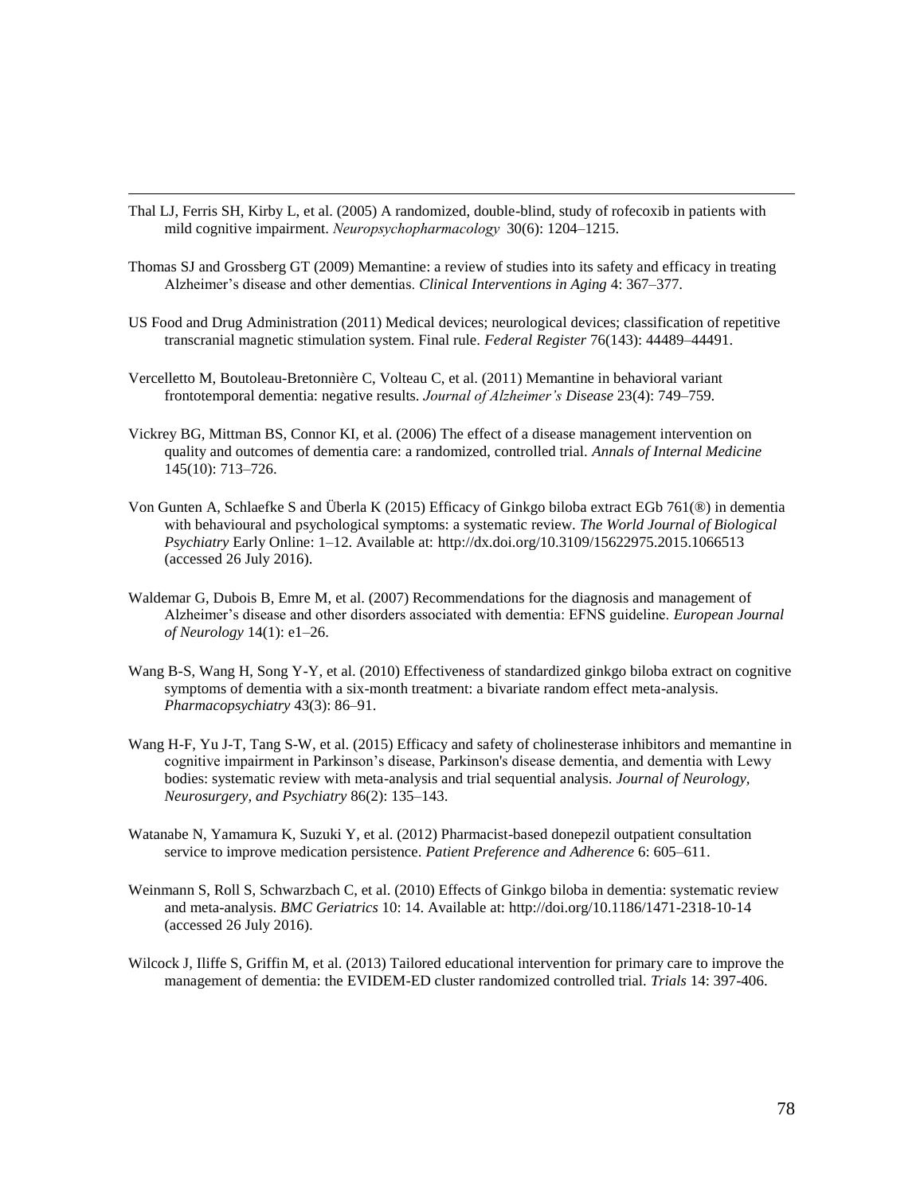Thal LJ, Ferris SH, Kirby L, et al. (2005) A randomized, double-blind, study of rofecoxib in patients with mild cognitive impairment. *Neuropsychopharmacology* 30(6): 1204–1215.

Thomas SJ and Grossberg GT (2009) Memantine: a review of studies into its safety and efficacy in treating Alzheimer's disease and other dementias. *Clinical Interventions in Aging* 4: 367–377.

US Food and Drug Administration (2011) Medical devices; neurological devices; classification of repetitive transcranial magnetic stimulation system. Final rule. *Federal Register* 76(143): 44489–44491.

Vercelletto M, Boutoleau-Bretonnière C, Volteau C, et al. (2011) Memantine in behavioral variant frontotemporal dementia: negative results. *Journal of Alzheimer's Disease* 23(4): 749–759.

Vickrey BG, Mittman BS, Connor KI, et al. (2006) The effect of a disease management intervention on quality and outcomes of dementia care: a randomized, controlled trial. *Annals of Internal Medicine* 145(10): 713–726.

Von Gunten A, Schlaefke S and Überla K (2015) Efficacy of Ginkgo biloba extract EGb 761(®) in dementia with behavioural and psychological symptoms: a systematic review. *The World Journal of Biological Psychiatry* Early Online: 1–12. Available at: http://dx.doi.org/10.3109/15622975.2015.1066513 (accessed 26 July 2016).

Waldemar G, Dubois B, Emre M, et al. (2007) Recommendations for the diagnosis and management of Alzheimer's disease and other disorders associated with dementia: EFNS guideline. *European Journal of Neurology* 14(1): e1–26.

Wang B-S, Wang H, Song Y-Y, et al. (2010) Effectiveness of standardized ginkgo biloba extract on cognitive symptoms of dementia with a six-month treatment: a bivariate random effect meta-analysis. *Pharmacopsychiatry* 43(3): 86–91.

Wang H-F, Yu J-T, Tang S-W, et al. (2015) Efficacy and safety of cholinesterase inhibitors and memantine in cognitive impairment in Parkinson's disease, Parkinson's disease dementia, and dementia with Lewy bodies: systematic review with meta-analysis and trial sequential analysis. *Journal of Neurology, Neurosurgery, and Psychiatry* 86(2): 135–143.

Watanabe N, Yamamura K, Suzuki Y, et al. (2012) Pharmacist-based donepezil outpatient consultation service to improve medication persistence. *Patient Preference and Adherence* 6: 605–611.

Weinmann S, Roll S, Schwarzbach C, et al. (2010) Effects of Ginkgo biloba in dementia: systematic review and meta-analysis. *BMC Geriatrics* 10: 14. Available at: http://doi.org/10.1186/1471-2318-10-14 (accessed 26 July 2016).

Wilcock J, Iliffe S, Griffin M, et al. (2013) Tailored educational intervention for primary care to improve the management of dementia: the EVIDEM-ED cluster randomized controlled trial. *Trials* 14: 397-406.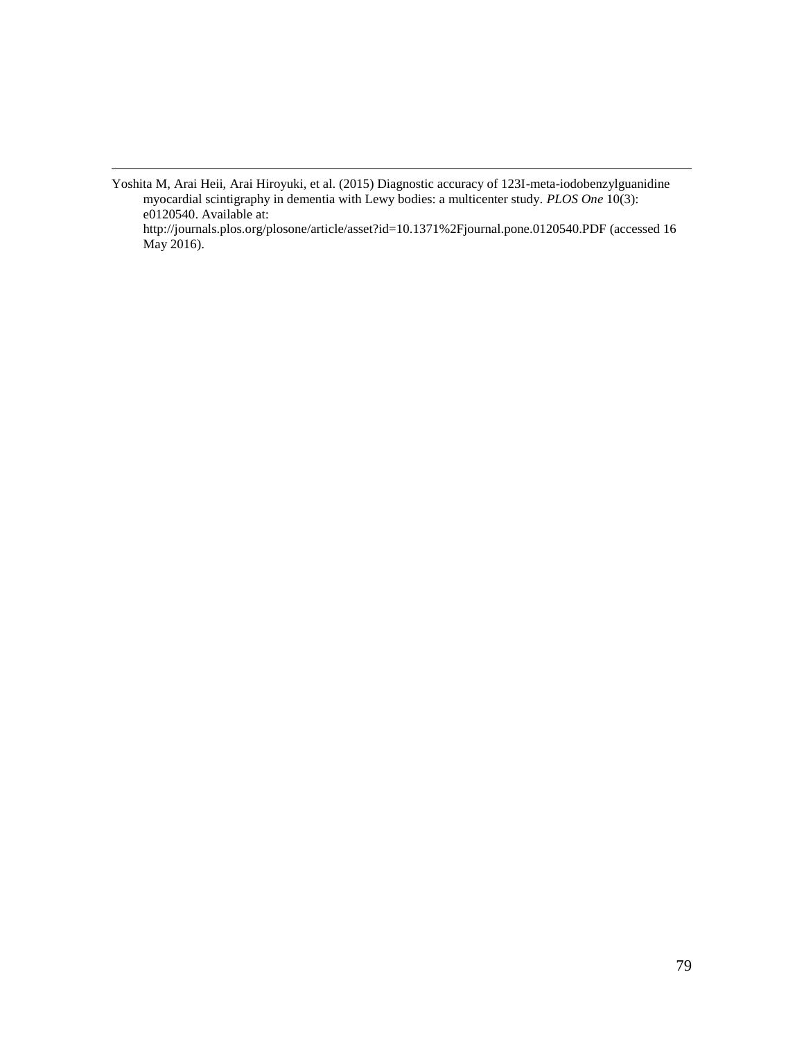Yoshita M, Arai Heii, Arai Hiroyuki, et al. (2015) Diagnostic accuracy of 123I-meta-iodobenzylguanidine myocardial scintigraphy in dementia with Lewy bodies: a multicenter study. *PLOS One* 10(3): e0120540. Available at: http://journals.plos.org/plosone/article/asset?id=10.1371%2Fjournal.pone.0120540.PDF (accessed 16 May 2016).